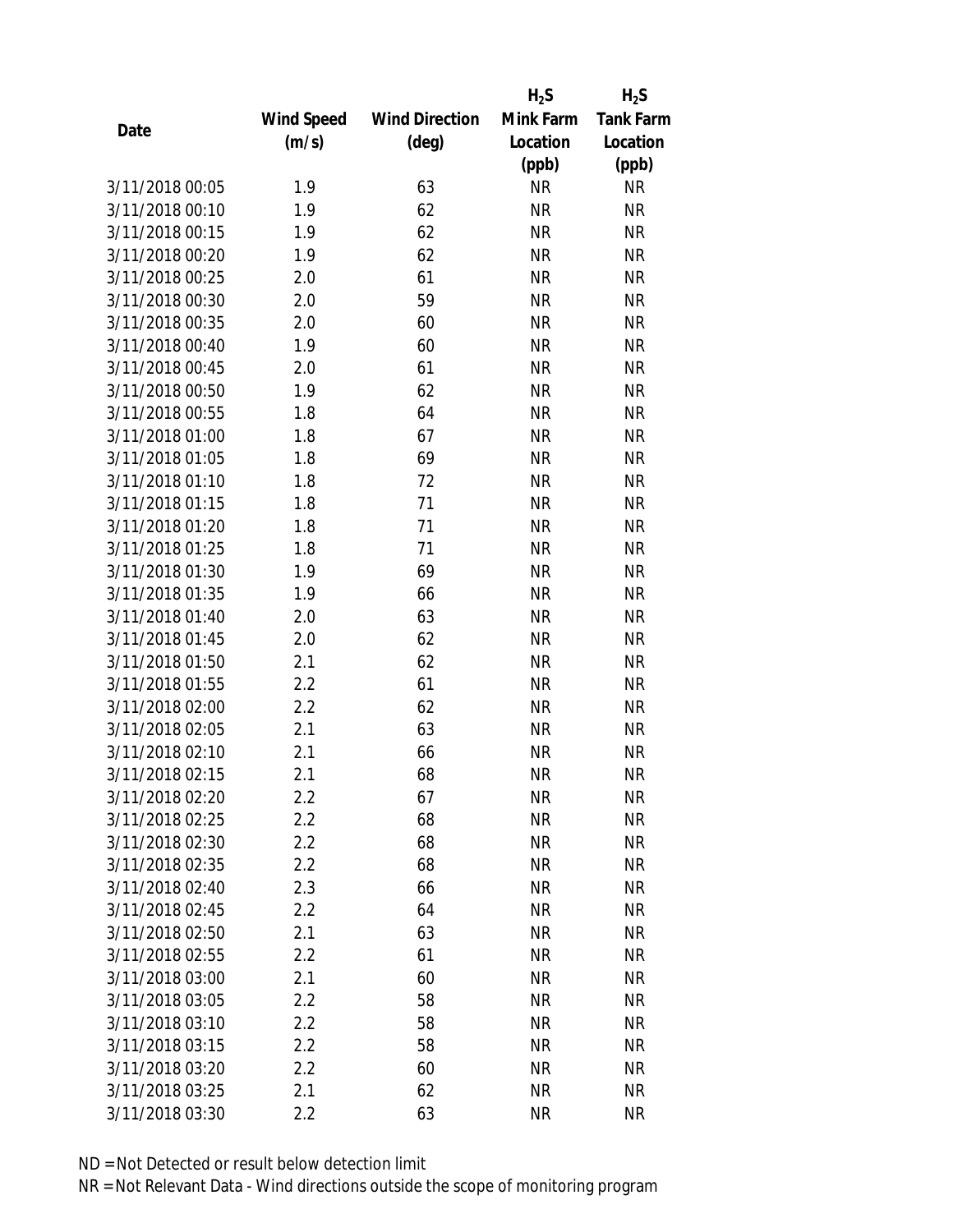| Date | Wind Speed (m/s) | Wind Direction (deg) | $H_2S$ Mink Farm Location (ppb) | $H_2S$ Tank Farm Location (ppb) |
|---|---|---|---|---|
| 3/11/2018 00:05 | 1.9 | 63 | NR | NR |
| 3/11/2018 00:10 | 1.9 | 62 | NR | NR |
| 3/11/2018 00:15 | 1.9 | 62 | NR | NR |
| 3/11/2018 00:20 | 1.9 | 62 | NR | NR |
| 3/11/2018 00:25 | 2.0 | 61 | NR | NR |
| 3/11/2018 00:30 | 2.0 | 59 | NR | NR |
| 3/11/2018 00:35 | 2.0 | 60 | NR | NR |
| 3/11/2018 00:40 | 1.9 | 60 | NR | NR |
| 3/11/2018 00:45 | 2.0 | 61 | NR | NR |
| 3/11/2018 00:50 | 1.9 | 62 | NR | NR |
| 3/11/2018 00:55 | 1.8 | 64 | NR | NR |
| 3/11/2018 01:00 | 1.8 | 67 | NR | NR |
| 3/11/2018 01:05 | 1.8 | 69 | NR | NR |
| 3/11/2018 01:10 | 1.8 | 72 | NR | NR |
| 3/11/2018 01:15 | 1.8 | 71 | NR | NR |
| 3/11/2018 01:20 | 1.8 | 71 | NR | NR |
| 3/11/2018 01:25 | 1.8 | 71 | NR | NR |
| 3/11/2018 01:30 | 1.9 | 69 | NR | NR |
| 3/11/2018 01:35 | 1.9 | 66 | NR | NR |
| 3/11/2018 01:40 | 2.0 | 63 | NR | NR |
| 3/11/2018 01:45 | 2.0 | 62 | NR | NR |
| 3/11/2018 01:50 | 2.1 | 62 | NR | NR |
| 3/11/2018 01:55 | 2.2 | 61 | NR | NR |
| 3/11/2018 02:00 | 2.2 | 62 | NR | NR |
| 3/11/2018 02:05 | 2.1 | 63 | NR | NR |
| 3/11/2018 02:10 | 2.1 | 66 | NR | NR |
| 3/11/2018 02:15 | 2.1 | 68 | NR | NR |
| 3/11/2018 02:20 | 2.2 | 67 | NR | NR |
| 3/11/2018 02:25 | 2.2 | 68 | NR | NR |
| 3/11/2018 02:30 | 2.2 | 68 | NR | NR |
| 3/11/2018 02:35 | 2.2 | 68 | NR | NR |
| 3/11/2018 02:40 | 2.3 | 66 | NR | NR |
| 3/11/2018 02:45 | 2.2 | 64 | NR | NR |
| 3/11/2018 02:50 | 2.1 | 63 | NR | NR |
| 3/11/2018 02:55 | 2.2 | 61 | NR | NR |
| 3/11/2018 03:00 | 2.1 | 60 | NR | NR |
| 3/11/2018 03:05 | 2.2 | 58 | NR | NR |
| 3/11/2018 03:10 | 2.2 | 58 | NR | NR |
| 3/11/2018 03:15 | 2.2 | 58 | NR | NR |
| 3/11/2018 03:20 | 2.2 | 60 | NR | NR |
| 3/11/2018 03:25 | 2.1 | 62 | NR | NR |
| 3/11/2018 03:30 | 2.2 | 63 | NR | NR |

ND = Not Detected or result below detection limit

NR = Not Relevant Data - Wind directions outside the scope of monitoring program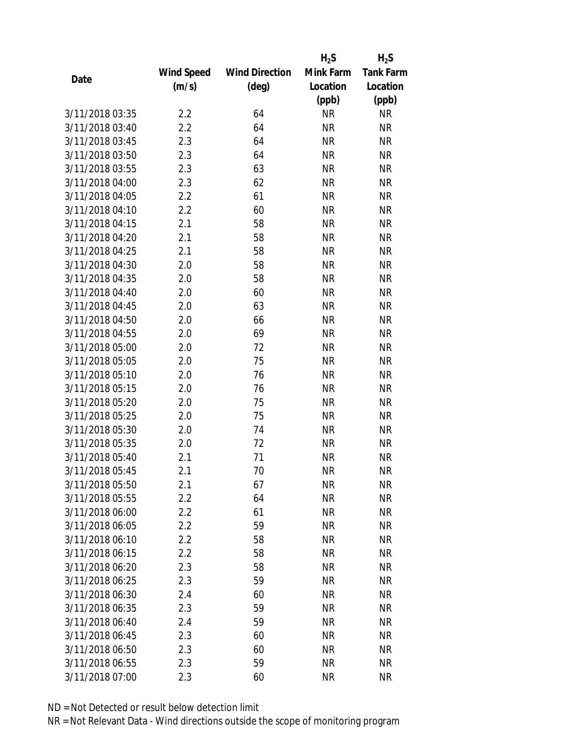| Date | Wind Speed (m/s) | Wind Direction (deg) | $H_2S$ Mink Farm Location (ppb) | $H_2S$ Tank Farm Location (ppb) |
|---|---|---|---|---|
| 3/11/2018 03:35 | 2.2 | 64 | NR | NR |
| 3/11/2018 03:40 | 2.2 | 64 | NR | NR |
| 3/11/2018 03:45 | 2.3 | 64 | NR | NR |
| 3/11/2018 03:50 | 2.3 | 64 | NR | NR |
| 3/11/2018 03:55 | 2.3 | 63 | NR | NR |
| 3/11/2018 04:00 | 2.3 | 62 | NR | NR |
| 3/11/2018 04:05 | 2.2 | 61 | NR | NR |
| 3/11/2018 04:10 | 2.2 | 60 | NR | NR |
| 3/11/2018 04:15 | 2.1 | 58 | NR | NR |
| 3/11/2018 04:20 | 2.1 | 58 | NR | NR |
| 3/11/2018 04:25 | 2.1 | 58 | NR | NR |
| 3/11/2018 04:30 | 2.0 | 58 | NR | NR |
| 3/11/2018 04:35 | 2.0 | 58 | NR | NR |
| 3/11/2018 04:40 | 2.0 | 60 | NR | NR |
| 3/11/2018 04:45 | 2.0 | 63 | NR | NR |
| 3/11/2018 04:50 | 2.0 | 66 | NR | NR |
| 3/11/2018 04:55 | 2.0 | 69 | NR | NR |
| 3/11/2018 05:00 | 2.0 | 72 | NR | NR |
| 3/11/2018 05:05 | 2.0 | 75 | NR | NR |
| 3/11/2018 05:10 | 2.0 | 76 | NR | NR |
| 3/11/2018 05:15 | 2.0 | 76 | NR | NR |
| 3/11/2018 05:20 | 2.0 | 75 | NR | NR |
| 3/11/2018 05:25 | 2.0 | 75 | NR | NR |
| 3/11/2018 05:30 | 2.0 | 74 | NR | NR |
| 3/11/2018 05:35 | 2.0 | 72 | NR | NR |
| 3/11/2018 05:40 | 2.1 | 71 | NR | NR |
| 3/11/2018 05:45 | 2.1 | 70 | NR | NR |
| 3/11/2018 05:50 | 2.1 | 67 | NR | NR |
| 3/11/2018 05:55 | 2.2 | 64 | NR | NR |
| 3/11/2018 06:00 | 2.2 | 61 | NR | NR |
| 3/11/2018 06:05 | 2.2 | 59 | NR | NR |
| 3/11/2018 06:10 | 2.2 | 58 | NR | NR |
| 3/11/2018 06:15 | 2.2 | 58 | NR | NR |
| 3/11/2018 06:20 | 2.3 | 58 | NR | NR |
| 3/11/2018 06:25 | 2.3 | 59 | NR | NR |
| 3/11/2018 06:30 | 2.4 | 60 | NR | NR |
| 3/11/2018 06:35 | 2.3 | 59 | NR | NR |
| 3/11/2018 06:40 | 2.4 | 59 | NR | NR |
| 3/11/2018 06:45 | 2.3 | 60 | NR | NR |
| 3/11/2018 06:50 | 2.3 | 60 | NR | NR |
| 3/11/2018 06:55 | 2.3 | 59 | NR | NR |
| 3/11/2018 07:00 | 2.3 | 60 | NR | NR |

ND = Not Detected or result below detection limit

NR = Not Relevant Data - Wind directions outside the scope of monitoring program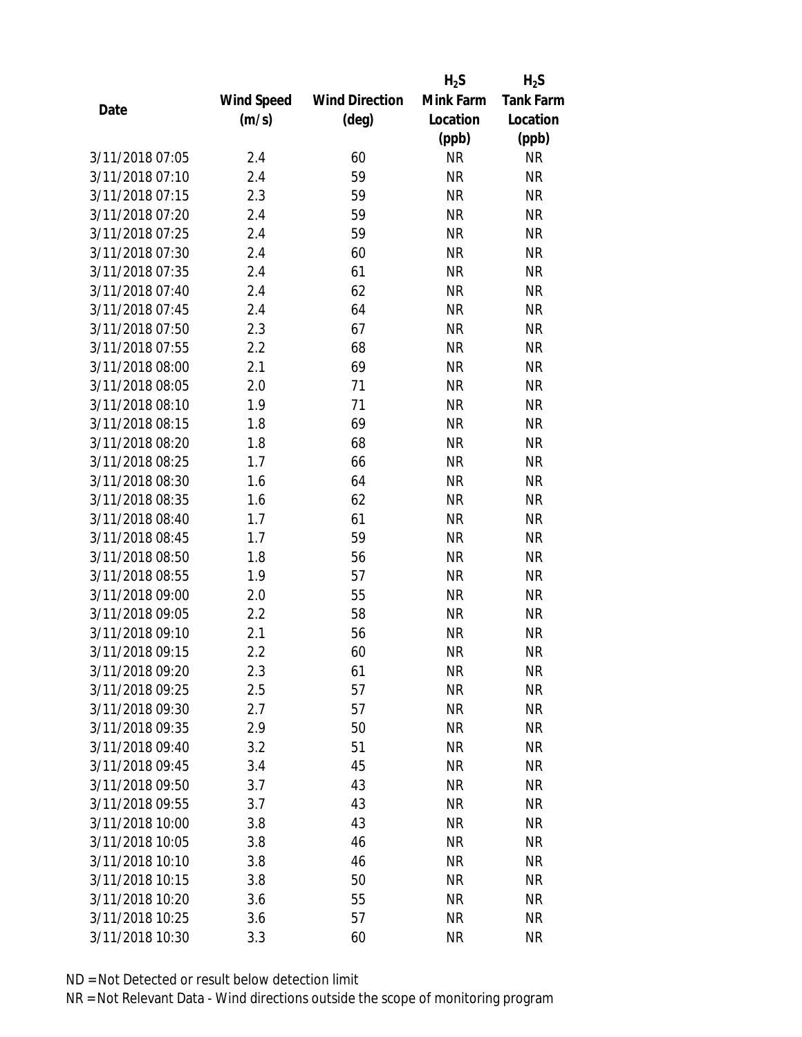| Date | Wind Speed (m/s) | Wind Direction (deg) | $H_2S$ Mink Farm Location (ppb) | $H_2S$ Tank Farm Location (ppb) |
| --- | --- | --- | --- | --- |
| 3/11/2018 07:05 | 2.4 | 60 | NR | NR |
| 3/11/2018 07:10 | 2.4 | 59 | NR | NR |
| 3/11/2018 07:15 | 2.3 | 59 | NR | NR |
| 3/11/2018 07:20 | 2.4 | 59 | NR | NR |
| 3/11/2018 07:25 | 2.4 | 59 | NR | NR |
| 3/11/2018 07:30 | 2.4 | 60 | NR | NR |
| 3/11/2018 07:35 | 2.4 | 61 | NR | NR |
| 3/11/2018 07:40 | 2.4 | 62 | NR | NR |
| 3/11/2018 07:45 | 2.4 | 64 | NR | NR |
| 3/11/2018 07:50 | 2.3 | 67 | NR | NR |
| 3/11/2018 07:55 | 2.2 | 68 | NR | NR |
| 3/11/2018 08:00 | 2.1 | 69 | NR | NR |
| 3/11/2018 08:05 | 2.0 | 71 | NR | NR |
| 3/11/2018 08:10 | 1.9 | 71 | NR | NR |
| 3/11/2018 08:15 | 1.8 | 69 | NR | NR |
| 3/11/2018 08:20 | 1.8 | 68 | NR | NR |
| 3/11/2018 08:25 | 1.7 | 66 | NR | NR |
| 3/11/2018 08:30 | 1.6 | 64 | NR | NR |
| 3/11/2018 08:35 | 1.6 | 62 | NR | NR |
| 3/11/2018 08:40 | 1.7 | 61 | NR | NR |
| 3/11/2018 08:45 | 1.7 | 59 | NR | NR |
| 3/11/2018 08:50 | 1.8 | 56 | NR | NR |
| 3/11/2018 08:55 | 1.9 | 57 | NR | NR |
| 3/11/2018 09:00 | 2.0 | 55 | NR | NR |
| 3/11/2018 09:05 | 2.2 | 58 | NR | NR |
| 3/11/2018 09:10 | 2.1 | 56 | NR | NR |
| 3/11/2018 09:15 | 2.2 | 60 | NR | NR |
| 3/11/2018 09:20 | 2.3 | 61 | NR | NR |
| 3/11/2018 09:25 | 2.5 | 57 | NR | NR |
| 3/11/2018 09:30 | 2.7 | 57 | NR | NR |
| 3/11/2018 09:35 | 2.9 | 50 | NR | NR |
| 3/11/2018 09:40 | 3.2 | 51 | NR | NR |
| 3/11/2018 09:45 | 3.4 | 45 | NR | NR |
| 3/11/2018 09:50 | 3.7 | 43 | NR | NR |
| 3/11/2018 09:55 | 3.7 | 43 | NR | NR |
| 3/11/2018 10:00 | 3.8 | 43 | NR | NR |
| 3/11/2018 10:05 | 3.8 | 46 | NR | NR |
| 3/11/2018 10:10 | 3.8 | 46 | NR | NR |
| 3/11/2018 10:15 | 3.8 | 50 | NR | NR |
| 3/11/2018 10:20 | 3.6 | 55 | NR | NR |
| 3/11/2018 10:25 | 3.6 | 57 | NR | NR |
| 3/11/2018 10:30 | 3.3 | 60 | NR | NR |

ND = Not Detected or result below detection limit

NR = Not Relevant Data - Wind directions outside the scope of monitoring program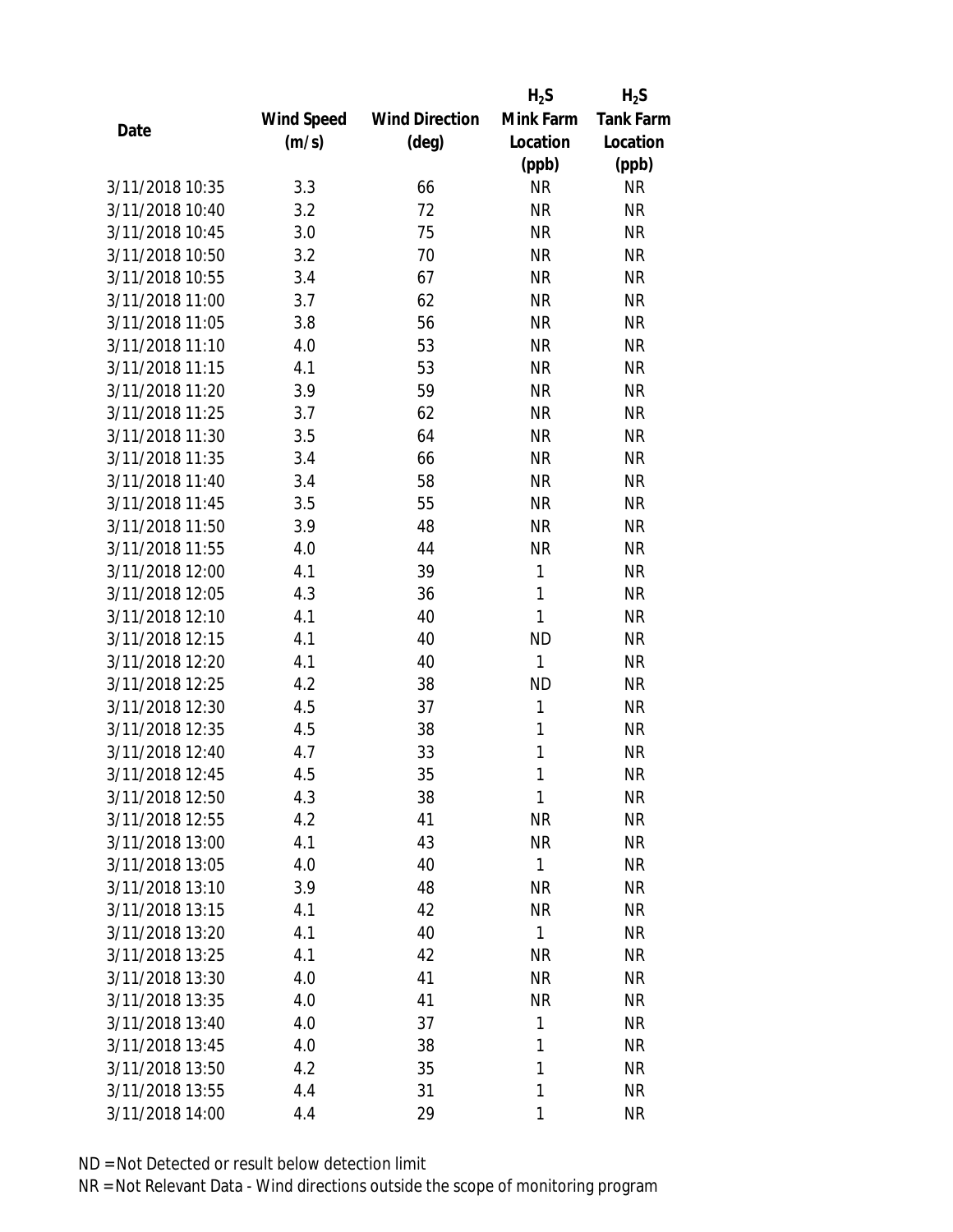| Date | Wind Speed (m/s) | Wind Direction (deg) | $H_2S$ Mink Farm Location (ppb) | $H_2S$ Tank Farm Location (ppb) |
|---|---|---|---|---|
| 3/11/2018 10:35 | 3.3 | 66 | NR | NR |
| 3/11/2018 10:40 | 3.2 | 72 | NR | NR |
| 3/11/2018 10:45 | 3.0 | 75 | NR | NR |
| 3/11/2018 10:50 | 3.2 | 70 | NR | NR |
| 3/11/2018 10:55 | 3.4 | 67 | NR | NR |
| 3/11/2018 11:00 | 3.7 | 62 | NR | NR |
| 3/11/2018 11:05 | 3.8 | 56 | NR | NR |
| 3/11/2018 11:10 | 4.0 | 53 | NR | NR |
| 3/11/2018 11:15 | 4.1 | 53 | NR | NR |
| 3/11/2018 11:20 | 3.9 | 59 | NR | NR |
| 3/11/2018 11:25 | 3.7 | 62 | NR | NR |
| 3/11/2018 11:30 | 3.5 | 64 | NR | NR |
| 3/11/2018 11:35 | 3.4 | 66 | NR | NR |
| 3/11/2018 11:40 | 3.4 | 58 | NR | NR |
| 3/11/2018 11:45 | 3.5 | 55 | NR | NR |
| 3/11/2018 11:50 | 3.9 | 48 | NR | NR |
| 3/11/2018 11:55 | 4.0 | 44 | NR | NR |
| 3/11/2018 12:00 | 4.1 | 39 | 1 | NR |
| 3/11/2018 12:05 | 4.3 | 36 | 1 | NR |
| 3/11/2018 12:10 | 4.1 | 40 | 1 | NR |
| 3/11/2018 12:15 | 4.1 | 40 | ND | NR |
| 3/11/2018 12:20 | 4.1 | 40 | 1 | NR |
| 3/11/2018 12:25 | 4.2 | 38 | ND | NR |
| 3/11/2018 12:30 | 4.5 | 37 | 1 | NR |
| 3/11/2018 12:35 | 4.5 | 38 | 1 | NR |
| 3/11/2018 12:40 | 4.7 | 33 | 1 | NR |
| 3/11/2018 12:45 | 4.5 | 35 | 1 | NR |
| 3/11/2018 12:50 | 4.3 | 38 | 1 | NR |
| 3/11/2018 12:55 | 4.2 | 41 | NR | NR |
| 3/11/2018 13:00 | 4.1 | 43 | NR | NR |
| 3/11/2018 13:05 | 4.0 | 40 | 1 | NR |
| 3/11/2018 13:10 | 3.9 | 48 | NR | NR |
| 3/11/2018 13:15 | 4.1 | 42 | NR | NR |
| 3/11/2018 13:20 | 4.1 | 40 | 1 | NR |
| 3/11/2018 13:25 | 4.1 | 42 | NR | NR |
| 3/11/2018 13:30 | 4.0 | 41 | NR | NR |
| 3/11/2018 13:35 | 4.0 | 41 | NR | NR |
| 3/11/2018 13:40 | 4.0 | 37 | 1 | NR |
| 3/11/2018 13:45 | 4.0 | 38 | 1 | NR |
| 3/11/2018 13:50 | 4.2 | 35 | 1 | NR |
| 3/11/2018 13:55 | 4.4 | 31 | 1 | NR |
| 3/11/2018 14:00 | 4.4 | 29 | 1 | NR |

ND = Not Detected or result below detection limit

NR = Not Relevant Data - Wind directions outside the scope of monitoring program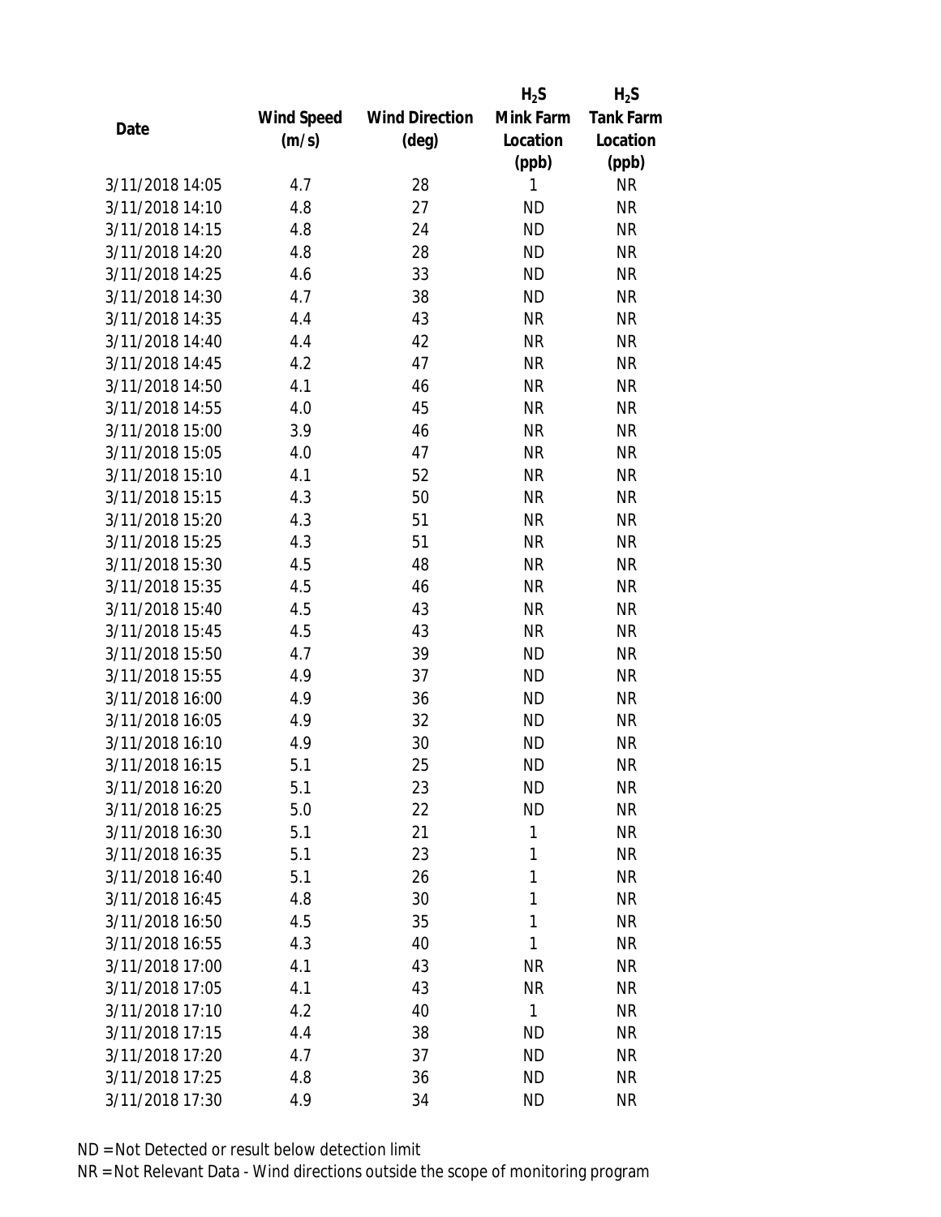| Date | Wind Speed (m/s) | Wind Direction (deg) | $H_2S$ Mink Farm Location (ppb) | $H_2S$ Tank Farm Location (ppb) |
|---|---|---|---|---|
| 3/11/2018 14:05 | 4.7 | 28 | 1 | NR |
| 3/11/2018 14:10 | 4.8 | 27 | ND | NR |
| 3/11/2018 14:15 | 4.8 | 24 | ND | NR |
| 3/11/2018 14:20 | 4.8 | 28 | ND | NR |
| 3/11/2018 14:25 | 4.6 | 33 | ND | NR |
| 3/11/2018 14:30 | 4.7 | 38 | ND | NR |
| 3/11/2018 14:35 | 4.4 | 43 | NR | NR |
| 3/11/2018 14:40 | 4.4 | 42 | NR | NR |
| 3/11/2018 14:45 | 4.2 | 47 | NR | NR |
| 3/11/2018 14:50 | 4.1 | 46 | NR | NR |
| 3/11/2018 14:55 | 4.0 | 45 | NR | NR |
| 3/11/2018 15:00 | 3.9 | 46 | NR | NR |
| 3/11/2018 15:05 | 4.0 | 47 | NR | NR |
| 3/11/2018 15:10 | 4.1 | 52 | NR | NR |
| 3/11/2018 15:15 | 4.3 | 50 | NR | NR |
| 3/11/2018 15:20 | 4.3 | 51 | NR | NR |
| 3/11/2018 15:25 | 4.3 | 51 | NR | NR |
| 3/11/2018 15:30 | 4.5 | 48 | NR | NR |
| 3/11/2018 15:35 | 4.5 | 46 | NR | NR |
| 3/11/2018 15:40 | 4.5 | 43 | NR | NR |
| 3/11/2018 15:45 | 4.5 | 43 | NR | NR |
| 3/11/2018 15:50 | 4.7 | 39 | ND | NR |
| 3/11/2018 15:55 | 4.9 | 37 | ND | NR |
| 3/11/2018 16:00 | 4.9 | 36 | ND | NR |
| 3/11/2018 16:05 | 4.9 | 32 | ND | NR |
| 3/11/2018 16:10 | 4.9 | 30 | ND | NR |
| 3/11/2018 16:15 | 5.1 | 25 | ND | NR |
| 3/11/2018 16:20 | 5.1 | 23 | ND | NR |
| 3/11/2018 16:25 | 5.0 | 22 | ND | NR |
| 3/11/2018 16:30 | 5.1 | 21 | 1 | NR |
| 3/11/2018 16:35 | 5.1 | 23 | 1 | NR |
| 3/11/2018 16:40 | 5.1 | 26 | 1 | NR |
| 3/11/2018 16:45 | 4.8 | 30 | 1 | NR |
| 3/11/2018 16:50 | 4.5 | 35 | 1 | NR |
| 3/11/2018 16:55 | 4.3 | 40 | 1 | NR |
| 3/11/2018 17:00 | 4.1 | 43 | NR | NR |
| 3/11/2018 17:05 | 4.1 | 43 | NR | NR |
| 3/11/2018 17:10 | 4.2 | 40 | 1 | NR |
| 3/11/2018 17:15 | 4.4 | 38 | ND | NR |
| 3/11/2018 17:20 | 4.7 | 37 | ND | NR |
| 3/11/2018 17:25 | 4.8 | 36 | ND | NR |
| 3/11/2018 17:30 | 4.9 | 34 | ND | NR |

ND = Not Detected or result below detection limit

NR = Not Relevant Data - Wind directions outside the scope of monitoring program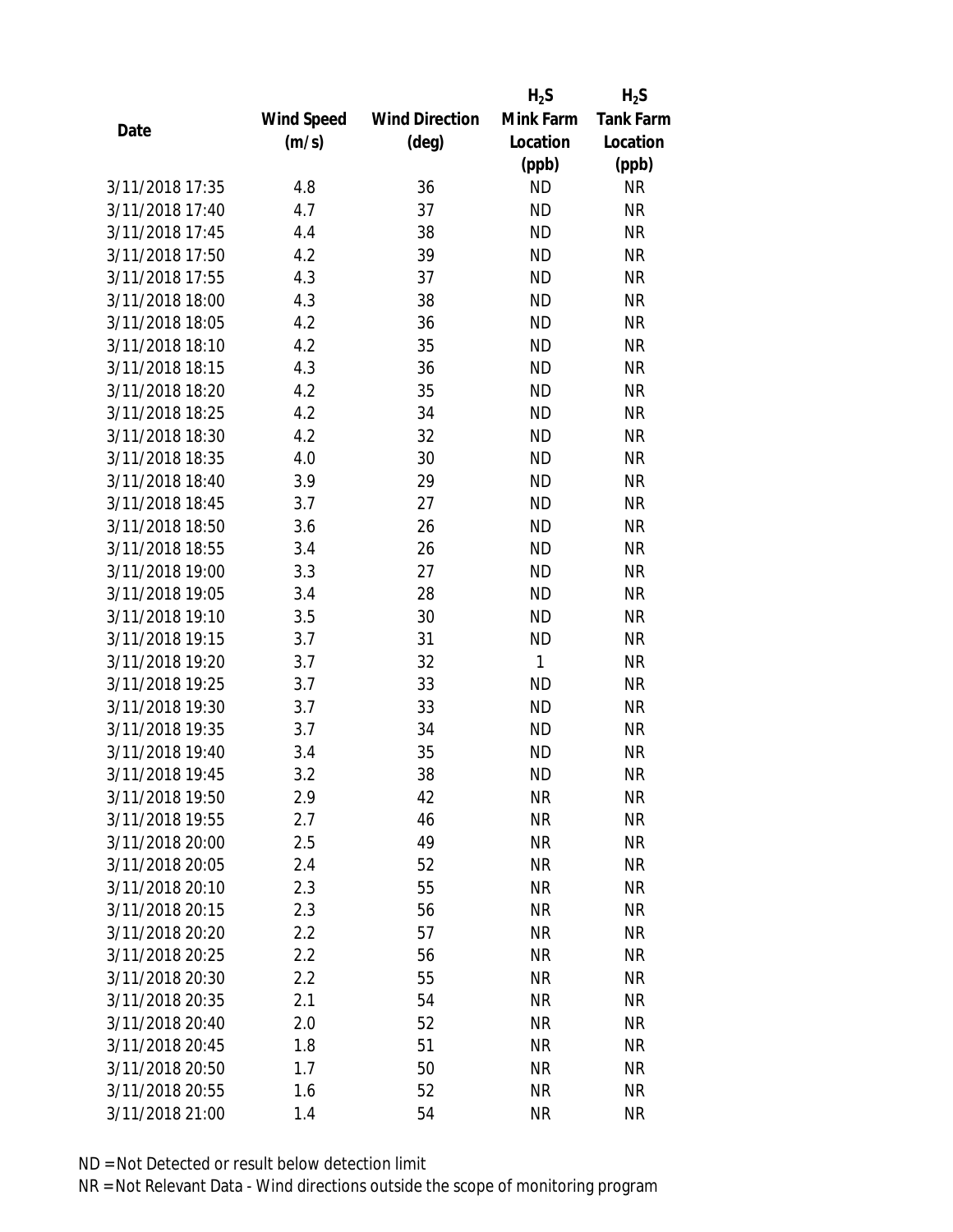| Date | Wind Speed (m/s) | Wind Direction (deg) | $H_2S$ Mink Farm Location (ppb) | $H_2S$ Tank Farm Location (ppb) |
|---|---|---|---|---|
| 3/11/2018 17:35 | 4.8 | 36 | ND | NR |
| 3/11/2018 17:40 | 4.7 | 37 | ND | NR |
| 3/11/2018 17:45 | 4.4 | 38 | ND | NR |
| 3/11/2018 17:50 | 4.2 | 39 | ND | NR |
| 3/11/2018 17:55 | 4.3 | 37 | ND | NR |
| 3/11/2018 18:00 | 4.3 | 38 | ND | NR |
| 3/11/2018 18:05 | 4.2 | 36 | ND | NR |
| 3/11/2018 18:10 | 4.2 | 35 | ND | NR |
| 3/11/2018 18:15 | 4.3 | 36 | ND | NR |
| 3/11/2018 18:20 | 4.2 | 35 | ND | NR |
| 3/11/2018 18:25 | 4.2 | 34 | ND | NR |
| 3/11/2018 18:30 | 4.2 | 32 | ND | NR |
| 3/11/2018 18:35 | 4.0 | 30 | ND | NR |
| 3/11/2018 18:40 | 3.9 | 29 | ND | NR |
| 3/11/2018 18:45 | 3.7 | 27 | ND | NR |
| 3/11/2018 18:50 | 3.6 | 26 | ND | NR |
| 3/11/2018 18:55 | 3.4 | 26 | ND | NR |
| 3/11/2018 19:00 | 3.3 | 27 | ND | NR |
| 3/11/2018 19:05 | 3.4 | 28 | ND | NR |
| 3/11/2018 19:10 | 3.5 | 30 | ND | NR |
| 3/11/2018 19:15 | 3.7 | 31 | ND | NR |
| 3/11/2018 19:20 | 3.7 | 32 | 1 | NR |
| 3/11/2018 19:25 | 3.7 | 33 | ND | NR |
| 3/11/2018 19:30 | 3.7 | 33 | ND | NR |
| 3/11/2018 19:35 | 3.7 | 34 | ND | NR |
| 3/11/2018 19:40 | 3.4 | 35 | ND | NR |
| 3/11/2018 19:45 | 3.2 | 38 | ND | NR |
| 3/11/2018 19:50 | 2.9 | 42 | NR | NR |
| 3/11/2018 19:55 | 2.7 | 46 | NR | NR |
| 3/11/2018 20:00 | 2.5 | 49 | NR | NR |
| 3/11/2018 20:05 | 2.4 | 52 | NR | NR |
| 3/11/2018 20:10 | 2.3 | 55 | NR | NR |
| 3/11/2018 20:15 | 2.3 | 56 | NR | NR |
| 3/11/2018 20:20 | 2.2 | 57 | NR | NR |
| 3/11/2018 20:25 | 2.2 | 56 | NR | NR |
| 3/11/2018 20:30 | 2.2 | 55 | NR | NR |
| 3/11/2018 20:35 | 2.1 | 54 | NR | NR |
| 3/11/2018 20:40 | 2.0 | 52 | NR | NR |
| 3/11/2018 20:45 | 1.8 | 51 | NR | NR |
| 3/11/2018 20:50 | 1.7 | 50 | NR | NR |
| 3/11/2018 20:55 | 1.6 | 52 | NR | NR |
| 3/11/2018 21:00 | 1.4 | 54 | NR | NR |

ND = Not Detected or result below detection limit

NR = Not Relevant Data - Wind directions outside the scope of monitoring program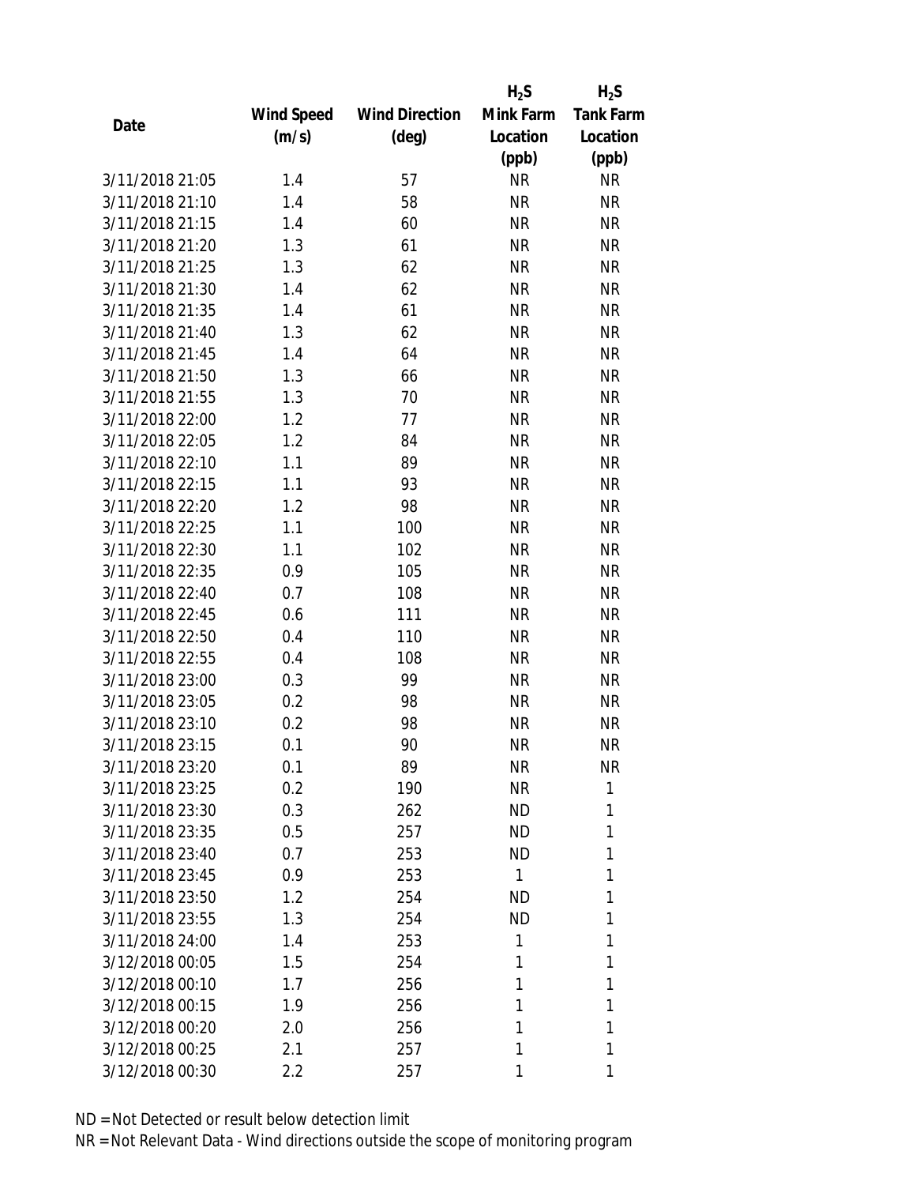| Date | Wind Speed (m/s) | Wind Direction (deg) | $H_2S$ Mink Farm Location (ppb) | $H_2S$ Tank Farm Location (ppb) |
|---|---|---|---|---|
| 3/11/2018 21:05 | 1.4 | 57 | NR | NR |
| 3/11/2018 21:10 | 1.4 | 58 | NR | NR |
| 3/11/2018 21:15 | 1.4 | 60 | NR | NR |
| 3/11/2018 21:20 | 1.3 | 61 | NR | NR |
| 3/11/2018 21:25 | 1.3 | 62 | NR | NR |
| 3/11/2018 21:30 | 1.4 | 62 | NR | NR |
| 3/11/2018 21:35 | 1.4 | 61 | NR | NR |
| 3/11/2018 21:40 | 1.3 | 62 | NR | NR |
| 3/11/2018 21:45 | 1.4 | 64 | NR | NR |
| 3/11/2018 21:50 | 1.3 | 66 | NR | NR |
| 3/11/2018 21:55 | 1.3 | 70 | NR | NR |
| 3/11/2018 22:00 | 1.2 | 77 | NR | NR |
| 3/11/2018 22:05 | 1.2 | 84 | NR | NR |
| 3/11/2018 22:10 | 1.1 | 89 | NR | NR |
| 3/11/2018 22:15 | 1.1 | 93 | NR | NR |
| 3/11/2018 22:20 | 1.2 | 98 | NR | NR |
| 3/11/2018 22:25 | 1.1 | 100 | NR | NR |
| 3/11/2018 22:30 | 1.1 | 102 | NR | NR |
| 3/11/2018 22:35 | 0.9 | 105 | NR | NR |
| 3/11/2018 22:40 | 0.7 | 108 | NR | NR |
| 3/11/2018 22:45 | 0.6 | 111 | NR | NR |
| 3/11/2018 22:50 | 0.4 | 110 | NR | NR |
| 3/11/2018 22:55 | 0.4 | 108 | NR | NR |
| 3/11/2018 23:00 | 0.3 | 99 | NR | NR |
| 3/11/2018 23:05 | 0.2 | 98 | NR | NR |
| 3/11/2018 23:10 | 0.2 | 98 | NR | NR |
| 3/11/2018 23:15 | 0.1 | 90 | NR | NR |
| 3/11/2018 23:20 | 0.1 | 89 | NR | NR |
| 3/11/2018 23:25 | 0.2 | 190 | NR | 1 |
| 3/11/2018 23:30 | 0.3 | 262 | ND | 1 |
| 3/11/2018 23:35 | 0.5 | 257 | ND | 1 |
| 3/11/2018 23:40 | 0.7 | 253 | ND | 1 |
| 3/11/2018 23:45 | 0.9 | 253 | 1 | 1 |
| 3/11/2018 23:50 | 1.2 | 254 | ND | 1 |
| 3/11/2018 23:55 | 1.3 | 254 | ND | 1 |
| 3/11/2018 24:00 | 1.4 | 253 | 1 | 1 |
| 3/12/2018 00:05 | 1.5 | 254 | 1 | 1 |
| 3/12/2018 00:10 | 1.7 | 256 | 1 | 1 |
| 3/12/2018 00:15 | 1.9 | 256 | 1 | 1 |
| 3/12/2018 00:20 | 2.0 | 256 | 1 | 1 |
| 3/12/2018 00:25 | 2.1 | 257 | 1 | 1 |
| 3/12/2018 00:30 | 2.2 | 257 | 1 | 1 |

ND = Not Detected or result below detection limit

NR = Not Relevant Data - Wind directions outside the scope of monitoring program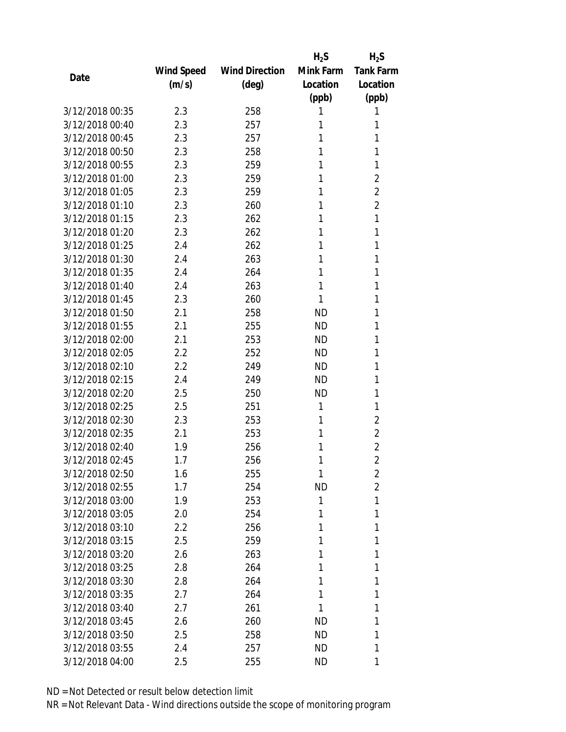| Date | Wind Speed (m/s) | Wind Direction (deg) | $H_2S$ Mink Farm Location (ppb) | $H_2S$ Tank Farm Location (ppb) |
|---|---|---|---|---|
| 3/12/2018 00:35 | 2.3 | 258 | 1 | 1 |
| 3/12/2018 00:40 | 2.3 | 257 | 1 | 1 |
| 3/12/2018 00:45 | 2.3 | 257 | 1 | 1 |
| 3/12/2018 00:50 | 2.3 | 258 | 1 | 1 |
| 3/12/2018 00:55 | 2.3 | 259 | 1 | 1 |
| 3/12/2018 01:00 | 2.3 | 259 | 1 | 2 |
| 3/12/2018 01:05 | 2.3 | 259 | 1 | 2 |
| 3/12/2018 01:10 | 2.3 | 260 | 1 | 2 |
| 3/12/2018 01:15 | 2.3 | 262 | 1 | 1 |
| 3/12/2018 01:20 | 2.3 | 262 | 1 | 1 |
| 3/12/2018 01:25 | 2.4 | 262 | 1 | 1 |
| 3/12/2018 01:30 | 2.4 | 263 | 1 | 1 |
| 3/12/2018 01:35 | 2.4 | 264 | 1 | 1 |
| 3/12/2018 01:40 | 2.4 | 263 | 1 | 1 |
| 3/12/2018 01:45 | 2.3 | 260 | 1 | 1 |
| 3/12/2018 01:50 | 2.1 | 258 | ND | 1 |
| 3/12/2018 01:55 | 2.1 | 255 | ND | 1 |
| 3/12/2018 02:00 | 2.1 | 253 | ND | 1 |
| 3/12/2018 02:05 | 2.2 | 252 | ND | 1 |
| 3/12/2018 02:10 | 2.2 | 249 | ND | 1 |
| 3/12/2018 02:15 | 2.4 | 249 | ND | 1 |
| 3/12/2018 02:20 | 2.5 | 250 | ND | 1 |
| 3/12/2018 02:25 | 2.5 | 251 | 1 | 1 |
| 3/12/2018 02:30 | 2.3 | 253 | 1 | 2 |
| 3/12/2018 02:35 | 2.1 | 253 | 1 | 2 |
| 3/12/2018 02:40 | 1.9 | 256 | 1 | 2 |
| 3/12/2018 02:45 | 1.7 | 256 | 1 | 2 |
| 3/12/2018 02:50 | 1.6 | 255 | 1 | 2 |
| 3/12/2018 02:55 | 1.7 | 254 | ND | 2 |
| 3/12/2018 03:00 | 1.9 | 253 | 1 | 1 |
| 3/12/2018 03:05 | 2.0 | 254 | 1 | 1 |
| 3/12/2018 03:10 | 2.2 | 256 | 1 | 1 |
| 3/12/2018 03:15 | 2.5 | 259 | 1 | 1 |
| 3/12/2018 03:20 | 2.6 | 263 | 1 | 1 |
| 3/12/2018 03:25 | 2.8 | 264 | 1 | 1 |
| 3/12/2018 03:30 | 2.8 | 264 | 1 | 1 |
| 3/12/2018 03:35 | 2.7 | 264 | 1 | 1 |
| 3/12/2018 03:40 | 2.7 | 261 | 1 | 1 |
| 3/12/2018 03:45 | 2.6 | 260 | ND | 1 |
| 3/12/2018 03:50 | 2.5 | 258 | ND | 1 |
| 3/12/2018 03:55 | 2.4 | 257 | ND | 1 |
| 3/12/2018 04:00 | 2.5 | 255 | ND | 1 |

ND = Not Detected or result below detection limit

NR = Not Relevant Data - Wind directions outside the scope of monitoring program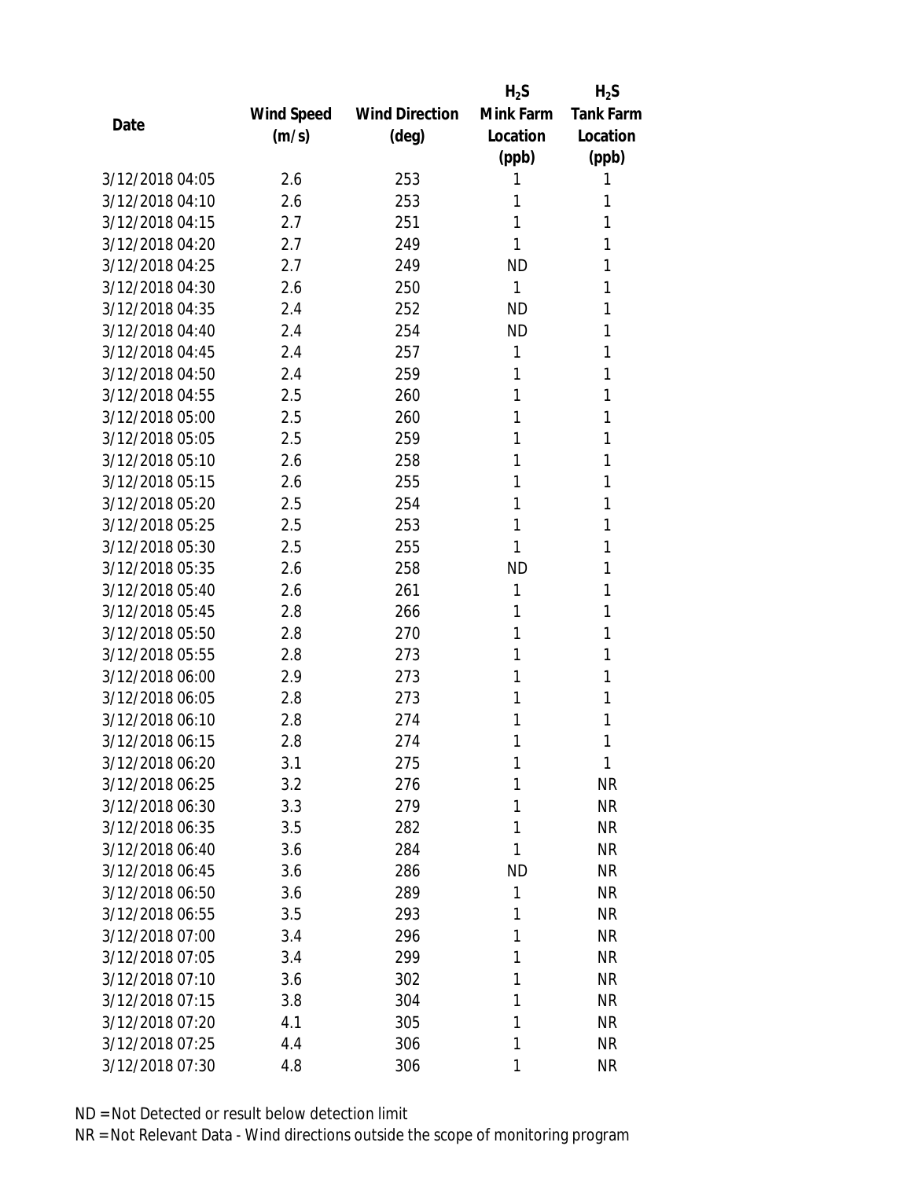| Date | Wind Speed (m/s) | Wind Direction (deg) | $H_2S$ Mink Farm Location (ppb) | $H_2S$ Tank Farm Location (ppb) |
|---|---|---|---|---|
| 3/12/2018 04:05 | 2.6 | 253 | 1 | 1 |
| 3/12/2018 04:10 | 2.6 | 253 | 1 | 1 |
| 3/12/2018 04:15 | 2.7 | 251 | 1 | 1 |
| 3/12/2018 04:20 | 2.7 | 249 | 1 | 1 |
| 3/12/2018 04:25 | 2.7 | 249 | ND | 1 |
| 3/12/2018 04:30 | 2.6 | 250 | 1 | 1 |
| 3/12/2018 04:35 | 2.4 | 252 | ND | 1 |
| 3/12/2018 04:40 | 2.4 | 254 | ND | 1 |
| 3/12/2018 04:45 | 2.4 | 257 | 1 | 1 |
| 3/12/2018 04:50 | 2.4 | 259 | 1 | 1 |
| 3/12/2018 04:55 | 2.5 | 260 | 1 | 1 |
| 3/12/2018 05:00 | 2.5 | 260 | 1 | 1 |
| 3/12/2018 05:05 | 2.5 | 259 | 1 | 1 |
| 3/12/2018 05:10 | 2.6 | 258 | 1 | 1 |
| 3/12/2018 05:15 | 2.6 | 255 | 1 | 1 |
| 3/12/2018 05:20 | 2.5 | 254 | 1 | 1 |
| 3/12/2018 05:25 | 2.5 | 253 | 1 | 1 |
| 3/12/2018 05:30 | 2.5 | 255 | 1 | 1 |
| 3/12/2018 05:35 | 2.6 | 258 | ND | 1 |
| 3/12/2018 05:40 | 2.6 | 261 | 1 | 1 |
| 3/12/2018 05:45 | 2.8 | 266 | 1 | 1 |
| 3/12/2018 05:50 | 2.8 | 270 | 1 | 1 |
| 3/12/2018 05:55 | 2.8 | 273 | 1 | 1 |
| 3/12/2018 06:00 | 2.9 | 273 | 1 | 1 |
| 3/12/2018 06:05 | 2.8 | 273 | 1 | 1 |
| 3/12/2018 06:10 | 2.8 | 274 | 1 | 1 |
| 3/12/2018 06:15 | 2.8 | 274 | 1 | 1 |
| 3/12/2018 06:20 | 3.1 | 275 | 1 | 1 |
| 3/12/2018 06:25 | 3.2 | 276 | 1 | NR |
| 3/12/2018 06:30 | 3.3 | 279 | 1 | NR |
| 3/12/2018 06:35 | 3.5 | 282 | 1 | NR |
| 3/12/2018 06:40 | 3.6 | 284 | 1 | NR |
| 3/12/2018 06:45 | 3.6 | 286 | ND | NR |
| 3/12/2018 06:50 | 3.6 | 289 | 1 | NR |
| 3/12/2018 06:55 | 3.5 | 293 | 1 | NR |
| 3/12/2018 07:00 | 3.4 | 296 | 1 | NR |
| 3/12/2018 07:05 | 3.4 | 299 | 1 | NR |
| 3/12/2018 07:10 | 3.6 | 302 | 1 | NR |
| 3/12/2018 07:15 | 3.8 | 304 | 1 | NR |
| 3/12/2018 07:20 | 4.1 | 305 | 1 | NR |
| 3/12/2018 07:25 | 4.4 | 306 | 1 | NR |
| 3/12/2018 07:30 | 4.8 | 306 | 1 | NR |

ND = Not Detected or result below detection limit

NR = Not Relevant Data - Wind directions outside the scope of monitoring program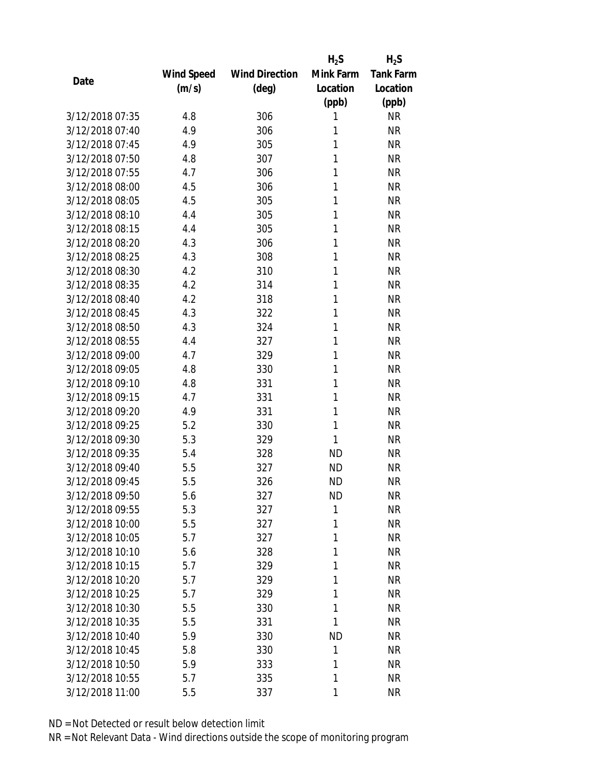| Date | Wind Speed (m/s) | Wind Direction (deg) | $H_2S$ Mink Farm Location (ppb) | $H_2S$ Tank Farm Location (ppb) |
|---|---|---|---|---|
| 3/12/2018 07:35 | 4.8 | 306 | 1 | NR |
| 3/12/2018 07:40 | 4.9 | 306 | 1 | NR |
| 3/12/2018 07:45 | 4.9 | 305 | 1 | NR |
| 3/12/2018 07:50 | 4.8 | 307 | 1 | NR |
| 3/12/2018 07:55 | 4.7 | 306 | 1 | NR |
| 3/12/2018 08:00 | 4.5 | 306 | 1 | NR |
| 3/12/2018 08:05 | 4.5 | 305 | 1 | NR |
| 3/12/2018 08:10 | 4.4 | 305 | 1 | NR |
| 3/12/2018 08:15 | 4.4 | 305 | 1 | NR |
| 3/12/2018 08:20 | 4.3 | 306 | 1 | NR |
| 3/12/2018 08:25 | 4.3 | 308 | 1 | NR |
| 3/12/2018 08:30 | 4.2 | 310 | 1 | NR |
| 3/12/2018 08:35 | 4.2 | 314 | 1 | NR |
| 3/12/2018 08:40 | 4.2 | 318 | 1 | NR |
| 3/12/2018 08:45 | 4.3 | 322 | 1 | NR |
| 3/12/2018 08:50 | 4.3 | 324 | 1 | NR |
| 3/12/2018 08:55 | 4.4 | 327 | 1 | NR |
| 3/12/2018 09:00 | 4.7 | 329 | 1 | NR |
| 3/12/2018 09:05 | 4.8 | 330 | 1 | NR |
| 3/12/2018 09:10 | 4.8 | 331 | 1 | NR |
| 3/12/2018 09:15 | 4.7 | 331 | 1 | NR |
| 3/12/2018 09:20 | 4.9 | 331 | 1 | NR |
| 3/12/2018 09:25 | 5.2 | 330 | 1 | NR |
| 3/12/2018 09:30 | 5.3 | 329 | 1 | NR |
| 3/12/2018 09:35 | 5.4 | 328 | ND | NR |
| 3/12/2018 09:40 | 5.5 | 327 | ND | NR |
| 3/12/2018 09:45 | 5.5 | 326 | ND | NR |
| 3/12/2018 09:50 | 5.6 | 327 | ND | NR |
| 3/12/2018 09:55 | 5.3 | 327 | 1 | NR |
| 3/12/2018 10:00 | 5.5 | 327 | 1 | NR |
| 3/12/2018 10:05 | 5.7 | 327 | 1 | NR |
| 3/12/2018 10:10 | 5.6 | 328 | 1 | NR |
| 3/12/2018 10:15 | 5.7 | 329 | 1 | NR |
| 3/12/2018 10:20 | 5.7 | 329 | 1 | NR |
| 3/12/2018 10:25 | 5.7 | 329 | 1 | NR |
| 3/12/2018 10:30 | 5.5 | 330 | 1 | NR |
| 3/12/2018 10:35 | 5.5 | 331 | 1 | NR |
| 3/12/2018 10:40 | 5.9 | 330 | ND | NR |
| 3/12/2018 10:45 | 5.8 | 330 | 1 | NR |
| 3/12/2018 10:50 | 5.9 | 333 | 1 | NR |
| 3/12/2018 10:55 | 5.7 | 335 | 1 | NR |
| 3/12/2018 11:00 | 5.5 | 337 | 1 | NR |

ND = Not Detected or result below detection limit

NR = Not Relevant Data - Wind directions outside the scope of monitoring program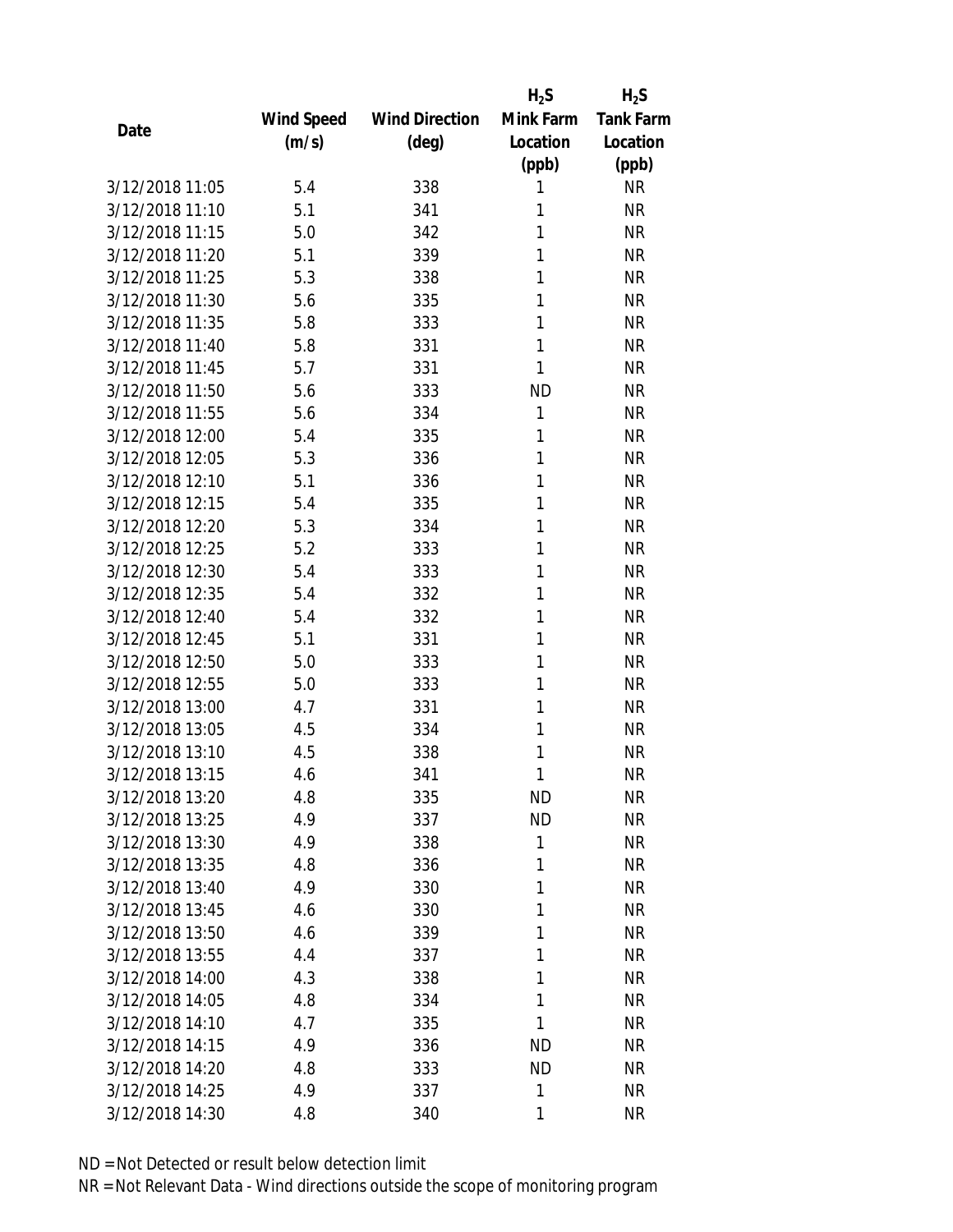| Date | Wind Speed (m/s) | Wind Direction (deg) | $H_2S$ Mink Farm Location (ppb) | $H_2S$ Tank Farm Location (ppb) |
|---|---|---|---|---|
| 3/12/2018 11:05 | 5.4 | 338 | 1 | NR |
| 3/12/2018 11:10 | 5.1 | 341 | 1 | NR |
| 3/12/2018 11:15 | 5.0 | 342 | 1 | NR |
| 3/12/2018 11:20 | 5.1 | 339 | 1 | NR |
| 3/12/2018 11:25 | 5.3 | 338 | 1 | NR |
| 3/12/2018 11:30 | 5.6 | 335 | 1 | NR |
| 3/12/2018 11:35 | 5.8 | 333 | 1 | NR |
| 3/12/2018 11:40 | 5.8 | 331 | 1 | NR |
| 3/12/2018 11:45 | 5.7 | 331 | 1 | NR |
| 3/12/2018 11:50 | 5.6 | 333 | ND | NR |
| 3/12/2018 11:55 | 5.6 | 334 | 1 | NR |
| 3/12/2018 12:00 | 5.4 | 335 | 1 | NR |
| 3/12/2018 12:05 | 5.3 | 336 | 1 | NR |
| 3/12/2018 12:10 | 5.1 | 336 | 1 | NR |
| 3/12/2018 12:15 | 5.4 | 335 | 1 | NR |
| 3/12/2018 12:20 | 5.3 | 334 | 1 | NR |
| 3/12/2018 12:25 | 5.2 | 333 | 1 | NR |
| 3/12/2018 12:30 | 5.4 | 333 | 1 | NR |
| 3/12/2018 12:35 | 5.4 | 332 | 1 | NR |
| 3/12/2018 12:40 | 5.4 | 332 | 1 | NR |
| 3/12/2018 12:45 | 5.1 | 331 | 1 | NR |
| 3/12/2018 12:50 | 5.0 | 333 | 1 | NR |
| 3/12/2018 12:55 | 5.0 | 333 | 1 | NR |
| 3/12/2018 13:00 | 4.7 | 331 | 1 | NR |
| 3/12/2018 13:05 | 4.5 | 334 | 1 | NR |
| 3/12/2018 13:10 | 4.5 | 338 | 1 | NR |
| 3/12/2018 13:15 | 4.6 | 341 | 1 | NR |
| 3/12/2018 13:20 | 4.8 | 335 | ND | NR |
| 3/12/2018 13:25 | 4.9 | 337 | ND | NR |
| 3/12/2018 13:30 | 4.9 | 338 | 1 | NR |
| 3/12/2018 13:35 | 4.8 | 336 | 1 | NR |
| 3/12/2018 13:40 | 4.9 | 330 | 1 | NR |
| 3/12/2018 13:45 | 4.6 | 330 | 1 | NR |
| 3/12/2018 13:50 | 4.6 | 339 | 1 | NR |
| 3/12/2018 13:55 | 4.4 | 337 | 1 | NR |
| 3/12/2018 14:00 | 4.3 | 338 | 1 | NR |
| 3/12/2018 14:05 | 4.8 | 334 | 1 | NR |
| 3/12/2018 14:10 | 4.7 | 335 | 1 | NR |
| 3/12/2018 14:15 | 4.9 | 336 | ND | NR |
| 3/12/2018 14:20 | 4.8 | 333 | ND | NR |
| 3/12/2018 14:25 | 4.9 | 337 | 1 | NR |
| 3/12/2018 14:30 | 4.8 | 340 | 1 | NR |

ND = Not Detected or result below detection limit

NR = Not Relevant Data - Wind directions outside the scope of monitoring program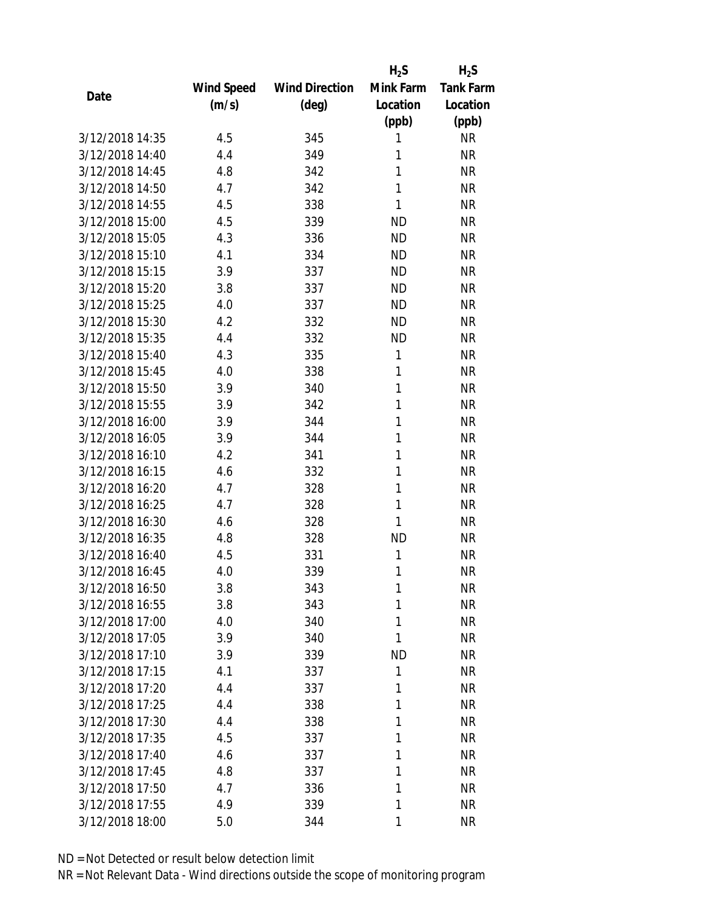| Date | Wind Speed (m/s) | Wind Direction (deg) | $H_2S$ Mink Farm Location (ppb) | $H_2S$ Tank Farm Location (ppb) |
|---|---|---|---|---|
| 3/12/2018 14:35 | 4.5 | 345 | 1 | NR |
| 3/12/2018 14:40 | 4.4 | 349 | 1 | NR |
| 3/12/2018 14:45 | 4.8 | 342 | 1 | NR |
| 3/12/2018 14:50 | 4.7 | 342 | 1 | NR |
| 3/12/2018 14:55 | 4.5 | 338 | 1 | NR |
| 3/12/2018 15:00 | 4.5 | 339 | ND | NR |
| 3/12/2018 15:05 | 4.3 | 336 | ND | NR |
| 3/12/2018 15:10 | 4.1 | 334 | ND | NR |
| 3/12/2018 15:15 | 3.9 | 337 | ND | NR |
| 3/12/2018 15:20 | 3.8 | 337 | ND | NR |
| 3/12/2018 15:25 | 4.0 | 337 | ND | NR |
| 3/12/2018 15:30 | 4.2 | 332 | ND | NR |
| 3/12/2018 15:35 | 4.4 | 332 | ND | NR |
| 3/12/2018 15:40 | 4.3 | 335 | 1 | NR |
| 3/12/2018 15:45 | 4.0 | 338 | 1 | NR |
| 3/12/2018 15:50 | 3.9 | 340 | 1 | NR |
| 3/12/2018 15:55 | 3.9 | 342 | 1 | NR |
| 3/12/2018 16:00 | 3.9 | 344 | 1 | NR |
| 3/12/2018 16:05 | 3.9 | 344 | 1 | NR |
| 3/12/2018 16:10 | 4.2 | 341 | 1 | NR |
| 3/12/2018 16:15 | 4.6 | 332 | 1 | NR |
| 3/12/2018 16:20 | 4.7 | 328 | 1 | NR |
| 3/12/2018 16:25 | 4.7 | 328 | 1 | NR |
| 3/12/2018 16:30 | 4.6 | 328 | 1 | NR |
| 3/12/2018 16:35 | 4.8 | 328 | ND | NR |
| 3/12/2018 16:40 | 4.5 | 331 | 1 | NR |
| 3/12/2018 16:45 | 4.0 | 339 | 1 | NR |
| 3/12/2018 16:50 | 3.8 | 343 | 1 | NR |
| 3/12/2018 16:55 | 3.8 | 343 | 1 | NR |
| 3/12/2018 17:00 | 4.0 | 340 | 1 | NR |
| 3/12/2018 17:05 | 3.9 | 340 | 1 | NR |
| 3/12/2018 17:10 | 3.9 | 339 | ND | NR |
| 3/12/2018 17:15 | 4.1 | 337 | 1 | NR |
| 3/12/2018 17:20 | 4.4 | 337 | 1 | NR |
| 3/12/2018 17:25 | 4.4 | 338 | 1 | NR |
| 3/12/2018 17:30 | 4.4 | 338 | 1 | NR |
| 3/12/2018 17:35 | 4.5 | 337 | 1 | NR |
| 3/12/2018 17:40 | 4.6 | 337 | 1 | NR |
| 3/12/2018 17:45 | 4.8 | 337 | 1 | NR |
| 3/12/2018 17:50 | 4.7 | 336 | 1 | NR |
| 3/12/2018 17:55 | 4.9 | 339 | 1 | NR |
| 3/12/2018 18:00 | 5.0 | 344 | 1 | NR |

ND = Not Detected or result below detection limit

NR = Not Relevant Data - Wind directions outside the scope of monitoring program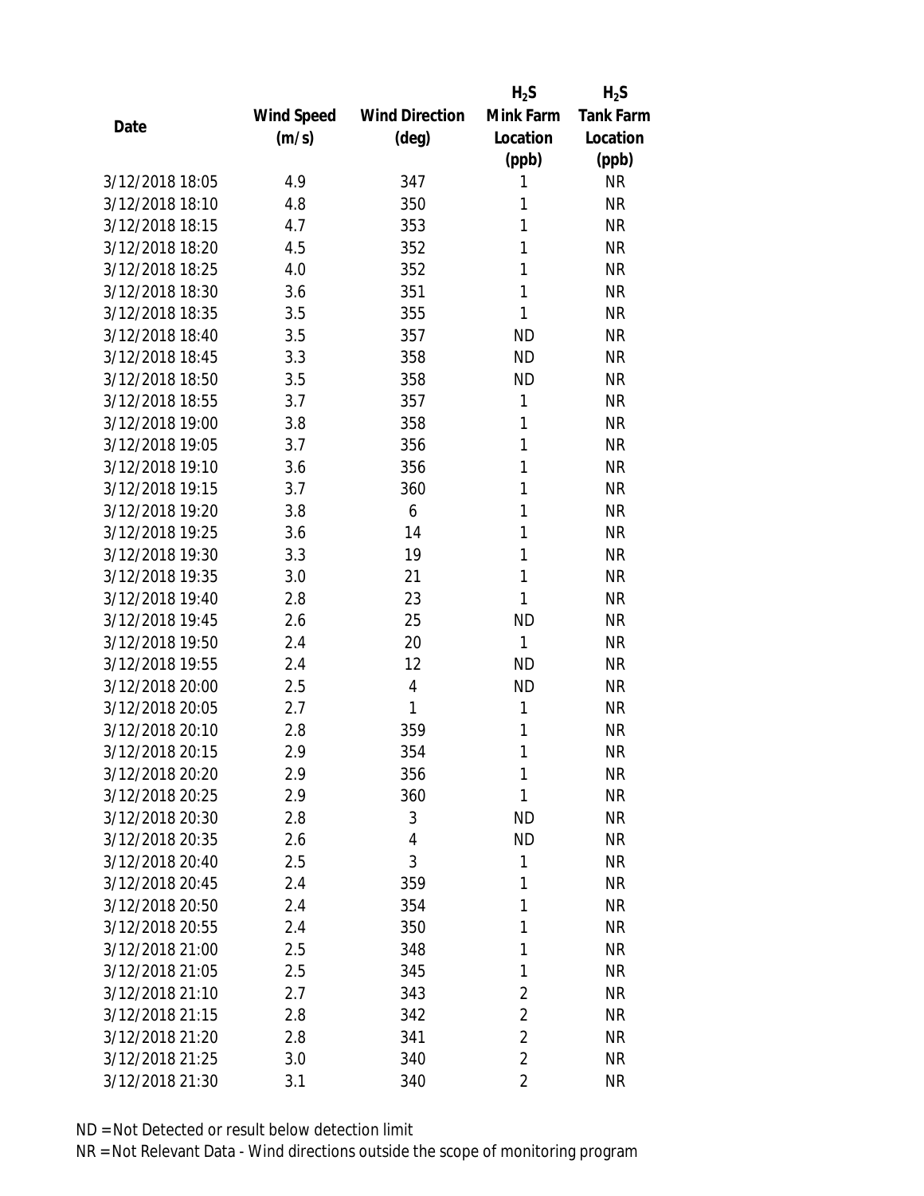| Date | Wind Speed (m/s) | Wind Direction (deg) | $H_2S$ Mink Farm Location (ppb) | $H_2S$ Tank Farm Location (ppb) |
|---|---|---|---|---|
| 3/12/2018 18:05 | 4.9 | 347 | 1 | NR |
| 3/12/2018 18:10 | 4.8 | 350 | 1 | NR |
| 3/12/2018 18:15 | 4.7 | 353 | 1 | NR |
| 3/12/2018 18:20 | 4.5 | 352 | 1 | NR |
| 3/12/2018 18:25 | 4.0 | 352 | 1 | NR |
| 3/12/2018 18:30 | 3.6 | 351 | 1 | NR |
| 3/12/2018 18:35 | 3.5 | 355 | 1 | NR |
| 3/12/2018 18:40 | 3.5 | 357 | ND | NR |
| 3/12/2018 18:45 | 3.3 | 358 | ND | NR |
| 3/12/2018 18:50 | 3.5 | 358 | ND | NR |
| 3/12/2018 18:55 | 3.7 | 357 | 1 | NR |
| 3/12/2018 19:00 | 3.8 | 358 | 1 | NR |
| 3/12/2018 19:05 | 3.7 | 356 | 1 | NR |
| 3/12/2018 19:10 | 3.6 | 356 | 1 | NR |
| 3/12/2018 19:15 | 3.7 | 360 | 1 | NR |
| 3/12/2018 19:20 | 3.8 | 6 | 1 | NR |
| 3/12/2018 19:25 | 3.6 | 14 | 1 | NR |
| 3/12/2018 19:30 | 3.3 | 19 | 1 | NR |
| 3/12/2018 19:35 | 3.0 | 21 | 1 | NR |
| 3/12/2018 19:40 | 2.8 | 23 | 1 | NR |
| 3/12/2018 19:45 | 2.6 | 25 | ND | NR |
| 3/12/2018 19:50 | 2.4 | 20 | 1 | NR |
| 3/12/2018 19:55 | 2.4 | 12 | ND | NR |
| 3/12/2018 20:00 | 2.5 | 4 | ND | NR |
| 3/12/2018 20:05 | 2.7 | 1 | 1 | NR |
| 3/12/2018 20:10 | 2.8 | 359 | 1 | NR |
| 3/12/2018 20:15 | 2.9 | 354 | 1 | NR |
| 3/12/2018 20:20 | 2.9 | 356 | 1 | NR |
| 3/12/2018 20:25 | 2.9 | 360 | 1 | NR |
| 3/12/2018 20:30 | 2.8 | 3 | ND | NR |
| 3/12/2018 20:35 | 2.6 | 4 | ND | NR |
| 3/12/2018 20:40 | 2.5 | 3 | 1 | NR |
| 3/12/2018 20:45 | 2.4 | 359 | 1 | NR |
| 3/12/2018 20:50 | 2.4 | 354 | 1 | NR |
| 3/12/2018 20:55 | 2.4 | 350 | 1 | NR |
| 3/12/2018 21:00 | 2.5 | 348 | 1 | NR |
| 3/12/2018 21:05 | 2.5 | 345 | 1 | NR |
| 3/12/2018 21:10 | 2.7 | 343 | 2 | NR |
| 3/12/2018 21:15 | 2.8 | 342 | 2 | NR |
| 3/12/2018 21:20 | 2.8 | 341 | 2 | NR |
| 3/12/2018 21:25 | 3.0 | 340 | 2 | NR |
| 3/12/2018 21:30 | 3.1 | 340 | 2 | NR |

ND = Not Detected or result below detection limit

NR = Not Relevant Data - Wind directions outside the scope of monitoring program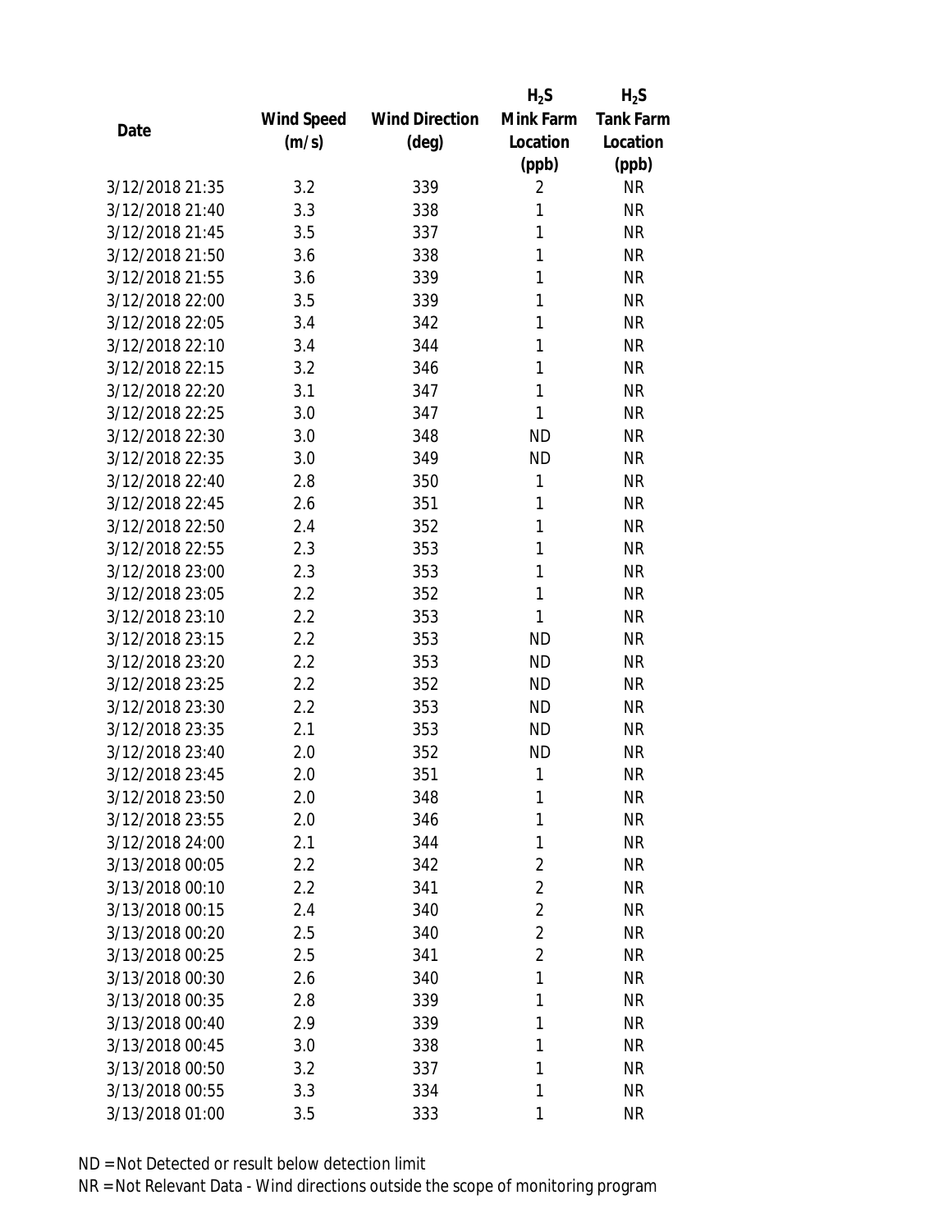| Date | Wind Speed (m/s) | Wind Direction (deg) | $H_2S$ Mink Farm Location (ppb) | $H_2S$ Tank Farm Location (ppb) |
|---|---|---|---|---|
| 3/12/2018 21:35 | 3.2 | 339 | 2 | NR |
| 3/12/2018 21:40 | 3.3 | 338 | 1 | NR |
| 3/12/2018 21:45 | 3.5 | 337 | 1 | NR |
| 3/12/2018 21:50 | 3.6 | 338 | 1 | NR |
| 3/12/2018 21:55 | 3.6 | 339 | 1 | NR |
| 3/12/2018 22:00 | 3.5 | 339 | 1 | NR |
| 3/12/2018 22:05 | 3.4 | 342 | 1 | NR |
| 3/12/2018 22:10 | 3.4 | 344 | 1 | NR |
| 3/12/2018 22:15 | 3.2 | 346 | 1 | NR |
| 3/12/2018 22:20 | 3.1 | 347 | 1 | NR |
| 3/12/2018 22:25 | 3.0 | 347 | 1 | NR |
| 3/12/2018 22:30 | 3.0 | 348 | ND | NR |
| 3/12/2018 22:35 | 3.0 | 349 | ND | NR |
| 3/12/2018 22:40 | 2.8 | 350 | 1 | NR |
| 3/12/2018 22:45 | 2.6 | 351 | 1 | NR |
| 3/12/2018 22:50 | 2.4 | 352 | 1 | NR |
| 3/12/2018 22:55 | 2.3 | 353 | 1 | NR |
| 3/12/2018 23:00 | 2.3 | 353 | 1 | NR |
| 3/12/2018 23:05 | 2.2 | 352 | 1 | NR |
| 3/12/2018 23:10 | 2.2 | 353 | 1 | NR |
| 3/12/2018 23:15 | 2.2 | 353 | ND | NR |
| 3/12/2018 23:20 | 2.2 | 353 | ND | NR |
| 3/12/2018 23:25 | 2.2 | 352 | ND | NR |
| 3/12/2018 23:30 | 2.2 | 353 | ND | NR |
| 3/12/2018 23:35 | 2.1 | 353 | ND | NR |
| 3/12/2018 23:40 | 2.0 | 352 | ND | NR |
| 3/12/2018 23:45 | 2.0 | 351 | 1 | NR |
| 3/12/2018 23:50 | 2.0 | 348 | 1 | NR |
| 3/12/2018 23:55 | 2.0 | 346 | 1 | NR |
| 3/12/2018 24:00 | 2.1 | 344 | 1 | NR |
| 3/13/2018 00:05 | 2.2 | 342 | 2 | NR |
| 3/13/2018 00:10 | 2.2 | 341 | 2 | NR |
| 3/13/2018 00:15 | 2.4 | 340 | 2 | NR |
| 3/13/2018 00:20 | 2.5 | 340 | 2 | NR |
| 3/13/2018 00:25 | 2.5 | 341 | 2 | NR |
| 3/13/2018 00:30 | 2.6 | 340 | 1 | NR |
| 3/13/2018 00:35 | 2.8 | 339 | 1 | NR |
| 3/13/2018 00:40 | 2.9 | 339 | 1 | NR |
| 3/13/2018 00:45 | 3.0 | 338 | 1 | NR |
| 3/13/2018 00:50 | 3.2 | 337 | 1 | NR |
| 3/13/2018 00:55 | 3.3 | 334 | 1 | NR |
| 3/13/2018 01:00 | 3.5 | 333 | 1 | NR |

ND = Not Detected or result below detection limit

NR = Not Relevant Data - Wind directions outside the scope of monitoring program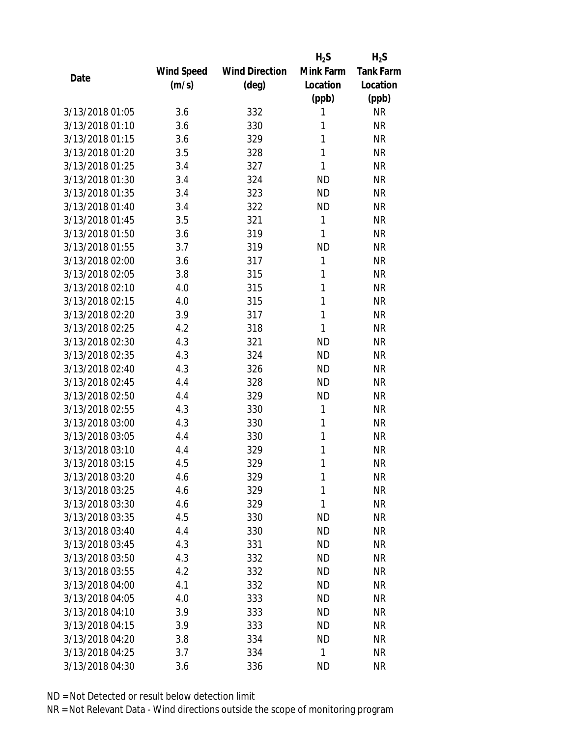| Date | Wind Speed (m/s) | Wind Direction (deg) | $H_2S$ Mink Farm Location (ppb) | $H_2S$ Tank Farm Location (ppb) |
|---|---|---|---|---|
| 3/13/2018 01:05 | 3.6 | 332 | 1 | NR |
| 3/13/2018 01:10 | 3.6 | 330 | 1 | NR |
| 3/13/2018 01:15 | 3.6 | 329 | 1 | NR |
| 3/13/2018 01:20 | 3.5 | 328 | 1 | NR |
| 3/13/2018 01:25 | 3.4 | 327 | 1 | NR |
| 3/13/2018 01:30 | 3.4 | 324 | ND | NR |
| 3/13/2018 01:35 | 3.4 | 323 | ND | NR |
| 3/13/2018 01:40 | 3.4 | 322 | ND | NR |
| 3/13/2018 01:45 | 3.5 | 321 | 1 | NR |
| 3/13/2018 01:50 | 3.6 | 319 | 1 | NR |
| 3/13/2018 01:55 | 3.7 | 319 | ND | NR |
| 3/13/2018 02:00 | 3.6 | 317 | 1 | NR |
| 3/13/2018 02:05 | 3.8 | 315 | 1 | NR |
| 3/13/2018 02:10 | 4.0 | 315 | 1 | NR |
| 3/13/2018 02:15 | 4.0 | 315 | 1 | NR |
| 3/13/2018 02:20 | 3.9 | 317 | 1 | NR |
| 3/13/2018 02:25 | 4.2 | 318 | 1 | NR |
| 3/13/2018 02:30 | 4.3 | 321 | ND | NR |
| 3/13/2018 02:35 | 4.3 | 324 | ND | NR |
| 3/13/2018 02:40 | 4.3 | 326 | ND | NR |
| 3/13/2018 02:45 | 4.4 | 328 | ND | NR |
| 3/13/2018 02:50 | 4.4 | 329 | ND | NR |
| 3/13/2018 02:55 | 4.3 | 330 | 1 | NR |
| 3/13/2018 03:00 | 4.3 | 330 | 1 | NR |
| 3/13/2018 03:05 | 4.4 | 330 | 1 | NR |
| 3/13/2018 03:10 | 4.4 | 329 | 1 | NR |
| 3/13/2018 03:15 | 4.5 | 329 | 1 | NR |
| 3/13/2018 03:20 | 4.6 | 329 | 1 | NR |
| 3/13/2018 03:25 | 4.6 | 329 | 1 | NR |
| 3/13/2018 03:30 | 4.6 | 329 | 1 | NR |
| 3/13/2018 03:35 | 4.5 | 330 | ND | NR |
| 3/13/2018 03:40 | 4.4 | 330 | ND | NR |
| 3/13/2018 03:45 | 4.3 | 331 | ND | NR |
| 3/13/2018 03:50 | 4.3 | 332 | ND | NR |
| 3/13/2018 03:55 | 4.2 | 332 | ND | NR |
| 3/13/2018 04:00 | 4.1 | 332 | ND | NR |
| 3/13/2018 04:05 | 4.0 | 333 | ND | NR |
| 3/13/2018 04:10 | 3.9 | 333 | ND | NR |
| 3/13/2018 04:15 | 3.9 | 333 | ND | NR |
| 3/13/2018 04:20 | 3.8 | 334 | ND | NR |
| 3/13/2018 04:25 | 3.7 | 334 | 1 | NR |
| 3/13/2018 04:30 | 3.6 | 336 | ND | NR |

ND = Not Detected or result below detection limit

NR = Not Relevant Data - Wind directions outside the scope of monitoring program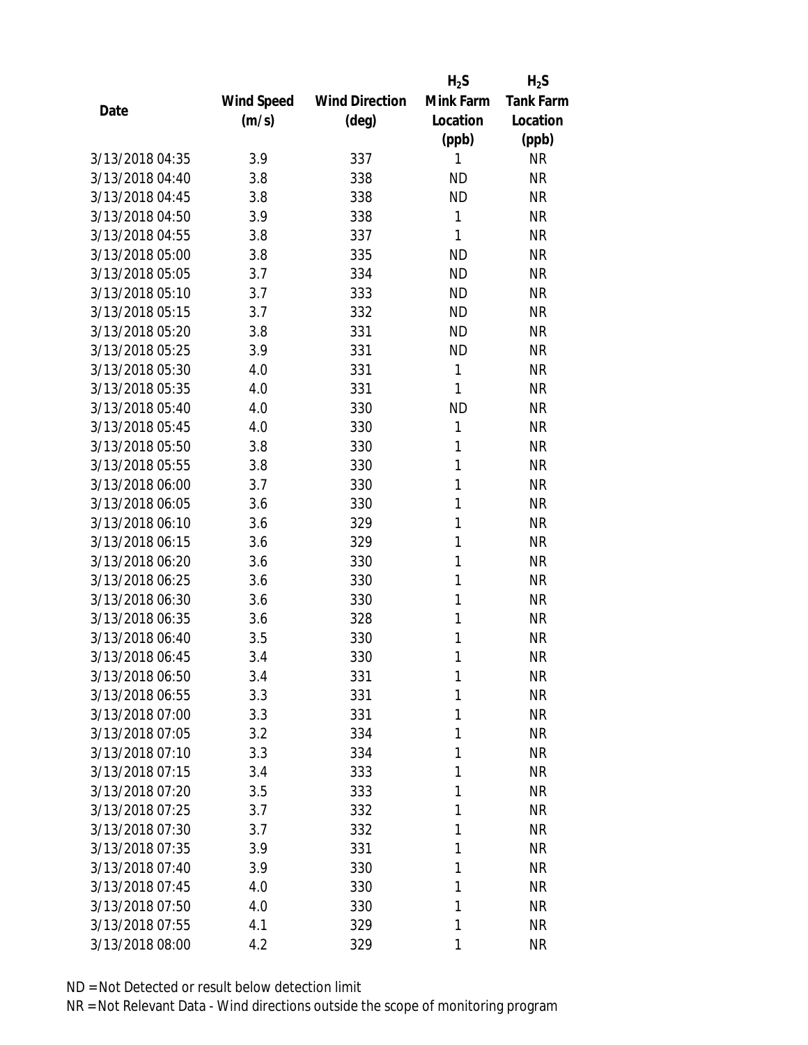| Date | Wind Speed (m/s) | Wind Direction (deg) | $H_2S$ Mink Farm Location (ppb) | $H_2S$ Tank Farm Location (ppb) |
|---|---|---|---|---|
| 3/13/2018 04:35 | 3.9 | 337 | 1 | NR |
| 3/13/2018 04:40 | 3.8 | 338 | ND | NR |
| 3/13/2018 04:45 | 3.8 | 338 | ND | NR |
| 3/13/2018 04:50 | 3.9 | 338 | 1 | NR |
| 3/13/2018 04:55 | 3.8 | 337 | 1 | NR |
| 3/13/2018 05:00 | 3.8 | 335 | ND | NR |
| 3/13/2018 05:05 | 3.7 | 334 | ND | NR |
| 3/13/2018 05:10 | 3.7 | 333 | ND | NR |
| 3/13/2018 05:15 | 3.7 | 332 | ND | NR |
| 3/13/2018 05:20 | 3.8 | 331 | ND | NR |
| 3/13/2018 05:25 | 3.9 | 331 | ND | NR |
| 3/13/2018 05:30 | 4.0 | 331 | 1 | NR |
| 3/13/2018 05:35 | 4.0 | 331 | 1 | NR |
| 3/13/2018 05:40 | 4.0 | 330 | ND | NR |
| 3/13/2018 05:45 | 4.0 | 330 | 1 | NR |
| 3/13/2018 05:50 | 3.8 | 330 | 1 | NR |
| 3/13/2018 05:55 | 3.8 | 330 | 1 | NR |
| 3/13/2018 06:00 | 3.7 | 330 | 1 | NR |
| 3/13/2018 06:05 | 3.6 | 330 | 1 | NR |
| 3/13/2018 06:10 | 3.6 | 329 | 1 | NR |
| 3/13/2018 06:15 | 3.6 | 329 | 1 | NR |
| 3/13/2018 06:20 | 3.6 | 330 | 1 | NR |
| 3/13/2018 06:25 | 3.6 | 330 | 1 | NR |
| 3/13/2018 06:30 | 3.6 | 330 | 1 | NR |
| 3/13/2018 06:35 | 3.6 | 328 | 1 | NR |
| 3/13/2018 06:40 | 3.5 | 330 | 1 | NR |
| 3/13/2018 06:45 | 3.4 | 330 | 1 | NR |
| 3/13/2018 06:50 | 3.4 | 331 | 1 | NR |
| 3/13/2018 06:55 | 3.3 | 331 | 1 | NR |
| 3/13/2018 07:00 | 3.3 | 331 | 1 | NR |
| 3/13/2018 07:05 | 3.2 | 334 | 1 | NR |
| 3/13/2018 07:10 | 3.3 | 334 | 1 | NR |
| 3/13/2018 07:15 | 3.4 | 333 | 1 | NR |
| 3/13/2018 07:20 | 3.5 | 333 | 1 | NR |
| 3/13/2018 07:25 | 3.7 | 332 | 1 | NR |
| 3/13/2018 07:30 | 3.7 | 332 | 1 | NR |
| 3/13/2018 07:35 | 3.9 | 331 | 1 | NR |
| 3/13/2018 07:40 | 3.9 | 330 | 1 | NR |
| 3/13/2018 07:45 | 4.0 | 330 | 1 | NR |
| 3/13/2018 07:50 | 4.0 | 330 | 1 | NR |
| 3/13/2018 07:55 | 4.1 | 329 | 1 | NR |
| 3/13/2018 08:00 | 4.2 | 329 | 1 | NR |

ND = Not Detected or result below detection limit

NR = Not Relevant Data - Wind directions outside the scope of monitoring program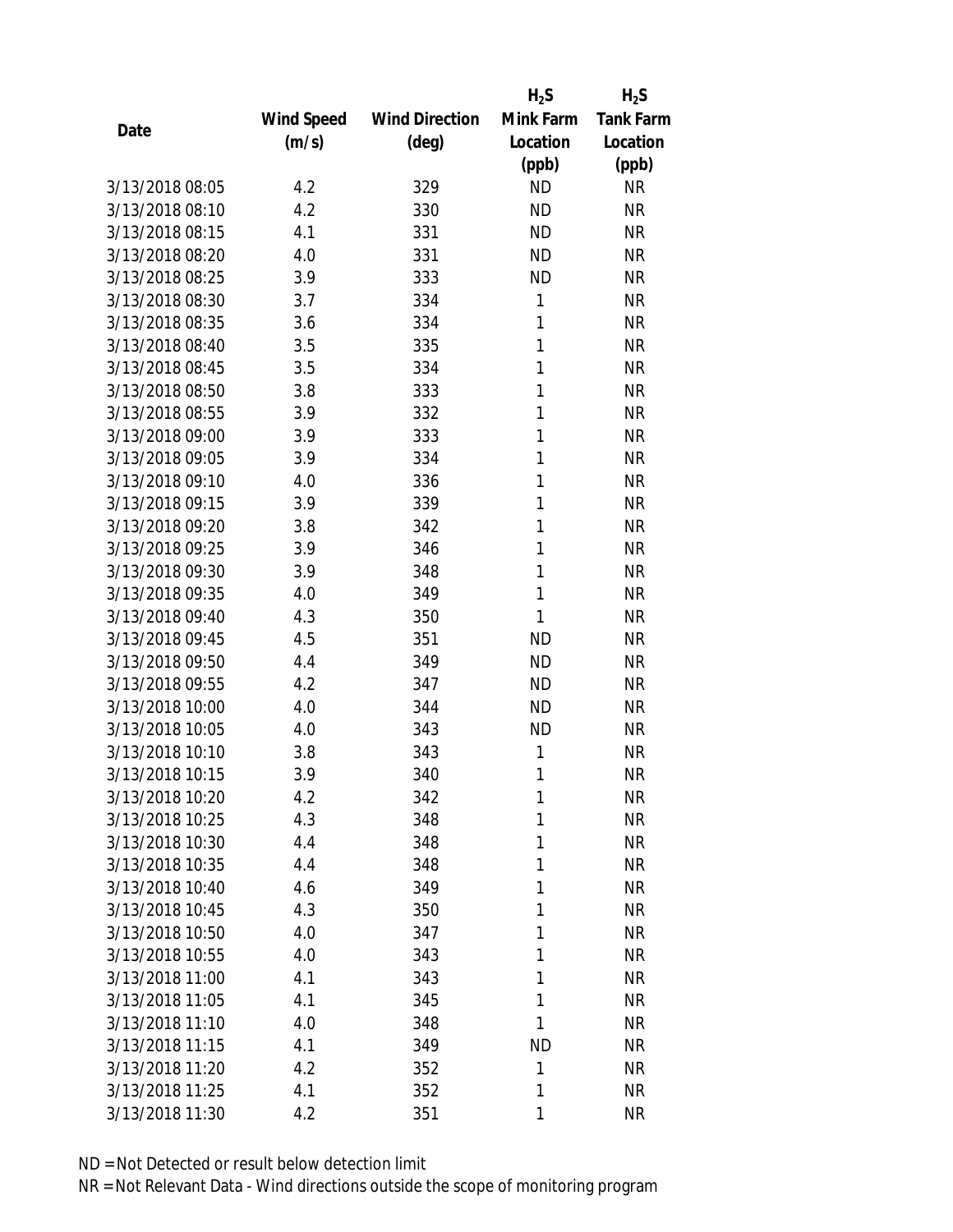| Date | Wind Speed (m/s) | Wind Direction (deg) | $H_2S$ Mink Farm Location (ppb) | $H_2S$ Tank Farm Location (ppb) |
|---|---|---|---|---|
| 3/13/2018 08:05 | 4.2 | 329 | ND | NR |
| 3/13/2018 08:10 | 4.2 | 330 | ND | NR |
| 3/13/2018 08:15 | 4.1 | 331 | ND | NR |
| 3/13/2018 08:20 | 4.0 | 331 | ND | NR |
| 3/13/2018 08:25 | 3.9 | 333 | ND | NR |
| 3/13/2018 08:30 | 3.7 | 334 | 1 | NR |
| 3/13/2018 08:35 | 3.6 | 334 | 1 | NR |
| 3/13/2018 08:40 | 3.5 | 335 | 1 | NR |
| 3/13/2018 08:45 | 3.5 | 334 | 1 | NR |
| 3/13/2018 08:50 | 3.8 | 333 | 1 | NR |
| 3/13/2018 08:55 | 3.9 | 332 | 1 | NR |
| 3/13/2018 09:00 | 3.9 | 333 | 1 | NR |
| 3/13/2018 09:05 | 3.9 | 334 | 1 | NR |
| 3/13/2018 09:10 | 4.0 | 336 | 1 | NR |
| 3/13/2018 09:15 | 3.9 | 339 | 1 | NR |
| 3/13/2018 09:20 | 3.8 | 342 | 1 | NR |
| 3/13/2018 09:25 | 3.9 | 346 | 1 | NR |
| 3/13/2018 09:30 | 3.9 | 348 | 1 | NR |
| 3/13/2018 09:35 | 4.0 | 349 | 1 | NR |
| 3/13/2018 09:40 | 4.3 | 350 | 1 | NR |
| 3/13/2018 09:45 | 4.5 | 351 | ND | NR |
| 3/13/2018 09:50 | 4.4 | 349 | ND | NR |
| 3/13/2018 09:55 | 4.2 | 347 | ND | NR |
| 3/13/2018 10:00 | 4.0 | 344 | ND | NR |
| 3/13/2018 10:05 | 4.0 | 343 | ND | NR |
| 3/13/2018 10:10 | 3.8 | 343 | 1 | NR |
| 3/13/2018 10:15 | 3.9 | 340 | 1 | NR |
| 3/13/2018 10:20 | 4.2 | 342 | 1 | NR |
| 3/13/2018 10:25 | 4.3 | 348 | 1 | NR |
| 3/13/2018 10:30 | 4.4 | 348 | 1 | NR |
| 3/13/2018 10:35 | 4.4 | 348 | 1 | NR |
| 3/13/2018 10:40 | 4.6 | 349 | 1 | NR |
| 3/13/2018 10:45 | 4.3 | 350 | 1 | NR |
| 3/13/2018 10:50 | 4.0 | 347 | 1 | NR |
| 3/13/2018 10:55 | 4.0 | 343 | 1 | NR |
| 3/13/2018 11:00 | 4.1 | 343 | 1 | NR |
| 3/13/2018 11:05 | 4.1 | 345 | 1 | NR |
| 3/13/2018 11:10 | 4.0 | 348 | 1 | NR |
| 3/13/2018 11:15 | 4.1 | 349 | ND | NR |
| 3/13/2018 11:20 | 4.2 | 352 | 1 | NR |
| 3/13/2018 11:25 | 4.1 | 352 | 1 | NR |
| 3/13/2018 11:30 | 4.2 | 351 | 1 | NR |

ND = Not Detected or result below detection limit

NR = Not Relevant Data - Wind directions outside the scope of monitoring program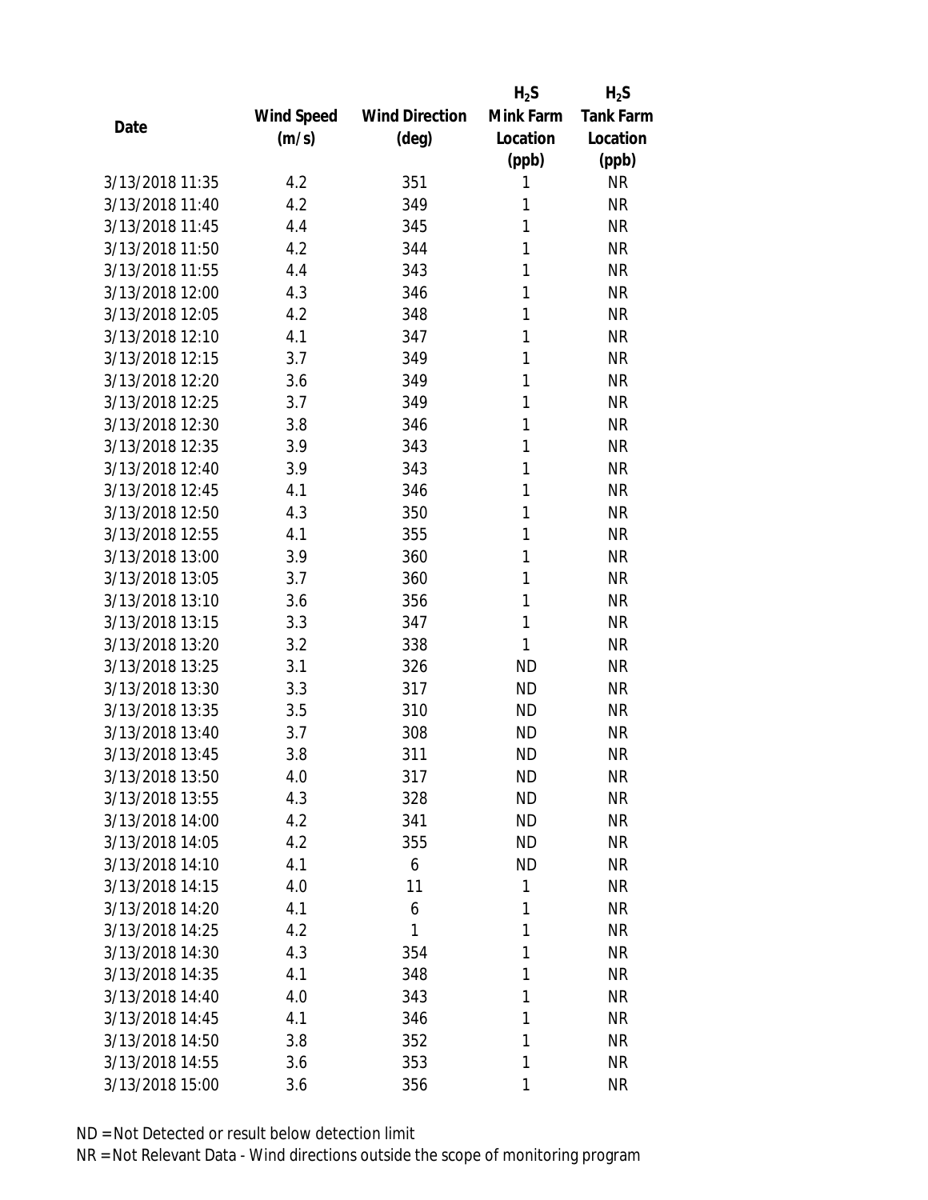| Date | Wind Speed (m/s) | Wind Direction (deg) | $H_2S$ Mink Farm Location (ppb) | $H_2S$ Tank Farm Location (ppb) |
|---|---|---|---|---|
| 3/13/2018 11:35 | 4.2 | 351 | 1 | NR |
| 3/13/2018 11:40 | 4.2 | 349 | 1 | NR |
| 3/13/2018 11:45 | 4.4 | 345 | 1 | NR |
| 3/13/2018 11:50 | 4.2 | 344 | 1 | NR |
| 3/13/2018 11:55 | 4.4 | 343 | 1 | NR |
| 3/13/2018 12:00 | 4.3 | 346 | 1 | NR |
| 3/13/2018 12:05 | 4.2 | 348 | 1 | NR |
| 3/13/2018 12:10 | 4.1 | 347 | 1 | NR |
| 3/13/2018 12:15 | 3.7 | 349 | 1 | NR |
| 3/13/2018 12:20 | 3.6 | 349 | 1 | NR |
| 3/13/2018 12:25 | 3.7 | 349 | 1 | NR |
| 3/13/2018 12:30 | 3.8 | 346 | 1 | NR |
| 3/13/2018 12:35 | 3.9 | 343 | 1 | NR |
| 3/13/2018 12:40 | 3.9 | 343 | 1 | NR |
| 3/13/2018 12:45 | 4.1 | 346 | 1 | NR |
| 3/13/2018 12:50 | 4.3 | 350 | 1 | NR |
| 3/13/2018 12:55 | 4.1 | 355 | 1 | NR |
| 3/13/2018 13:00 | 3.9 | 360 | 1 | NR |
| 3/13/2018 13:05 | 3.7 | 360 | 1 | NR |
| 3/13/2018 13:10 | 3.6 | 356 | 1 | NR |
| 3/13/2018 13:15 | 3.3 | 347 | 1 | NR |
| 3/13/2018 13:20 | 3.2 | 338 | 1 | NR |
| 3/13/2018 13:25 | 3.1 | 326 | ND | NR |
| 3/13/2018 13:30 | 3.3 | 317 | ND | NR |
| 3/13/2018 13:35 | 3.5 | 310 | ND | NR |
| 3/13/2018 13:40 | 3.7 | 308 | ND | NR |
| 3/13/2018 13:45 | 3.8 | 311 | ND | NR |
| 3/13/2018 13:50 | 4.0 | 317 | ND | NR |
| 3/13/2018 13:55 | 4.3 | 328 | ND | NR |
| 3/13/2018 14:00 | 4.2 | 341 | ND | NR |
| 3/13/2018 14:05 | 4.2 | 355 | ND | NR |
| 3/13/2018 14:10 | 4.1 | 6 | ND | NR |
| 3/13/2018 14:15 | 4.0 | 11 | 1 | NR |
| 3/13/2018 14:20 | 4.1 | 6 | 1 | NR |
| 3/13/2018 14:25 | 4.2 | 1 | 1 | NR |
| 3/13/2018 14:30 | 4.3 | 354 | 1 | NR |
| 3/13/2018 14:35 | 4.1 | 348 | 1 | NR |
| 3/13/2018 14:40 | 4.0 | 343 | 1 | NR |
| 3/13/2018 14:45 | 4.1 | 346 | 1 | NR |
| 3/13/2018 14:50 | 3.8 | 352 | 1 | NR |
| 3/13/2018 14:55 | 3.6 | 353 | 1 | NR |
| 3/13/2018 15:00 | 3.6 | 356 | 1 | NR |

ND = Not Detected or result below detection limit

NR = Not Relevant Data - Wind directions outside the scope of monitoring program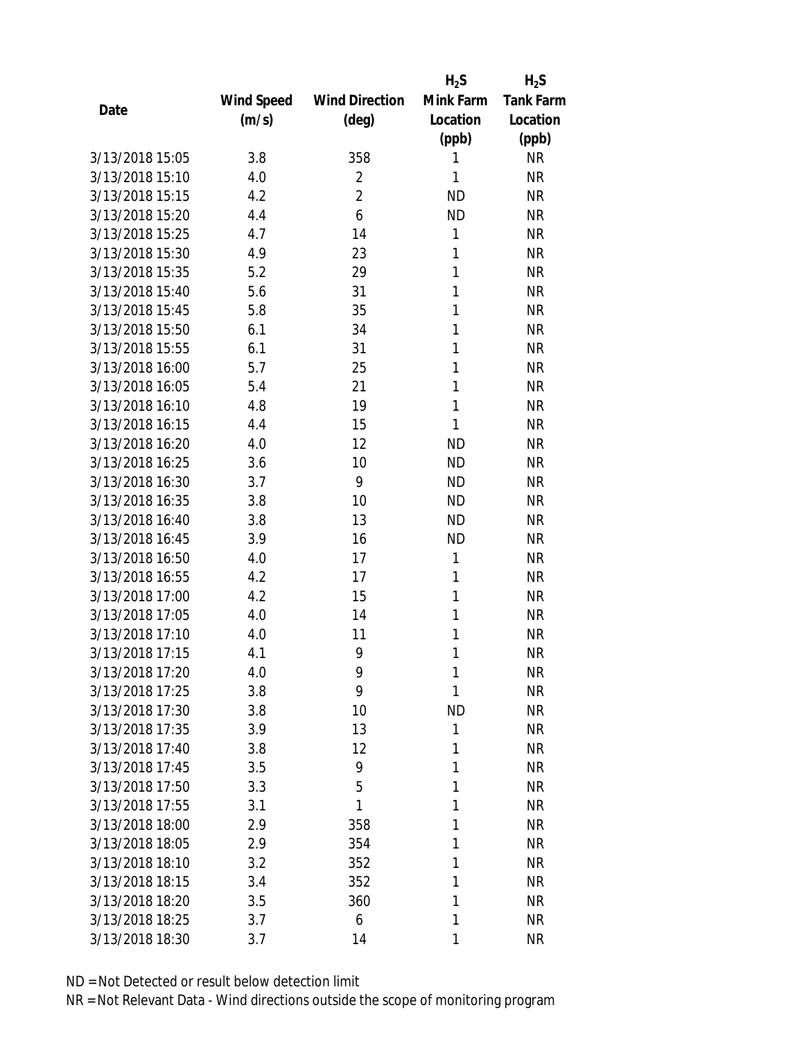| Date | Wind Speed (m/s) | Wind Direction (deg) | $H_2S$ Mink Farm Location (ppb) | $H_2S$ Tank Farm Location (ppb) |
|---|---|---|---|---|
| 3/13/2018 15:05 | 3.8 | 358 | 1 | NR |
| 3/13/2018 15:10 | 4.0 | 2 | 1 | NR |
| 3/13/2018 15:15 | 4.2 | 2 | ND | NR |
| 3/13/2018 15:20 | 4.4 | 6 | ND | NR |
| 3/13/2018 15:25 | 4.7 | 14 | 1 | NR |
| 3/13/2018 15:30 | 4.9 | 23 | 1 | NR |
| 3/13/2018 15:35 | 5.2 | 29 | 1 | NR |
| 3/13/2018 15:40 | 5.6 | 31 | 1 | NR |
| 3/13/2018 15:45 | 5.8 | 35 | 1 | NR |
| 3/13/2018 15:50 | 6.1 | 34 | 1 | NR |
| 3/13/2018 15:55 | 6.1 | 31 | 1 | NR |
| 3/13/2018 16:00 | 5.7 | 25 | 1 | NR |
| 3/13/2018 16:05 | 5.4 | 21 | 1 | NR |
| 3/13/2018 16:10 | 4.8 | 19 | 1 | NR |
| 3/13/2018 16:15 | 4.4 | 15 | 1 | NR |
| 3/13/2018 16:20 | 4.0 | 12 | ND | NR |
| 3/13/2018 16:25 | 3.6 | 10 | ND | NR |
| 3/13/2018 16:30 | 3.7 | 9 | ND | NR |
| 3/13/2018 16:35 | 3.8 | 10 | ND | NR |
| 3/13/2018 16:40 | 3.8 | 13 | ND | NR |
| 3/13/2018 16:45 | 3.9 | 16 | ND | NR |
| 3/13/2018 16:50 | 4.0 | 17 | 1 | NR |
| 3/13/2018 16:55 | 4.2 | 17 | 1 | NR |
| 3/13/2018 17:00 | 4.2 | 15 | 1 | NR |
| 3/13/2018 17:05 | 4.0 | 14 | 1 | NR |
| 3/13/2018 17:10 | 4.0 | 11 | 1 | NR |
| 3/13/2018 17:15 | 4.1 | 9 | 1 | NR |
| 3/13/2018 17:20 | 4.0 | 9 | 1 | NR |
| 3/13/2018 17:25 | 3.8 | 9 | 1 | NR |
| 3/13/2018 17:30 | 3.8 | 10 | ND | NR |
| 3/13/2018 17:35 | 3.9 | 13 | 1 | NR |
| 3/13/2018 17:40 | 3.8 | 12 | 1 | NR |
| 3/13/2018 17:45 | 3.5 | 9 | 1 | NR |
| 3/13/2018 17:50 | 3.3 | 5 | 1 | NR |
| 3/13/2018 17:55 | 3.1 | 1 | 1 | NR |
| 3/13/2018 18:00 | 2.9 | 358 | 1 | NR |
| 3/13/2018 18:05 | 2.9 | 354 | 1 | NR |
| 3/13/2018 18:10 | 3.2 | 352 | 1 | NR |
| 3/13/2018 18:15 | 3.4 | 352 | 1 | NR |
| 3/13/2018 18:20 | 3.5 | 360 | 1 | NR |
| 3/13/2018 18:25 | 3.7 | 6 | 1 | NR |
| 3/13/2018 18:30 | 3.7 | 14 | 1 | NR |

ND = Not Detected or result below detection limit

NR = Not Relevant Data - Wind directions outside the scope of monitoring program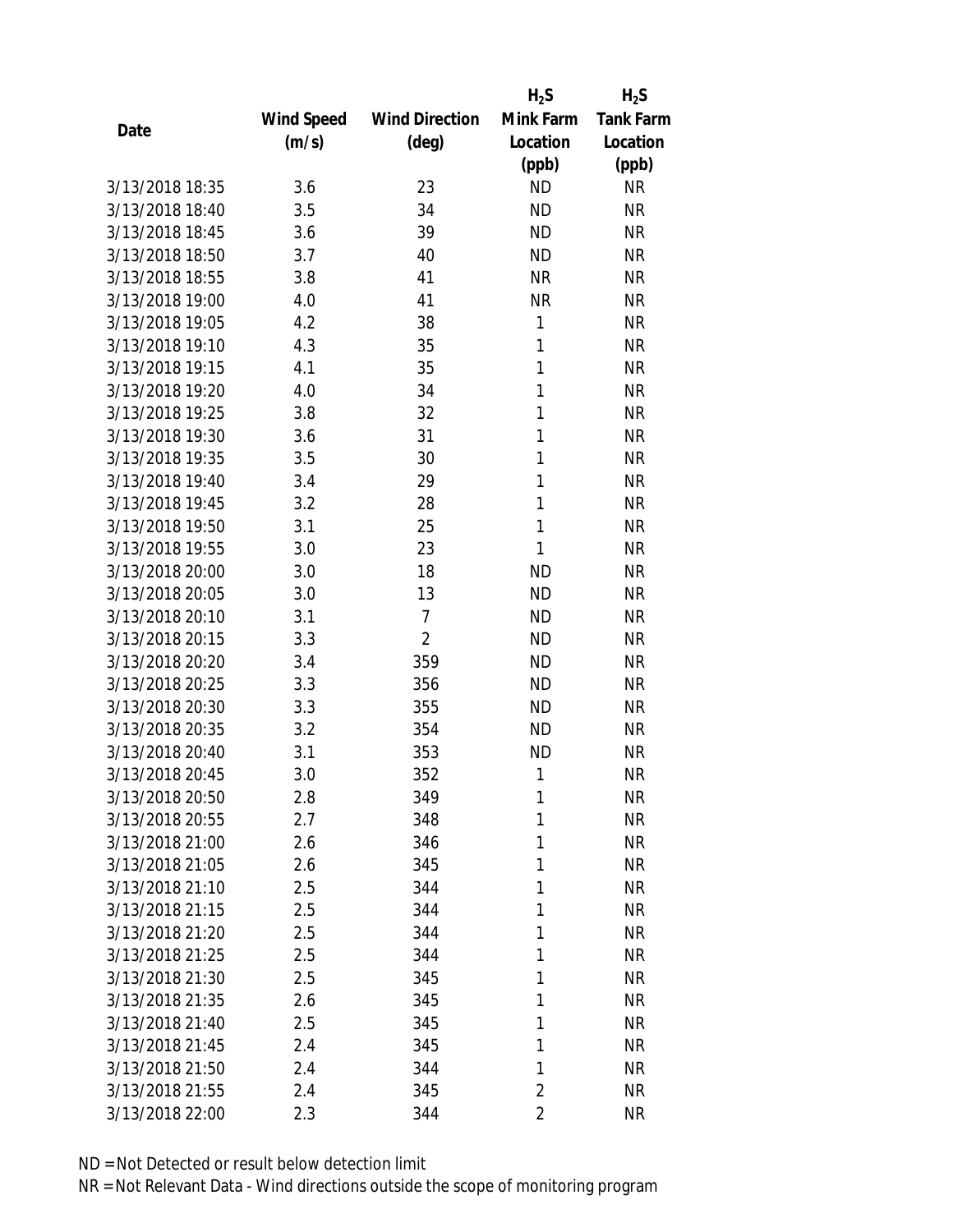| Date | Wind Speed (m/s) | Wind Direction (deg) | $H_2S$ Mink Farm Location (ppb) | $H_2S$ Tank Farm Location (ppb) |
|---|---|---|---|---|
| 3/13/2018 18:35 | 3.6 | 23 | ND | NR |
| 3/13/2018 18:40 | 3.5 | 34 | ND | NR |
| 3/13/2018 18:45 | 3.6 | 39 | ND | NR |
| 3/13/2018 18:50 | 3.7 | 40 | ND | NR |
| 3/13/2018 18:55 | 3.8 | 41 | NR | NR |
| 3/13/2018 19:00 | 4.0 | 41 | NR | NR |
| 3/13/2018 19:05 | 4.2 | 38 | 1 | NR |
| 3/13/2018 19:10 | 4.3 | 35 | 1 | NR |
| 3/13/2018 19:15 | 4.1 | 35 | 1 | NR |
| 3/13/2018 19:20 | 4.0 | 34 | 1 | NR |
| 3/13/2018 19:25 | 3.8 | 32 | 1 | NR |
| 3/13/2018 19:30 | 3.6 | 31 | 1 | NR |
| 3/13/2018 19:35 | 3.5 | 30 | 1 | NR |
| 3/13/2018 19:40 | 3.4 | 29 | 1 | NR |
| 3/13/2018 19:45 | 3.2 | 28 | 1 | NR |
| 3/13/2018 19:50 | 3.1 | 25 | 1 | NR |
| 3/13/2018 19:55 | 3.0 | 23 | 1 | NR |
| 3/13/2018 20:00 | 3.0 | 18 | ND | NR |
| 3/13/2018 20:05 | 3.0 | 13 | ND | NR |
| 3/13/2018 20:10 | 3.1 | 7 | ND | NR |
| 3/13/2018 20:15 | 3.3 | 2 | ND | NR |
| 3/13/2018 20:20 | 3.4 | 359 | ND | NR |
| 3/13/2018 20:25 | 3.3 | 356 | ND | NR |
| 3/13/2018 20:30 | 3.3 | 355 | ND | NR |
| 3/13/2018 20:35 | 3.2 | 354 | ND | NR |
| 3/13/2018 20:40 | 3.1 | 353 | ND | NR |
| 3/13/2018 20:45 | 3.0 | 352 | 1 | NR |
| 3/13/2018 20:50 | 2.8 | 349 | 1 | NR |
| 3/13/2018 20:55 | 2.7 | 348 | 1 | NR |
| 3/13/2018 21:00 | 2.6 | 346 | 1 | NR |
| 3/13/2018 21:05 | 2.6 | 345 | 1 | NR |
| 3/13/2018 21:10 | 2.5 | 344 | 1 | NR |
| 3/13/2018 21:15 | 2.5 | 344 | 1 | NR |
| 3/13/2018 21:20 | 2.5 | 344 | 1 | NR |
| 3/13/2018 21:25 | 2.5 | 344 | 1 | NR |
| 3/13/2018 21:30 | 2.5 | 345 | 1 | NR |
| 3/13/2018 21:35 | 2.6 | 345 | 1 | NR |
| 3/13/2018 21:40 | 2.5 | 345 | 1 | NR |
| 3/13/2018 21:45 | 2.4 | 345 | 1 | NR |
| 3/13/2018 21:50 | 2.4 | 344 | 1 | NR |
| 3/13/2018 21:55 | 2.4 | 345 | 2 | NR |
| 3/13/2018 22:00 | 2.3 | 344 | 2 | NR |

ND = Not Detected or result below detection limit

NR = Not Relevant Data - Wind directions outside the scope of monitoring program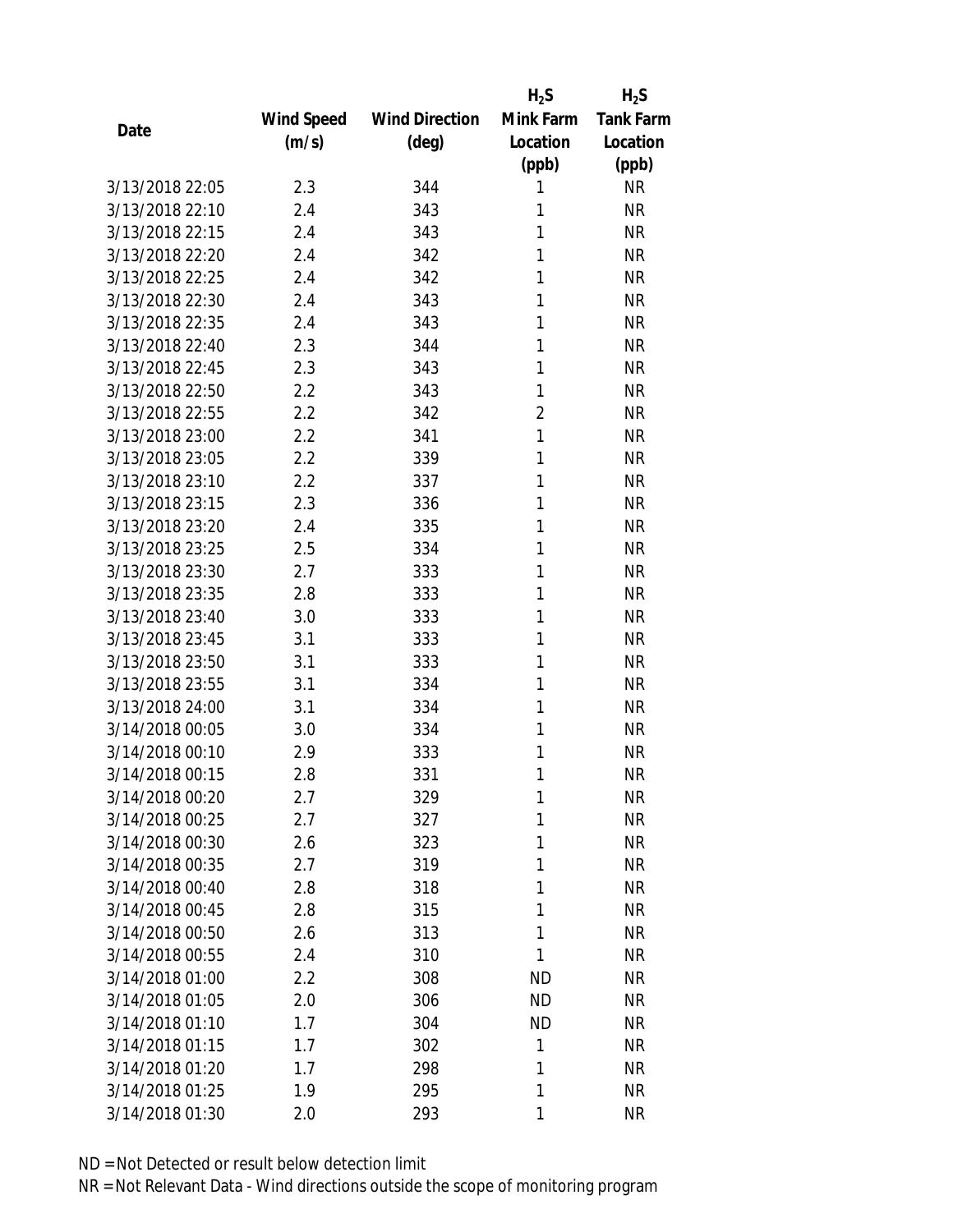| Date | Wind Speed (m/s) | Wind Direction (deg) | $H_2S$ Mink Farm Location (ppb) | $H_2S$ Tank Farm Location (ppb) |
|---|---|---|---|---|
| 3/13/2018 22:05 | 2.3 | 344 | 1 | NR |
| 3/13/2018 22:10 | 2.4 | 343 | 1 | NR |
| 3/13/2018 22:15 | 2.4 | 343 | 1 | NR |
| 3/13/2018 22:20 | 2.4 | 342 | 1 | NR |
| 3/13/2018 22:25 | 2.4 | 342 | 1 | NR |
| 3/13/2018 22:30 | 2.4 | 343 | 1 | NR |
| 3/13/2018 22:35 | 2.4 | 343 | 1 | NR |
| 3/13/2018 22:40 | 2.3 | 344 | 1 | NR |
| 3/13/2018 22:45 | 2.3 | 343 | 1 | NR |
| 3/13/2018 22:50 | 2.2 | 343 | 1 | NR |
| 3/13/2018 22:55 | 2.2 | 342 | 2 | NR |
| 3/13/2018 23:00 | 2.2 | 341 | 1 | NR |
| 3/13/2018 23:05 | 2.2 | 339 | 1 | NR |
| 3/13/2018 23:10 | 2.2 | 337 | 1 | NR |
| 3/13/2018 23:15 | 2.3 | 336 | 1 | NR |
| 3/13/2018 23:20 | 2.4 | 335 | 1 | NR |
| 3/13/2018 23:25 | 2.5 | 334 | 1 | NR |
| 3/13/2018 23:30 | 2.7 | 333 | 1 | NR |
| 3/13/2018 23:35 | 2.8 | 333 | 1 | NR |
| 3/13/2018 23:40 | 3.0 | 333 | 1 | NR |
| 3/13/2018 23:45 | 3.1 | 333 | 1 | NR |
| 3/13/2018 23:50 | 3.1 | 333 | 1 | NR |
| 3/13/2018 23:55 | 3.1 | 334 | 1 | NR |
| 3/13/2018 24:00 | 3.1 | 334 | 1 | NR |
| 3/14/2018 00:05 | 3.0 | 334 | 1 | NR |
| 3/14/2018 00:10 | 2.9 | 333 | 1 | NR |
| 3/14/2018 00:15 | 2.8 | 331 | 1 | NR |
| 3/14/2018 00:20 | 2.7 | 329 | 1 | NR |
| 3/14/2018 00:25 | 2.7 | 327 | 1 | NR |
| 3/14/2018 00:30 | 2.6 | 323 | 1 | NR |
| 3/14/2018 00:35 | 2.7 | 319 | 1 | NR |
| 3/14/2018 00:40 | 2.8 | 318 | 1 | NR |
| 3/14/2018 00:45 | 2.8 | 315 | 1 | NR |
| 3/14/2018 00:50 | 2.6 | 313 | 1 | NR |
| 3/14/2018 00:55 | 2.4 | 310 | 1 | NR |
| 3/14/2018 01:00 | 2.2 | 308 | ND | NR |
| 3/14/2018 01:05 | 2.0 | 306 | ND | NR |
| 3/14/2018 01:10 | 1.7 | 304 | ND | NR |
| 3/14/2018 01:15 | 1.7 | 302 | 1 | NR |
| 3/14/2018 01:20 | 1.7 | 298 | 1 | NR |
| 3/14/2018 01:25 | 1.9 | 295 | 1 | NR |
| 3/14/2018 01:30 | 2.0 | 293 | 1 | NR |

ND = Not Detected or result below detection limit
NR = Not Relevant Data - Wind directions outside the scope of monitoring program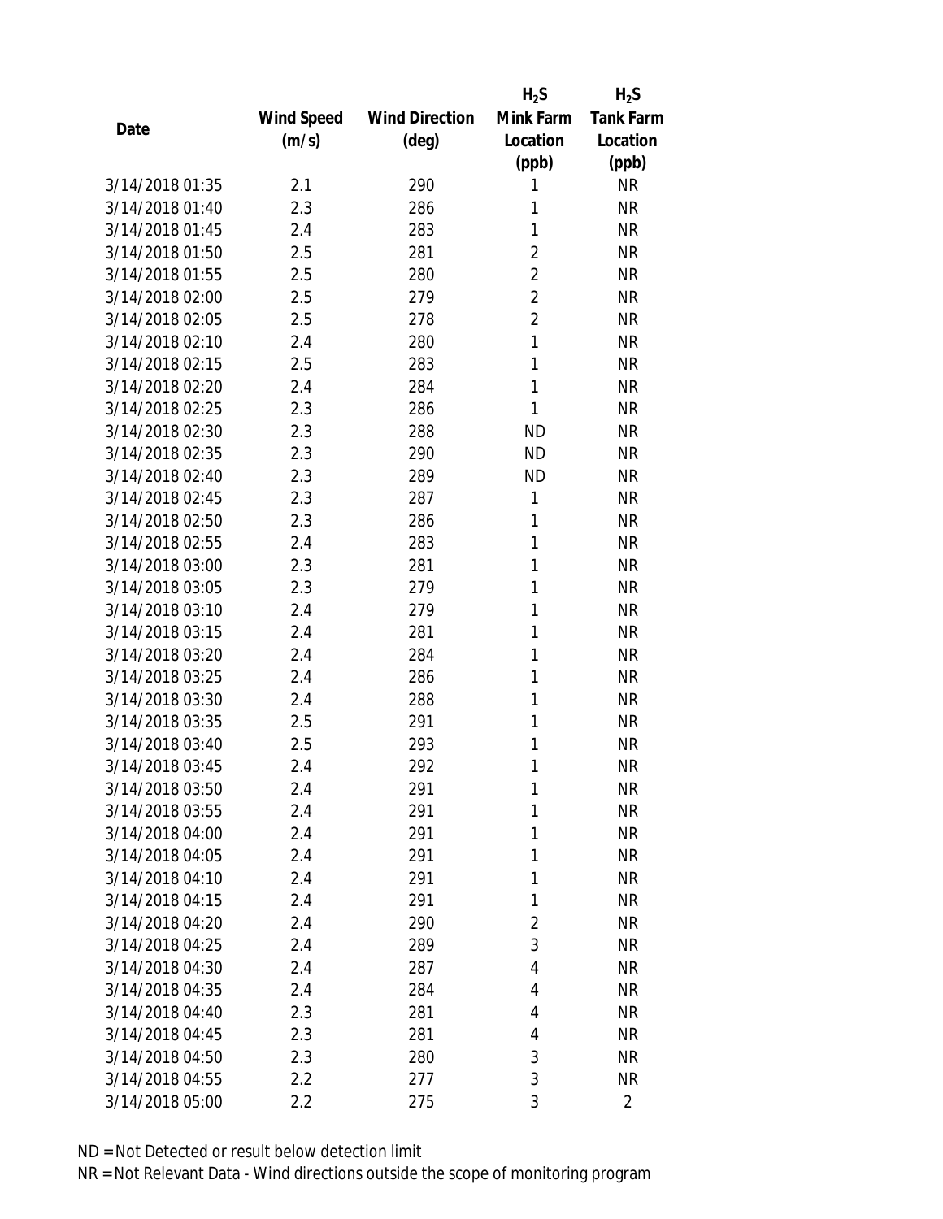| Date | Wind Speed (m/s) | Wind Direction (deg) | $H_2S$ Mink Farm Location (ppb) | $H_2S$ Tank Farm Location (ppb) |
|---|---|---|---|---|
| 3/14/2018 01:35 | 2.1 | 290 | 1 | NR |
| 3/14/2018 01:40 | 2.3 | 286 | 1 | NR |
| 3/14/2018 01:45 | 2.4 | 283 | 1 | NR |
| 3/14/2018 01:50 | 2.5 | 281 | 2 | NR |
| 3/14/2018 01:55 | 2.5 | 280 | 2 | NR |
| 3/14/2018 02:00 | 2.5 | 279 | 2 | NR |
| 3/14/2018 02:05 | 2.5 | 278 | 2 | NR |
| 3/14/2018 02:10 | 2.4 | 280 | 1 | NR |
| 3/14/2018 02:15 | 2.5 | 283 | 1 | NR |
| 3/14/2018 02:20 | 2.4 | 284 | 1 | NR |
| 3/14/2018 02:25 | 2.3 | 286 | 1 | NR |
| 3/14/2018 02:30 | 2.3 | 288 | ND | NR |
| 3/14/2018 02:35 | 2.3 | 290 | ND | NR |
| 3/14/2018 02:40 | 2.3 | 289 | ND | NR |
| 3/14/2018 02:45 | 2.3 | 287 | 1 | NR |
| 3/14/2018 02:50 | 2.3 | 286 | 1 | NR |
| 3/14/2018 02:55 | 2.4 | 283 | 1 | NR |
| 3/14/2018 03:00 | 2.3 | 281 | 1 | NR |
| 3/14/2018 03:05 | 2.3 | 279 | 1 | NR |
| 3/14/2018 03:10 | 2.4 | 279 | 1 | NR |
| 3/14/2018 03:15 | 2.4 | 281 | 1 | NR |
| 3/14/2018 03:20 | 2.4 | 284 | 1 | NR |
| 3/14/2018 03:25 | 2.4 | 286 | 1 | NR |
| 3/14/2018 03:30 | 2.4 | 288 | 1 | NR |
| 3/14/2018 03:35 | 2.5 | 291 | 1 | NR |
| 3/14/2018 03:40 | 2.5 | 293 | 1 | NR |
| 3/14/2018 03:45 | 2.4 | 292 | 1 | NR |
| 3/14/2018 03:50 | 2.4 | 291 | 1 | NR |
| 3/14/2018 03:55 | 2.4 | 291 | 1 | NR |
| 3/14/2018 04:00 | 2.4 | 291 | 1 | NR |
| 3/14/2018 04:05 | 2.4 | 291 | 1 | NR |
| 3/14/2018 04:10 | 2.4 | 291 | 1 | NR |
| 3/14/2018 04:15 | 2.4 | 291 | 1 | NR |
| 3/14/2018 04:20 | 2.4 | 290 | 2 | NR |
| 3/14/2018 04:25 | 2.4 | 289 | 3 | NR |
| 3/14/2018 04:30 | 2.4 | 287 | 4 | NR |
| 3/14/2018 04:35 | 2.4 | 284 | 4 | NR |
| 3/14/2018 04:40 | 2.3 | 281 | 4 | NR |
| 3/14/2018 04:45 | 2.3 | 281 | 4 | NR |
| 3/14/2018 04:50 | 2.3 | 280 | 3 | NR |
| 3/14/2018 04:55 | 2.2 | 277 | 3 | NR |
| 3/14/2018 05:00 | 2.2 | 275 | 3 | 2 |

ND = Not Detected or result below detection limit

NR = Not Relevant Data - Wind directions outside the scope of monitoring program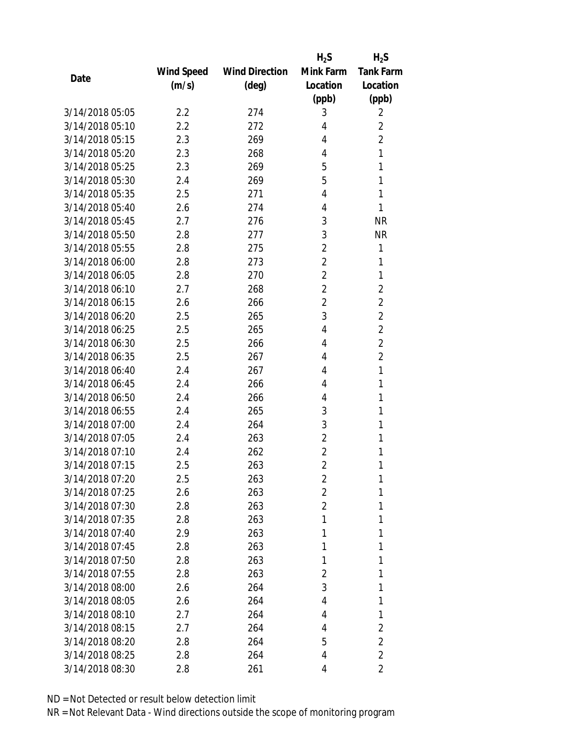| Date | Wind Speed (m/s) | Wind Direction (deg) | $H_2S$ Mink Farm Location (ppb) | $H_2S$ Tank Farm Location (ppb) |
|---|---|---|---|---|
| 3/14/2018 05:05 | 2.2 | 274 | 3 | 2 |
| 3/14/2018 05:10 | 2.2 | 272 | 4 | 2 |
| 3/14/2018 05:15 | 2.3 | 269 | 4 | 2 |
| 3/14/2018 05:20 | 2.3 | 268 | 4 | 1 |
| 3/14/2018 05:25 | 2.3 | 269 | 5 | 1 |
| 3/14/2018 05:30 | 2.4 | 269 | 5 | 1 |
| 3/14/2018 05:35 | 2.5 | 271 | 4 | 1 |
| 3/14/2018 05:40 | 2.6 | 274 | 4 | 1 |
| 3/14/2018 05:45 | 2.7 | 276 | 3 | NR |
| 3/14/2018 05:50 | 2.8 | 277 | 3 | NR |
| 3/14/2018 05:55 | 2.8 | 275 | 2 | 1 |
| 3/14/2018 06:00 | 2.8 | 273 | 2 | 1 |
| 3/14/2018 06:05 | 2.8 | 270 | 2 | 1 |
| 3/14/2018 06:10 | 2.7 | 268 | 2 | 2 |
| 3/14/2018 06:15 | 2.6 | 266 | 2 | 2 |
| 3/14/2018 06:20 | 2.5 | 265 | 3 | 2 |
| 3/14/2018 06:25 | 2.5 | 265 | 4 | 2 |
| 3/14/2018 06:30 | 2.5 | 266 | 4 | 2 |
| 3/14/2018 06:35 | 2.5 | 267 | 4 | 2 |
| 3/14/2018 06:40 | 2.4 | 267 | 4 | 1 |
| 3/14/2018 06:45 | 2.4 | 266 | 4 | 1 |
| 3/14/2018 06:50 | 2.4 | 266 | 4 | 1 |
| 3/14/2018 06:55 | 2.4 | 265 | 3 | 1 |
| 3/14/2018 07:00 | 2.4 | 264 | 3 | 1 |
| 3/14/2018 07:05 | 2.4 | 263 | 2 | 1 |
| 3/14/2018 07:10 | 2.4 | 262 | 2 | 1 |
| 3/14/2018 07:15 | 2.5 | 263 | 2 | 1 |
| 3/14/2018 07:20 | 2.5 | 263 | 2 | 1 |
| 3/14/2018 07:25 | 2.6 | 263 | 2 | 1 |
| 3/14/2018 07:30 | 2.8 | 263 | 2 | 1 |
| 3/14/2018 07:35 | 2.8 | 263 | 1 | 1 |
| 3/14/2018 07:40 | 2.9 | 263 | 1 | 1 |
| 3/14/2018 07:45 | 2.8 | 263 | 1 | 1 |
| 3/14/2018 07:50 | 2.8 | 263 | 1 | 1 |
| 3/14/2018 07:55 | 2.8 | 263 | 2 | 1 |
| 3/14/2018 08:00 | 2.6 | 264 | 3 | 1 |
| 3/14/2018 08:05 | 2.6 | 264 | 4 | 1 |
| 3/14/2018 08:10 | 2.7 | 264 | 4 | 1 |
| 3/14/2018 08:15 | 2.7 | 264 | 4 | 2 |
| 3/14/2018 08:20 | 2.8 | 264 | 5 | 2 |
| 3/14/2018 08:25 | 2.8 | 264 | 4 | 2 |
| 3/14/2018 08:30 | 2.8 | 261 | 4 | 2 |

ND = Not Detected or result below detection limit
NR = Not Relevant Data - Wind directions outside the scope of monitoring program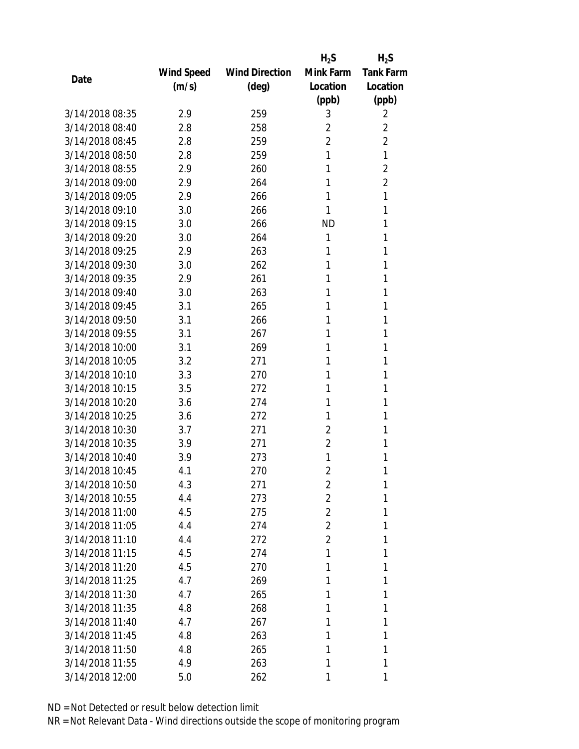| Date | Wind Speed (m/s) | Wind Direction (deg) | $H_2S$ Mink Farm Location (ppb) | $H_2S$ Tank Farm Location (ppb) |
|---|---|---|---|---|
| 3/14/2018 08:35 | 2.9 | 259 | 3 | 2 |
| 3/14/2018 08:40 | 2.8 | 258 | 2 | 2 |
| 3/14/2018 08:45 | 2.8 | 259 | 2 | 2 |
| 3/14/2018 08:50 | 2.8 | 259 | 1 | 1 |
| 3/14/2018 08:55 | 2.9 | 260 | 1 | 2 |
| 3/14/2018 09:00 | 2.9 | 264 | 1 | 2 |
| 3/14/2018 09:05 | 2.9 | 266 | 1 | 1 |
| 3/14/2018 09:10 | 3.0 | 266 | 1 | 1 |
| 3/14/2018 09:15 | 3.0 | 266 | ND | 1 |
| 3/14/2018 09:20 | 3.0 | 264 | 1 | 1 |
| 3/14/2018 09:25 | 2.9 | 263 | 1 | 1 |
| 3/14/2018 09:30 | 3.0 | 262 | 1 | 1 |
| 3/14/2018 09:35 | 2.9 | 261 | 1 | 1 |
| 3/14/2018 09:40 | 3.0 | 263 | 1 | 1 |
| 3/14/2018 09:45 | 3.1 | 265 | 1 | 1 |
| 3/14/2018 09:50 | 3.1 | 266 | 1 | 1 |
| 3/14/2018 09:55 | 3.1 | 267 | 1 | 1 |
| 3/14/2018 10:00 | 3.1 | 269 | 1 | 1 |
| 3/14/2018 10:05 | 3.2 | 271 | 1 | 1 |
| 3/14/2018 10:10 | 3.3 | 270 | 1 | 1 |
| 3/14/2018 10:15 | 3.5 | 272 | 1 | 1 |
| 3/14/2018 10:20 | 3.6 | 274 | 1 | 1 |
| 3/14/2018 10:25 | 3.6 | 272 | 1 | 1 |
| 3/14/2018 10:30 | 3.7 | 271 | 2 | 1 |
| 3/14/2018 10:35 | 3.9 | 271 | 2 | 1 |
| 3/14/2018 10:40 | 3.9 | 273 | 1 | 1 |
| 3/14/2018 10:45 | 4.1 | 270 | 2 | 1 |
| 3/14/2018 10:50 | 4.3 | 271 | 2 | 1 |
| 3/14/2018 10:55 | 4.4 | 273 | 2 | 1 |
| 3/14/2018 11:00 | 4.5 | 275 | 2 | 1 |
| 3/14/2018 11:05 | 4.4 | 274 | 2 | 1 |
| 3/14/2018 11:10 | 4.4 | 272 | 2 | 1 |
| 3/14/2018 11:15 | 4.5 | 274 | 1 | 1 |
| 3/14/2018 11:20 | 4.5 | 270 | 1 | 1 |
| 3/14/2018 11:25 | 4.7 | 269 | 1 | 1 |
| 3/14/2018 11:30 | 4.7 | 265 | 1 | 1 |
| 3/14/2018 11:35 | 4.8 | 268 | 1 | 1 |
| 3/14/2018 11:40 | 4.7 | 267 | 1 | 1 |
| 3/14/2018 11:45 | 4.8 | 263 | 1 | 1 |
| 3/14/2018 11:50 | 4.8 | 265 | 1 | 1 |
| 3/14/2018 11:55 | 4.9 | 263 | 1 | 1 |
| 3/14/2018 12:00 | 5.0 | 262 | 1 | 1 |

ND = Not Detected or result below detection limit

NR = Not Relevant Data - Wind directions outside the scope of monitoring program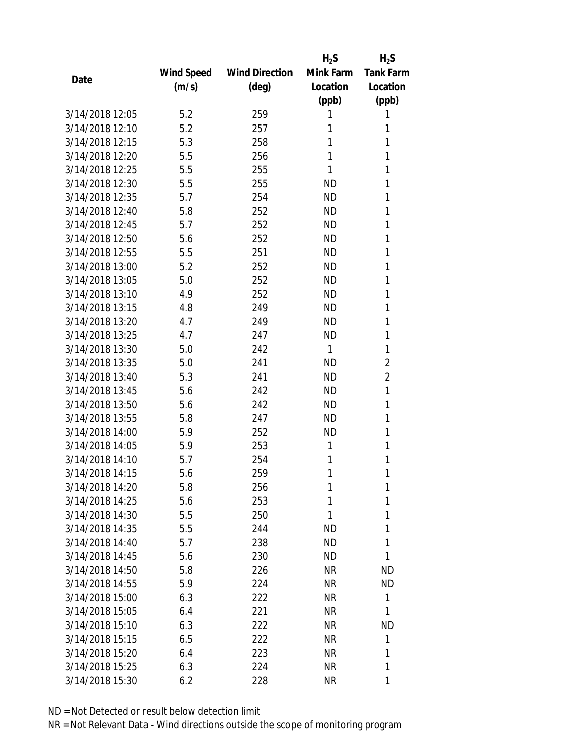| Date | Wind Speed (m/s) | Wind Direction (deg) | $H_2S$ Mink Farm Location (ppb) | $H_2S$ Tank Farm Location (ppb) |
|---|---|---|---|---|
| 3/14/2018 12:05 | 5.2 | 259 | 1 | 1 |
| 3/14/2018 12:10 | 5.2 | 257 | 1 | 1 |
| 3/14/2018 12:15 | 5.3 | 258 | 1 | 1 |
| 3/14/2018 12:20 | 5.5 | 256 | 1 | 1 |
| 3/14/2018 12:25 | 5.5 | 255 | 1 | 1 |
| 3/14/2018 12:30 | 5.5 | 255 | ND | 1 |
| 3/14/2018 12:35 | 5.7 | 254 | ND | 1 |
| 3/14/2018 12:40 | 5.8 | 252 | ND | 1 |
| 3/14/2018 12:45 | 5.7 | 252 | ND | 1 |
| 3/14/2018 12:50 | 5.6 | 252 | ND | 1 |
| 3/14/2018 12:55 | 5.5 | 251 | ND | 1 |
| 3/14/2018 13:00 | 5.2 | 252 | ND | 1 |
| 3/14/2018 13:05 | 5.0 | 252 | ND | 1 |
| 3/14/2018 13:10 | 4.9 | 252 | ND | 1 |
| 3/14/2018 13:15 | 4.8 | 249 | ND | 1 |
| 3/14/2018 13:20 | 4.7 | 249 | ND | 1 |
| 3/14/2018 13:25 | 4.7 | 247 | ND | 1 |
| 3/14/2018 13:30 | 5.0 | 242 | 1 | 1 |
| 3/14/2018 13:35 | 5.0 | 241 | ND | 2 |
| 3/14/2018 13:40 | 5.3 | 241 | ND | 2 |
| 3/14/2018 13:45 | 5.6 | 242 | ND | 1 |
| 3/14/2018 13:50 | 5.6 | 242 | ND | 1 |
| 3/14/2018 13:55 | 5.8 | 247 | ND | 1 |
| 3/14/2018 14:00 | 5.9 | 252 | ND | 1 |
| 3/14/2018 14:05 | 5.9 | 253 | 1 | 1 |
| 3/14/2018 14:10 | 5.7 | 254 | 1 | 1 |
| 3/14/2018 14:15 | 5.6 | 259 | 1 | 1 |
| 3/14/2018 14:20 | 5.8 | 256 | 1 | 1 |
| 3/14/2018 14:25 | 5.6 | 253 | 1 | 1 |
| 3/14/2018 14:30 | 5.5 | 250 | 1 | 1 |
| 3/14/2018 14:35 | 5.5 | 244 | ND | 1 |
| 3/14/2018 14:40 | 5.7 | 238 | ND | 1 |
| 3/14/2018 14:45 | 5.6 | 230 | ND | 1 |
| 3/14/2018 14:50 | 5.8 | 226 | NR | ND |
| 3/14/2018 14:55 | 5.9 | 224 | NR | ND |
| 3/14/2018 15:00 | 6.3 | 222 | NR | 1 |
| 3/14/2018 15:05 | 6.4 | 221 | NR | 1 |
| 3/14/2018 15:10 | 6.3 | 222 | NR | ND |
| 3/14/2018 15:15 | 6.5 | 222 | NR | 1 |
| 3/14/2018 15:20 | 6.4 | 223 | NR | 1 |
| 3/14/2018 15:25 | 6.3 | 224 | NR | 1 |
| 3/14/2018 15:30 | 6.2 | 228 | NR | 1 |

ND = Not Detected or result below detection limit
NR = Not Relevant Data - Wind directions outside the scope of monitoring program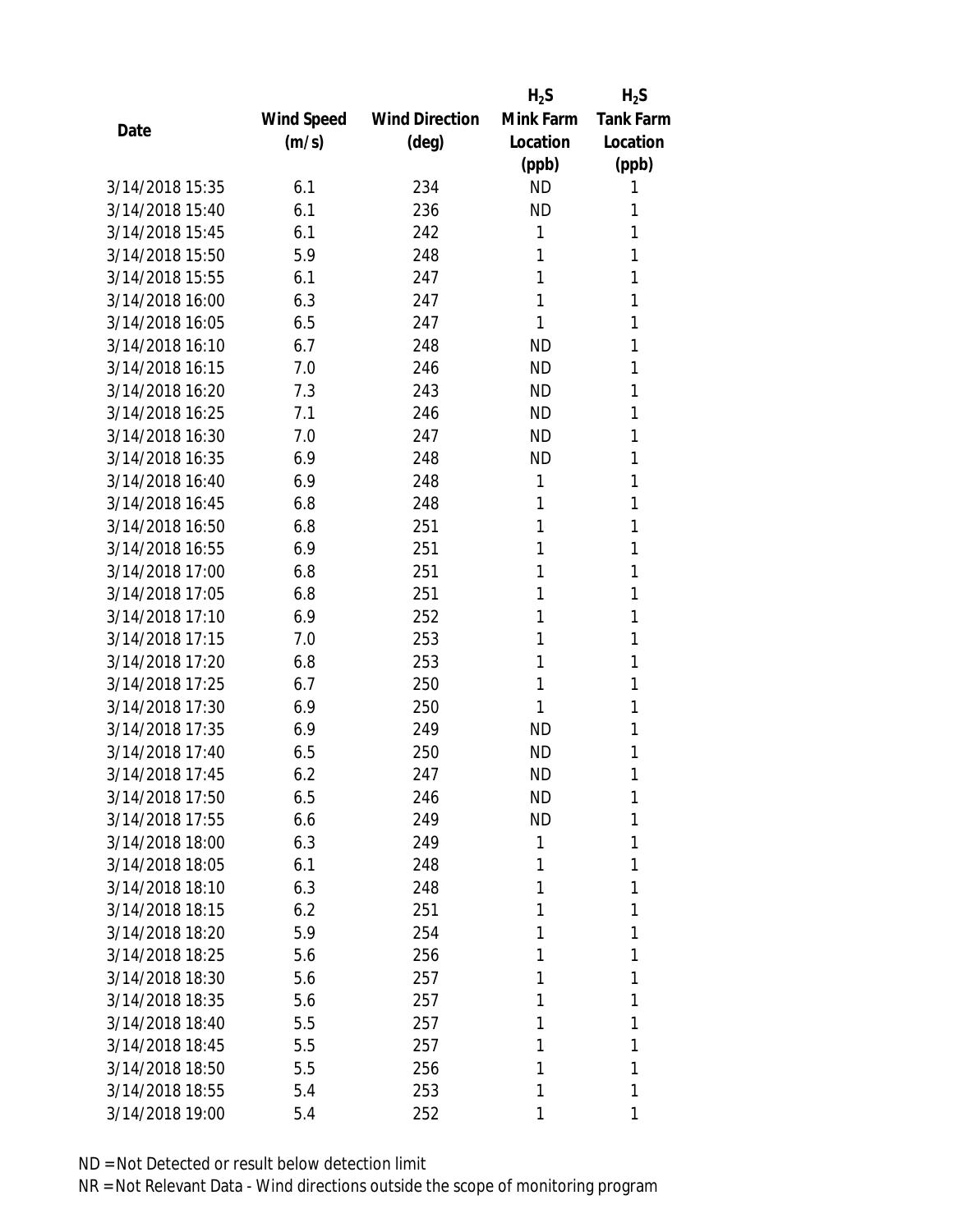| Date | Wind Speed (m/s) | Wind Direction (deg) | $H_2S$ Mink Farm Location (ppb) | $H_2S$ Tank Farm Location (ppb) |
|---|---|---|---|---|
| 3/14/2018 15:35 | 6.1 | 234 | ND | 1 |
| 3/14/2018 15:40 | 6.1 | 236 | ND | 1 |
| 3/14/2018 15:45 | 6.1 | 242 | 1 | 1 |
| 3/14/2018 15:50 | 5.9 | 248 | 1 | 1 |
| 3/14/2018 15:55 | 6.1 | 247 | 1 | 1 |
| 3/14/2018 16:00 | 6.3 | 247 | 1 | 1 |
| 3/14/2018 16:05 | 6.5 | 247 | 1 | 1 |
| 3/14/2018 16:10 | 6.7 | 248 | ND | 1 |
| 3/14/2018 16:15 | 7.0 | 246 | ND | 1 |
| 3/14/2018 16:20 | 7.3 | 243 | ND | 1 |
| 3/14/2018 16:25 | 7.1 | 246 | ND | 1 |
| 3/14/2018 16:30 | 7.0 | 247 | ND | 1 |
| 3/14/2018 16:35 | 6.9 | 248 | ND | 1 |
| 3/14/2018 16:40 | 6.9 | 248 | 1 | 1 |
| 3/14/2018 16:45 | 6.8 | 248 | 1 | 1 |
| 3/14/2018 16:50 | 6.8 | 251 | 1 | 1 |
| 3/14/2018 16:55 | 6.9 | 251 | 1 | 1 |
| 3/14/2018 17:00 | 6.8 | 251 | 1 | 1 |
| 3/14/2018 17:05 | 6.8 | 251 | 1 | 1 |
| 3/14/2018 17:10 | 6.9 | 252 | 1 | 1 |
| 3/14/2018 17:15 | 7.0 | 253 | 1 | 1 |
| 3/14/2018 17:20 | 6.8 | 253 | 1 | 1 |
| 3/14/2018 17:25 | 6.7 | 250 | 1 | 1 |
| 3/14/2018 17:30 | 6.9 | 250 | 1 | 1 |
| 3/14/2018 17:35 | 6.9 | 249 | ND | 1 |
| 3/14/2018 17:40 | 6.5 | 250 | ND | 1 |
| 3/14/2018 17:45 | 6.2 | 247 | ND | 1 |
| 3/14/2018 17:50 | 6.5 | 246 | ND | 1 |
| 3/14/2018 17:55 | 6.6 | 249 | ND | 1 |
| 3/14/2018 18:00 | 6.3 | 249 | 1 | 1 |
| 3/14/2018 18:05 | 6.1 | 248 | 1 | 1 |
| 3/14/2018 18:10 | 6.3 | 248 | 1 | 1 |
| 3/14/2018 18:15 | 6.2 | 251 | 1 | 1 |
| 3/14/2018 18:20 | 5.9 | 254 | 1 | 1 |
| 3/14/2018 18:25 | 5.6 | 256 | 1 | 1 |
| 3/14/2018 18:30 | 5.6 | 257 | 1 | 1 |
| 3/14/2018 18:35 | 5.6 | 257 | 1 | 1 |
| 3/14/2018 18:40 | 5.5 | 257 | 1 | 1 |
| 3/14/2018 18:45 | 5.5 | 257 | 1 | 1 |
| 3/14/2018 18:50 | 5.5 | 256 | 1 | 1 |
| 3/14/2018 18:55 | 5.4 | 253 | 1 | 1 |
| 3/14/2018 19:00 | 5.4 | 252 | 1 | 1 |

ND = Not Detected or result below detection limit

NR = Not Relevant Data - Wind directions outside the scope of monitoring program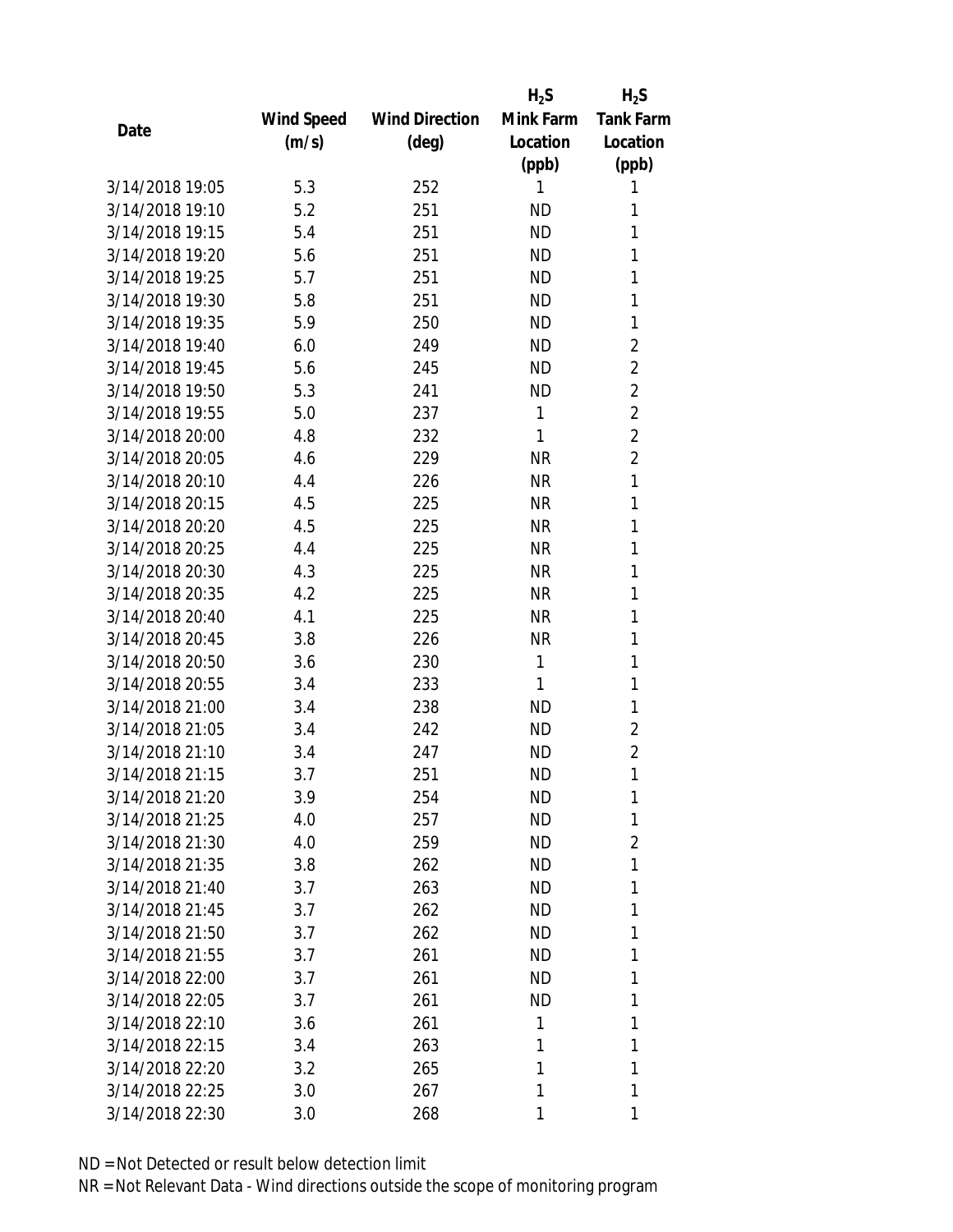| Date | Wind Speed (m/s) | Wind Direction (deg) | $H_2S$ Mink Farm Location (ppb) | $H_2S$ Tank Farm Location (ppb) |
|---|---|---|---|---|
| 3/14/2018 19:05 | 5.3 | 252 | 1 | 1 |
| 3/14/2018 19:10 | 5.2 | 251 | ND | 1 |
| 3/14/2018 19:15 | 5.4 | 251 | ND | 1 |
| 3/14/2018 19:20 | 5.6 | 251 | ND | 1 |
| 3/14/2018 19:25 | 5.7 | 251 | ND | 1 |
| 3/14/2018 19:30 | 5.8 | 251 | ND | 1 |
| 3/14/2018 19:35 | 5.9 | 250 | ND | 1 |
| 3/14/2018 19:40 | 6.0 | 249 | ND | 2 |
| 3/14/2018 19:45 | 5.6 | 245 | ND | 2 |
| 3/14/2018 19:50 | 5.3 | 241 | ND | 2 |
| 3/14/2018 19:55 | 5.0 | 237 | 1 | 2 |
| 3/14/2018 20:00 | 4.8 | 232 | 1 | 2 |
| 3/14/2018 20:05 | 4.6 | 229 | NR | 2 |
| 3/14/2018 20:10 | 4.4 | 226 | NR | 1 |
| 3/14/2018 20:15 | 4.5 | 225 | NR | 1 |
| 3/14/2018 20:20 | 4.5 | 225 | NR | 1 |
| 3/14/2018 20:25 | 4.4 | 225 | NR | 1 |
| 3/14/2018 20:30 | 4.3 | 225 | NR | 1 |
| 3/14/2018 20:35 | 4.2 | 225 | NR | 1 |
| 3/14/2018 20:40 | 4.1 | 225 | NR | 1 |
| 3/14/2018 20:45 | 3.8 | 226 | NR | 1 |
| 3/14/2018 20:50 | 3.6 | 230 | 1 | 1 |
| 3/14/2018 20:55 | 3.4 | 233 | 1 | 1 |
| 3/14/2018 21:00 | 3.4 | 238 | ND | 1 |
| 3/14/2018 21:05 | 3.4 | 242 | ND | 2 |
| 3/14/2018 21:10 | 3.4 | 247 | ND | 2 |
| 3/14/2018 21:15 | 3.7 | 251 | ND | 1 |
| 3/14/2018 21:20 | 3.9 | 254 | ND | 1 |
| 3/14/2018 21:25 | 4.0 | 257 | ND | 1 |
| 3/14/2018 21:30 | 4.0 | 259 | ND | 2 |
| 3/14/2018 21:35 | 3.8 | 262 | ND | 1 |
| 3/14/2018 21:40 | 3.7 | 263 | ND | 1 |
| 3/14/2018 21:45 | 3.7 | 262 | ND | 1 |
| 3/14/2018 21:50 | 3.7 | 262 | ND | 1 |
| 3/14/2018 21:55 | 3.7 | 261 | ND | 1 |
| 3/14/2018 22:00 | 3.7 | 261 | ND | 1 |
| 3/14/2018 22:05 | 3.7 | 261 | ND | 1 |
| 3/14/2018 22:10 | 3.6 | 261 | 1 | 1 |
| 3/14/2018 22:15 | 3.4 | 263 | 1 | 1 |
| 3/14/2018 22:20 | 3.2 | 265 | 1 | 1 |
| 3/14/2018 22:25 | 3.0 | 267 | 1 | 1 |
| 3/14/2018 22:30 | 3.0 | 268 | 1 | 1 |

ND = Not Detected or result below detection limit
NR = Not Relevant Data - Wind directions outside the scope of monitoring program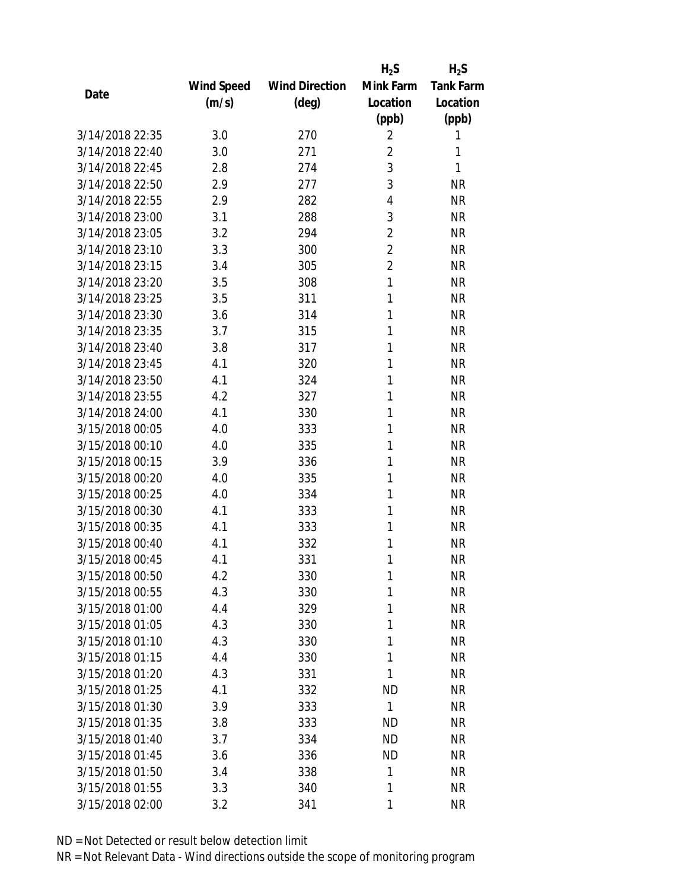| Date | Wind Speed (m/s) | Wind Direction (deg) | $H_2S$ Mink Farm Location (ppb) | $H_2S$ Tank Farm Location (ppb) |
|---|---|---|---|---|
| 3/14/2018 22:35 | 3.0 | 270 | 2 | 1 |
| 3/14/2018 22:40 | 3.0 | 271 | 2 | 1 |
| 3/14/2018 22:45 | 2.8 | 274 | 3 | 1 |
| 3/14/2018 22:50 | 2.9 | 277 | 3 | NR |
| 3/14/2018 22:55 | 2.9 | 282 | 4 | NR |
| 3/14/2018 23:00 | 3.1 | 288 | 3 | NR |
| 3/14/2018 23:05 | 3.2 | 294 | 2 | NR |
| 3/14/2018 23:10 | 3.3 | 300 | 2 | NR |
| 3/14/2018 23:15 | 3.4 | 305 | 2 | NR |
| 3/14/2018 23:20 | 3.5 | 308 | 1 | NR |
| 3/14/2018 23:25 | 3.5 | 311 | 1 | NR |
| 3/14/2018 23:30 | 3.6 | 314 | 1 | NR |
| 3/14/2018 23:35 | 3.7 | 315 | 1 | NR |
| 3/14/2018 23:40 | 3.8 | 317 | 1 | NR |
| 3/14/2018 23:45 | 4.1 | 320 | 1 | NR |
| 3/14/2018 23:50 | 4.1 | 324 | 1 | NR |
| 3/14/2018 23:55 | 4.2 | 327 | 1 | NR |
| 3/14/2018 24:00 | 4.1 | 330 | 1 | NR |
| 3/15/2018 00:05 | 4.0 | 333 | 1 | NR |
| 3/15/2018 00:10 | 4.0 | 335 | 1 | NR |
| 3/15/2018 00:15 | 3.9 | 336 | 1 | NR |
| 3/15/2018 00:20 | 4.0 | 335 | 1 | NR |
| 3/15/2018 00:25 | 4.0 | 334 | 1 | NR |
| 3/15/2018 00:30 | 4.1 | 333 | 1 | NR |
| 3/15/2018 00:35 | 4.1 | 333 | 1 | NR |
| 3/15/2018 00:40 | 4.1 | 332 | 1 | NR |
| 3/15/2018 00:45 | 4.1 | 331 | 1 | NR |
| 3/15/2018 00:50 | 4.2 | 330 | 1 | NR |
| 3/15/2018 00:55 | 4.3 | 330 | 1 | NR |
| 3/15/2018 01:00 | 4.4 | 329 | 1 | NR |
| 3/15/2018 01:05 | 4.3 | 330 | 1 | NR |
| 3/15/2018 01:10 | 4.3 | 330 | 1 | NR |
| 3/15/2018 01:15 | 4.4 | 330 | 1 | NR |
| 3/15/2018 01:20 | 4.3 | 331 | 1 | NR |
| 3/15/2018 01:25 | 4.1 | 332 | ND | NR |
| 3/15/2018 01:30 | 3.9 | 333 | 1 | NR |
| 3/15/2018 01:35 | 3.8 | 333 | ND | NR |
| 3/15/2018 01:40 | 3.7 | 334 | ND | NR |
| 3/15/2018 01:45 | 3.6 | 336 | ND | NR |
| 3/15/2018 01:50 | 3.4 | 338 | 1 | NR |
| 3/15/2018 01:55 | 3.3 | 340 | 1 | NR |
| 3/15/2018 02:00 | 3.2 | 341 | 1 | NR |

ND = Not Detected or result below detection limit

NR = Not Relevant Data - Wind directions outside the scope of monitoring program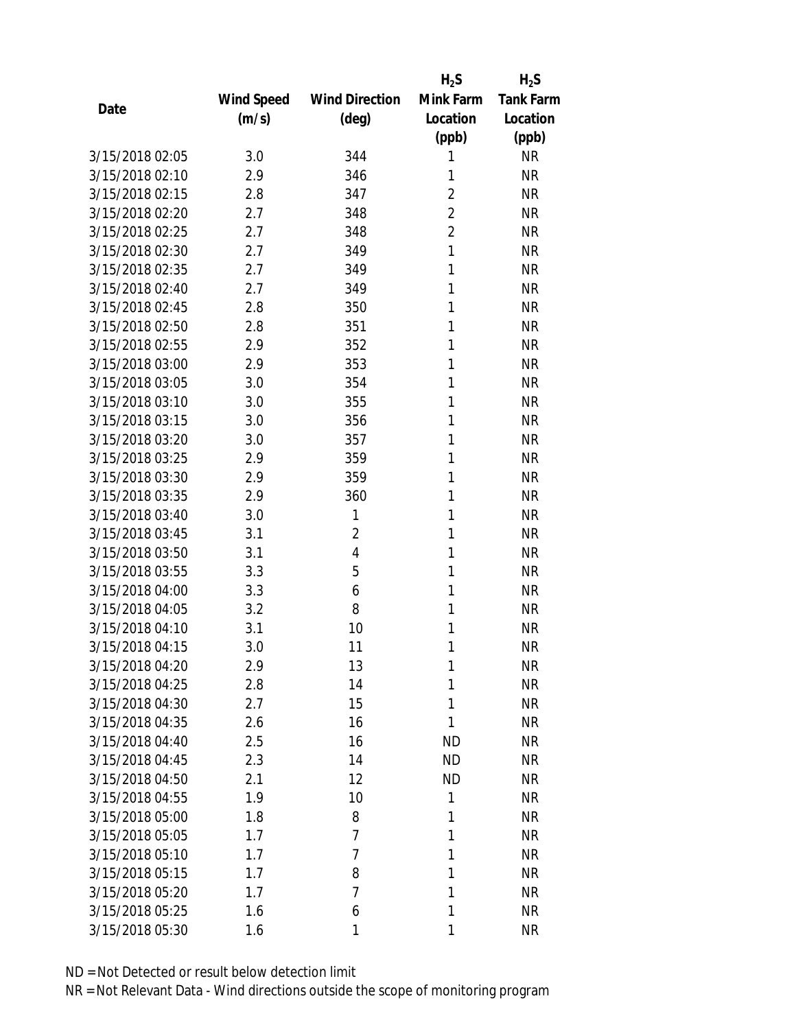| Date | Wind Speed (m/s) | Wind Direction (deg) | $H_2S$ Mink Farm Location (ppb) | $H_2S$ Tank Farm Location (ppb) |
|---|---|---|---|---|
| 3/15/2018 02:05 | 3.0 | 344 | 1 | NR |
| 3/15/2018 02:10 | 2.9 | 346 | 1 | NR |
| 3/15/2018 02:15 | 2.8 | 347 | 2 | NR |
| 3/15/2018 02:20 | 2.7 | 348 | 2 | NR |
| 3/15/2018 02:25 | 2.7 | 348 | 2 | NR |
| 3/15/2018 02:30 | 2.7 | 349 | 1 | NR |
| 3/15/2018 02:35 | 2.7 | 349 | 1 | NR |
| 3/15/2018 02:40 | 2.7 | 349 | 1 | NR |
| 3/15/2018 02:45 | 2.8 | 350 | 1 | NR |
| 3/15/2018 02:50 | 2.8 | 351 | 1 | NR |
| 3/15/2018 02:55 | 2.9 | 352 | 1 | NR |
| 3/15/2018 03:00 | 2.9 | 353 | 1 | NR |
| 3/15/2018 03:05 | 3.0 | 354 | 1 | NR |
| 3/15/2018 03:10 | 3.0 | 355 | 1 | NR |
| 3/15/2018 03:15 | 3.0 | 356 | 1 | NR |
| 3/15/2018 03:20 | 3.0 | 357 | 1 | NR |
| 3/15/2018 03:25 | 2.9 | 359 | 1 | NR |
| 3/15/2018 03:30 | 2.9 | 359 | 1 | NR |
| 3/15/2018 03:35 | 2.9 | 360 | 1 | NR |
| 3/15/2018 03:40 | 3.0 | 1 | 1 | NR |
| 3/15/2018 03:45 | 3.1 | 2 | 1 | NR |
| 3/15/2018 03:50 | 3.1 | 4 | 1 | NR |
| 3/15/2018 03:55 | 3.3 | 5 | 1 | NR |
| 3/15/2018 04:00 | 3.3 | 6 | 1 | NR |
| 3/15/2018 04:05 | 3.2 | 8 | 1 | NR |
| 3/15/2018 04:10 | 3.1 | 10 | 1 | NR |
| 3/15/2018 04:15 | 3.0 | 11 | 1 | NR |
| 3/15/2018 04:20 | 2.9 | 13 | 1 | NR |
| 3/15/2018 04:25 | 2.8 | 14 | 1 | NR |
| 3/15/2018 04:30 | 2.7 | 15 | 1 | NR |
| 3/15/2018 04:35 | 2.6 | 16 | 1 | NR |
| 3/15/2018 04:40 | 2.5 | 16 | ND | NR |
| 3/15/2018 04:45 | 2.3 | 14 | ND | NR |
| 3/15/2018 04:50 | 2.1 | 12 | ND | NR |
| 3/15/2018 04:55 | 1.9 | 10 | 1 | NR |
| 3/15/2018 05:00 | 1.8 | 8 | 1 | NR |
| 3/15/2018 05:05 | 1.7 | 7 | 1 | NR |
| 3/15/2018 05:10 | 1.7 | 7 | 1 | NR |
| 3/15/2018 05:15 | 1.7 | 8 | 1 | NR |
| 3/15/2018 05:20 | 1.7 | 7 | 1 | NR |
| 3/15/2018 05:25 | 1.6 | 6 | 1 | NR |
| 3/15/2018 05:30 | 1.6 | 1 | 1 | NR |

ND = Not Detected or result below detection limit

NR = Not Relevant Data - Wind directions outside the scope of monitoring program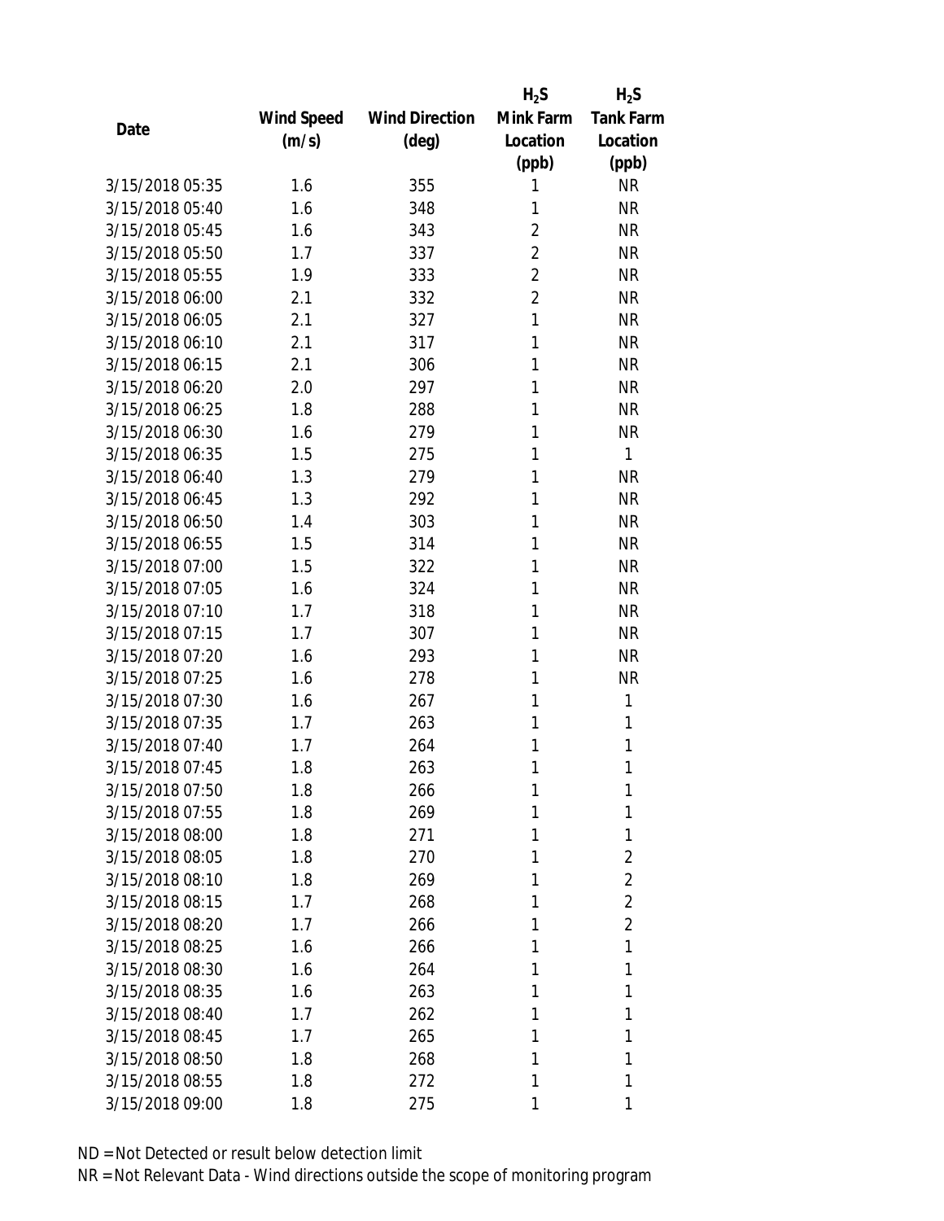| Date | Wind Speed (m/s) | Wind Direction (deg) | $H_2S$ Mink Farm Location (ppb) | $H_2S$ Tank Farm Location (ppb) |
|---|---|---|---|---|
| 3/15/2018 05:35 | 1.6 | 355 | 1 | NR |
| 3/15/2018 05:40 | 1.6 | 348 | 1 | NR |
| 3/15/2018 05:45 | 1.6 | 343 | 2 | NR |
| 3/15/2018 05:50 | 1.7 | 337 | 2 | NR |
| 3/15/2018 05:55 | 1.9 | 333 | 2 | NR |
| 3/15/2018 06:00 | 2.1 | 332 | 2 | NR |
| 3/15/2018 06:05 | 2.1 | 327 | 1 | NR |
| 3/15/2018 06:10 | 2.1 | 317 | 1 | NR |
| 3/15/2018 06:15 | 2.1 | 306 | 1 | NR |
| 3/15/2018 06:20 | 2.0 | 297 | 1 | NR |
| 3/15/2018 06:25 | 1.8 | 288 | 1 | NR |
| 3/15/2018 06:30 | 1.6 | 279 | 1 | NR |
| 3/15/2018 06:35 | 1.5 | 275 | 1 | 1 |
| 3/15/2018 06:40 | 1.3 | 279 | 1 | NR |
| 3/15/2018 06:45 | 1.3 | 292 | 1 | NR |
| 3/15/2018 06:50 | 1.4 | 303 | 1 | NR |
| 3/15/2018 06:55 | 1.5 | 314 | 1 | NR |
| 3/15/2018 07:00 | 1.5 | 322 | 1 | NR |
| 3/15/2018 07:05 | 1.6 | 324 | 1 | NR |
| 3/15/2018 07:10 | 1.7 | 318 | 1 | NR |
| 3/15/2018 07:15 | 1.7 | 307 | 1 | NR |
| 3/15/2018 07:20 | 1.6 | 293 | 1 | NR |
| 3/15/2018 07:25 | 1.6 | 278 | 1 | NR |
| 3/15/2018 07:30 | 1.6 | 267 | 1 | 1 |
| 3/15/2018 07:35 | 1.7 | 263 | 1 | 1 |
| 3/15/2018 07:40 | 1.7 | 264 | 1 | 1 |
| 3/15/2018 07:45 | 1.8 | 263 | 1 | 1 |
| 3/15/2018 07:50 | 1.8 | 266 | 1 | 1 |
| 3/15/2018 07:55 | 1.8 | 269 | 1 | 1 |
| 3/15/2018 08:00 | 1.8 | 271 | 1 | 1 |
| 3/15/2018 08:05 | 1.8 | 270 | 1 | 2 |
| 3/15/2018 08:10 | 1.8 | 269 | 1 | 2 |
| 3/15/2018 08:15 | 1.7 | 268 | 1 | 2 |
| 3/15/2018 08:20 | 1.7 | 266 | 1 | 2 |
| 3/15/2018 08:25 | 1.6 | 266 | 1 | 1 |
| 3/15/2018 08:30 | 1.6 | 264 | 1 | 1 |
| 3/15/2018 08:35 | 1.6 | 263 | 1 | 1 |
| 3/15/2018 08:40 | 1.7 | 262 | 1 | 1 |
| 3/15/2018 08:45 | 1.7 | 265 | 1 | 1 |
| 3/15/2018 08:50 | 1.8 | 268 | 1 | 1 |
| 3/15/2018 08:55 | 1.8 | 272 | 1 | 1 |
| 3/15/2018 09:00 | 1.8 | 275 | 1 | 1 |

ND = Not Detected or result below detection limit
NR = Not Relevant Data - Wind directions outside the scope of monitoring program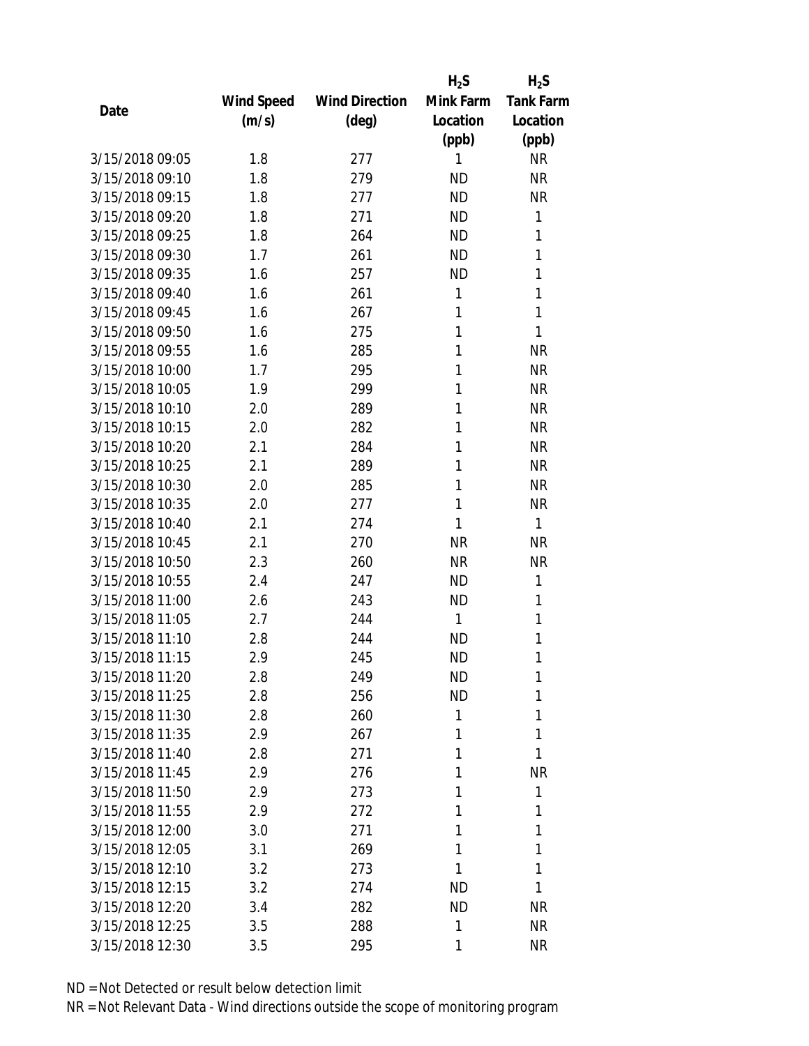| Date | Wind Speed (m/s) | Wind Direction (deg) | $H_2S$ Mink Farm Location (ppb) | $H_2S$ Tank Farm Location (ppb) |
|---|---|---|---|---|
| 3/15/2018 09:05 | 1.8 | 277 | 1 | NR |
| 3/15/2018 09:10 | 1.8 | 279 | ND | NR |
| 3/15/2018 09:15 | 1.8 | 277 | ND | NR |
| 3/15/2018 09:20 | 1.8 | 271 | ND | 1 |
| 3/15/2018 09:25 | 1.8 | 264 | ND | 1 |
| 3/15/2018 09:30 | 1.7 | 261 | ND | 1 |
| 3/15/2018 09:35 | 1.6 | 257 | ND | 1 |
| 3/15/2018 09:40 | 1.6 | 261 | 1 | 1 |
| 3/15/2018 09:45 | 1.6 | 267 | 1 | 1 |
| 3/15/2018 09:50 | 1.6 | 275 | 1 | 1 |
| 3/15/2018 09:55 | 1.6 | 285 | 1 | NR |
| 3/15/2018 10:00 | 1.7 | 295 | 1 | NR |
| 3/15/2018 10:05 | 1.9 | 299 | 1 | NR |
| 3/15/2018 10:10 | 2.0 | 289 | 1 | NR |
| 3/15/2018 10:15 | 2.0 | 282 | 1 | NR |
| 3/15/2018 10:20 | 2.1 | 284 | 1 | NR |
| 3/15/2018 10:25 | 2.1 | 289 | 1 | NR |
| 3/15/2018 10:30 | 2.0 | 285 | 1 | NR |
| 3/15/2018 10:35 | 2.0 | 277 | 1 | NR |
| 3/15/2018 10:40 | 2.1 | 274 | 1 | 1 |
| 3/15/2018 10:45 | 2.1 | 270 | NR | NR |
| 3/15/2018 10:50 | 2.3 | 260 | NR | NR |
| 3/15/2018 10:55 | 2.4 | 247 | ND | 1 |
| 3/15/2018 11:00 | 2.6 | 243 | ND | 1 |
| 3/15/2018 11:05 | 2.7 | 244 | 1 | 1 |
| 3/15/2018 11:10 | 2.8 | 244 | ND | 1 |
| 3/15/2018 11:15 | 2.9 | 245 | ND | 1 |
| 3/15/2018 11:20 | 2.8 | 249 | ND | 1 |
| 3/15/2018 11:25 | 2.8 | 256 | ND | 1 |
| 3/15/2018 11:30 | 2.8 | 260 | 1 | 1 |
| 3/15/2018 11:35 | 2.9 | 267 | 1 | 1 |
| 3/15/2018 11:40 | 2.8 | 271 | 1 | 1 |
| 3/15/2018 11:45 | 2.9 | 276 | 1 | NR |
| 3/15/2018 11:50 | 2.9 | 273 | 1 | 1 |
| 3/15/2018 11:55 | 2.9 | 272 | 1 | 1 |
| 3/15/2018 12:00 | 3.0 | 271 | 1 | 1 |
| 3/15/2018 12:05 | 3.1 | 269 | 1 | 1 |
| 3/15/2018 12:10 | 3.2 | 273 | 1 | 1 |
| 3/15/2018 12:15 | 3.2 | 274 | ND | 1 |
| 3/15/2018 12:20 | 3.4 | 282 | ND | NR |
| 3/15/2018 12:25 | 3.5 | 288 | 1 | NR |
| 3/15/2018 12:30 | 3.5 | 295 | 1 | NR |

ND = Not Detected or result below detection limit
NR = Not Relevant Data - Wind directions outside the scope of monitoring program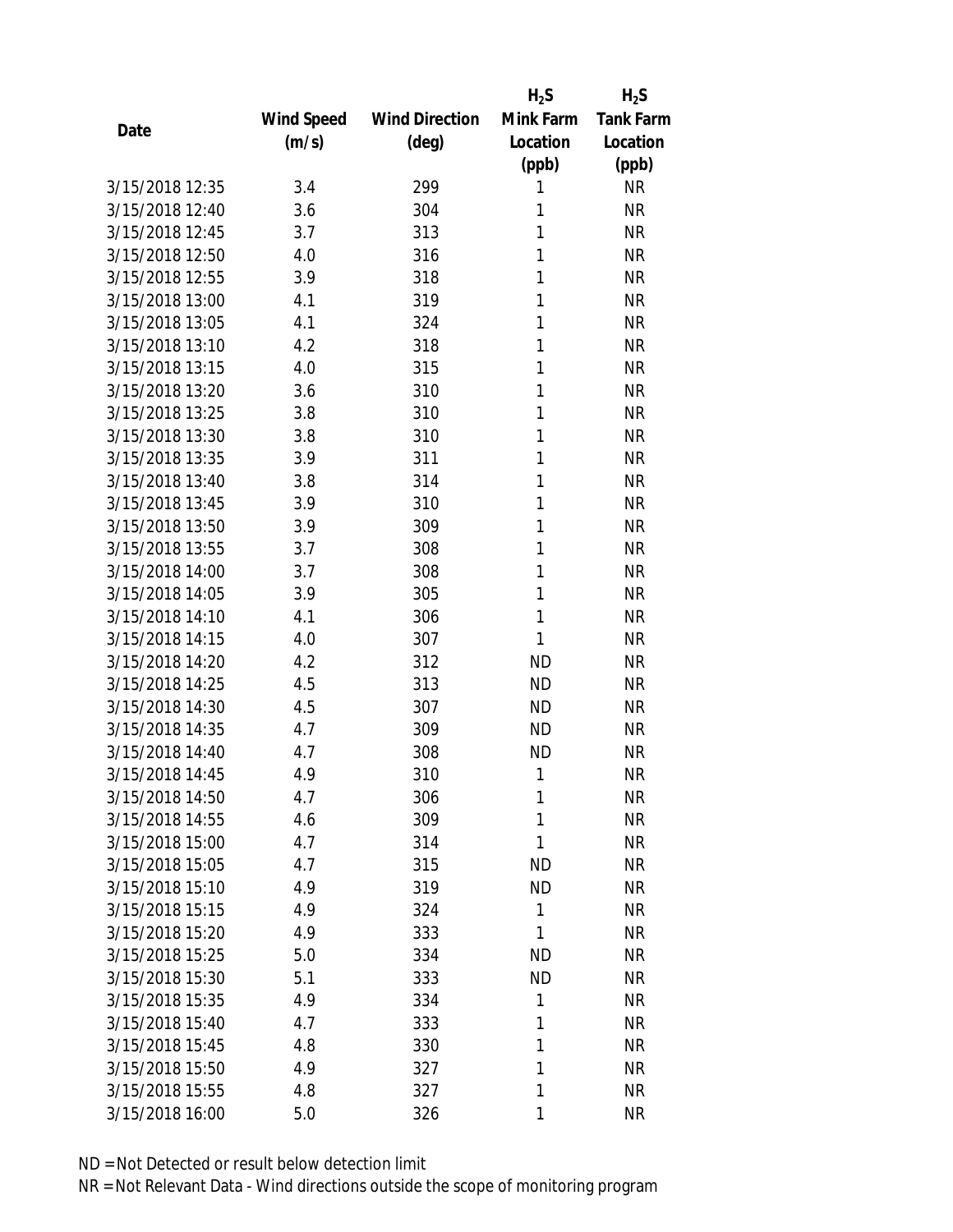| Date | Wind Speed (m/s) | Wind Direction (deg) | $H_2S$ Mink Farm Location (ppb) | $H_2S$ Tank Farm Location (ppb) |
|---|---|---|---|---|
| 3/15/2018 12:35 | 3.4 | 299 | 1 | NR |
| 3/15/2018 12:40 | 3.6 | 304 | 1 | NR |
| 3/15/2018 12:45 | 3.7 | 313 | 1 | NR |
| 3/15/2018 12:50 | 4.0 | 316 | 1 | NR |
| 3/15/2018 12:55 | 3.9 | 318 | 1 | NR |
| 3/15/2018 13:00 | 4.1 | 319 | 1 | NR |
| 3/15/2018 13:05 | 4.1 | 324 | 1 | NR |
| 3/15/2018 13:10 | 4.2 | 318 | 1 | NR |
| 3/15/2018 13:15 | 4.0 | 315 | 1 | NR |
| 3/15/2018 13:20 | 3.6 | 310 | 1 | NR |
| 3/15/2018 13:25 | 3.8 | 310 | 1 | NR |
| 3/15/2018 13:30 | 3.8 | 310 | 1 | NR |
| 3/15/2018 13:35 | 3.9 | 311 | 1 | NR |
| 3/15/2018 13:40 | 3.8 | 314 | 1 | NR |
| 3/15/2018 13:45 | 3.9 | 310 | 1 | NR |
| 3/15/2018 13:50 | 3.9 | 309 | 1 | NR |
| 3/15/2018 13:55 | 3.7 | 308 | 1 | NR |
| 3/15/2018 14:00 | 3.7 | 308 | 1 | NR |
| 3/15/2018 14:05 | 3.9 | 305 | 1 | NR |
| 3/15/2018 14:10 | 4.1 | 306 | 1 | NR |
| 3/15/2018 14:15 | 4.0 | 307 | 1 | NR |
| 3/15/2018 14:20 | 4.2 | 312 | ND | NR |
| 3/15/2018 14:25 | 4.5 | 313 | ND | NR |
| 3/15/2018 14:30 | 4.5 | 307 | ND | NR |
| 3/15/2018 14:35 | 4.7 | 309 | ND | NR |
| 3/15/2018 14:40 | 4.7 | 308 | ND | NR |
| 3/15/2018 14:45 | 4.9 | 310 | 1 | NR |
| 3/15/2018 14:50 | 4.7 | 306 | 1 | NR |
| 3/15/2018 14:55 | 4.6 | 309 | 1 | NR |
| 3/15/2018 15:00 | 4.7 | 314 | 1 | NR |
| 3/15/2018 15:05 | 4.7 | 315 | ND | NR |
| 3/15/2018 15:10 | 4.9 | 319 | ND | NR |
| 3/15/2018 15:15 | 4.9 | 324 | 1 | NR |
| 3/15/2018 15:20 | 4.9 | 333 | 1 | NR |
| 3/15/2018 15:25 | 5.0 | 334 | ND | NR |
| 3/15/2018 15:30 | 5.1 | 333 | ND | NR |
| 3/15/2018 15:35 | 4.9 | 334 | 1 | NR |
| 3/15/2018 15:40 | 4.7 | 333 | 1 | NR |
| 3/15/2018 15:45 | 4.8 | 330 | 1 | NR |
| 3/15/2018 15:50 | 4.9 | 327 | 1 | NR |
| 3/15/2018 15:55 | 4.8 | 327 | 1 | NR |
| 3/15/2018 16:00 | 5.0 | 326 | 1 | NR |

ND = Not Detected or result below detection limit

NR = Not Relevant Data - Wind directions outside the scope of monitoring program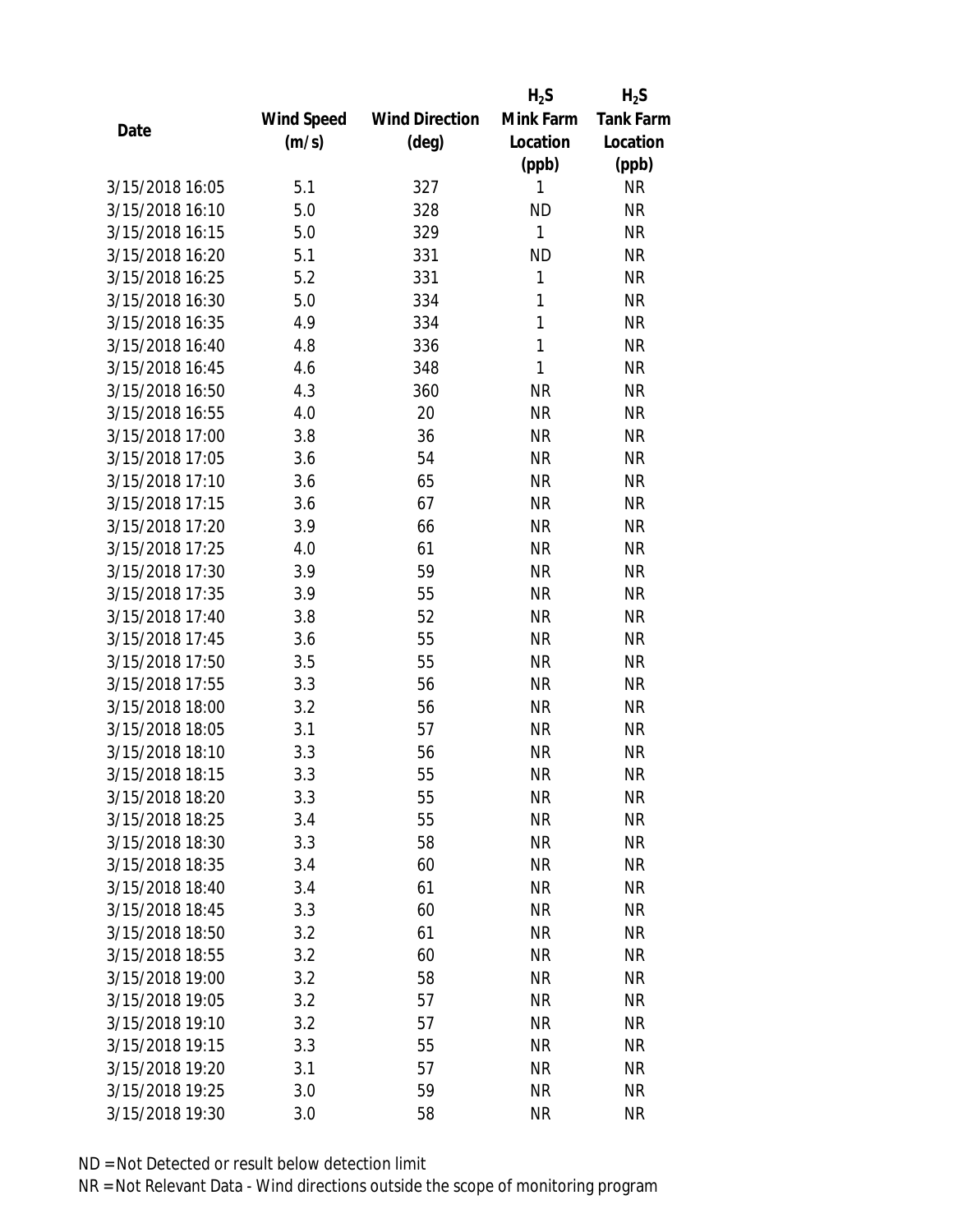| Date | Wind Speed (m/s) | Wind Direction (deg) | $H_2S$ Mink Farm Location (ppb) | $H_2S$ Tank Farm Location (ppb) |
|---|---|---|---|---|
| 3/15/2018 16:05 | 5.1 | 327 | 1 | NR |
| 3/15/2018 16:10 | 5.0 | 328 | ND | NR |
| 3/15/2018 16:15 | 5.0 | 329 | 1 | NR |
| 3/15/2018 16:20 | 5.1 | 331 | ND | NR |
| 3/15/2018 16:25 | 5.2 | 331 | 1 | NR |
| 3/15/2018 16:30 | 5.0 | 334 | 1 | NR |
| 3/15/2018 16:35 | 4.9 | 334 | 1 | NR |
| 3/15/2018 16:40 | 4.8 | 336 | 1 | NR |
| 3/15/2018 16:45 | 4.6 | 348 | 1 | NR |
| 3/15/2018 16:50 | 4.3 | 360 | NR | NR |
| 3/15/2018 16:55 | 4.0 | 20 | NR | NR |
| 3/15/2018 17:00 | 3.8 | 36 | NR | NR |
| 3/15/2018 17:05 | 3.6 | 54 | NR | NR |
| 3/15/2018 17:10 | 3.6 | 65 | NR | NR |
| 3/15/2018 17:15 | 3.6 | 67 | NR | NR |
| 3/15/2018 17:20 | 3.9 | 66 | NR | NR |
| 3/15/2018 17:25 | 4.0 | 61 | NR | NR |
| 3/15/2018 17:30 | 3.9 | 59 | NR | NR |
| 3/15/2018 17:35 | 3.9 | 55 | NR | NR |
| 3/15/2018 17:40 | 3.8 | 52 | NR | NR |
| 3/15/2018 17:45 | 3.6 | 55 | NR | NR |
| 3/15/2018 17:50 | 3.5 | 55 | NR | NR |
| 3/15/2018 17:55 | 3.3 | 56 | NR | NR |
| 3/15/2018 18:00 | 3.2 | 56 | NR | NR |
| 3/15/2018 18:05 | 3.1 | 57 | NR | NR |
| 3/15/2018 18:10 | 3.3 | 56 | NR | NR |
| 3/15/2018 18:15 | 3.3 | 55 | NR | NR |
| 3/15/2018 18:20 | 3.3 | 55 | NR | NR |
| 3/15/2018 18:25 | 3.4 | 55 | NR | NR |
| 3/15/2018 18:30 | 3.3 | 58 | NR | NR |
| 3/15/2018 18:35 | 3.4 | 60 | NR | NR |
| 3/15/2018 18:40 | 3.4 | 61 | NR | NR |
| 3/15/2018 18:45 | 3.3 | 60 | NR | NR |
| 3/15/2018 18:50 | 3.2 | 61 | NR | NR |
| 3/15/2018 18:55 | 3.2 | 60 | NR | NR |
| 3/15/2018 19:00 | 3.2 | 58 | NR | NR |
| 3/15/2018 19:05 | 3.2 | 57 | NR | NR |
| 3/15/2018 19:10 | 3.2 | 57 | NR | NR |
| 3/15/2018 19:15 | 3.3 | 55 | NR | NR |
| 3/15/2018 19:20 | 3.1 | 57 | NR | NR |
| 3/15/2018 19:25 | 3.0 | 59 | NR | NR |
| 3/15/2018 19:30 | 3.0 | 58 | NR | NR |

ND = Not Detected or result below detection limit

NR = Not Relevant Data - Wind directions outside the scope of monitoring program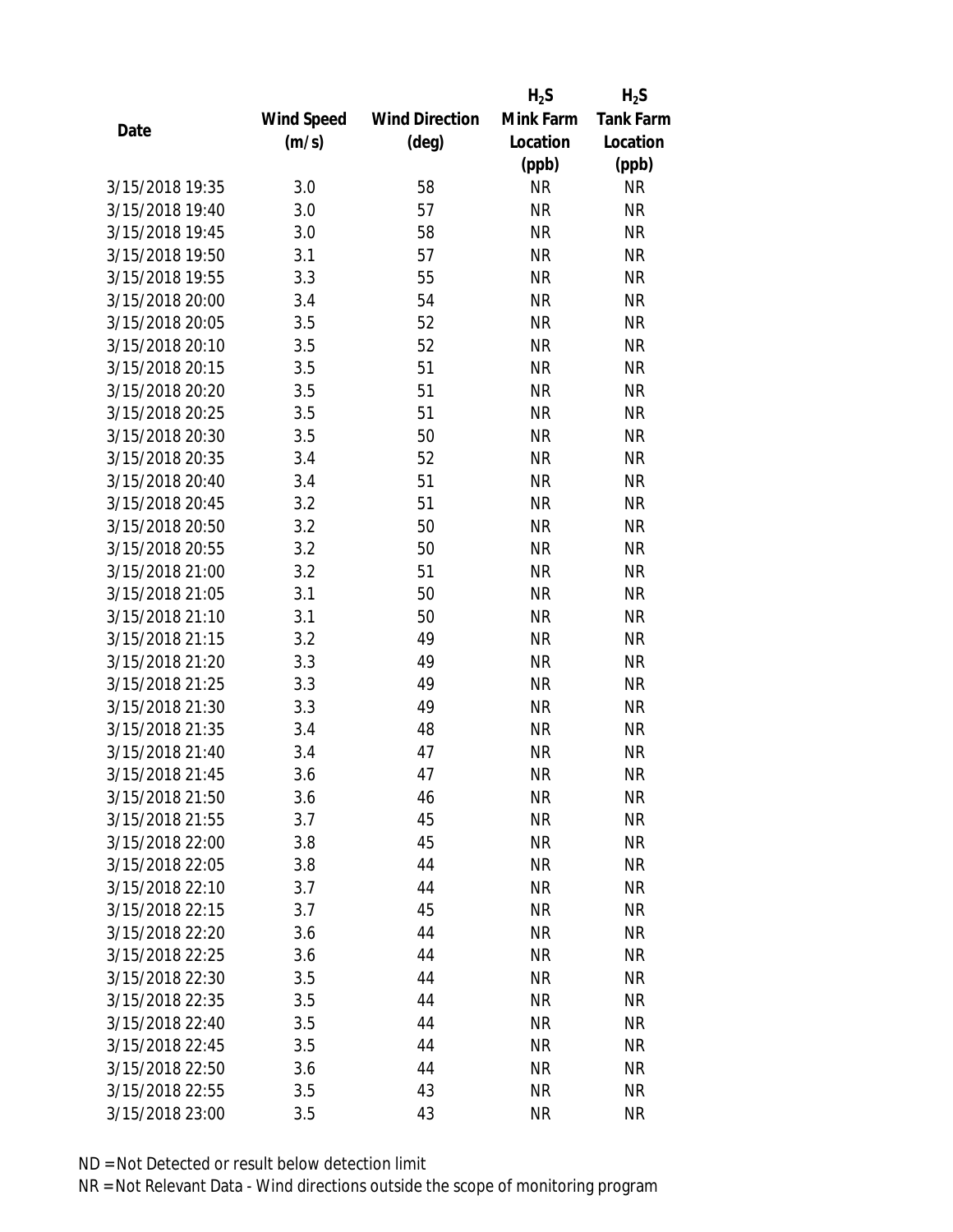| Date | Wind Speed (m/s) | Wind Direction (deg) | $H_2S$ Mink Farm Location (ppb) | $H_2S$ Tank Farm Location (ppb) |
|---|---|---|---|---|
| 3/15/2018 19:35 | 3.0 | 58 | NR | NR |
| 3/15/2018 19:40 | 3.0 | 57 | NR | NR |
| 3/15/2018 19:45 | 3.0 | 58 | NR | NR |
| 3/15/2018 19:50 | 3.1 | 57 | NR | NR |
| 3/15/2018 19:55 | 3.3 | 55 | NR | NR |
| 3/15/2018 20:00 | 3.4 | 54 | NR | NR |
| 3/15/2018 20:05 | 3.5 | 52 | NR | NR |
| 3/15/2018 20:10 | 3.5 | 52 | NR | NR |
| 3/15/2018 20:15 | 3.5 | 51 | NR | NR |
| 3/15/2018 20:20 | 3.5 | 51 | NR | NR |
| 3/15/2018 20:25 | 3.5 | 51 | NR | NR |
| 3/15/2018 20:30 | 3.5 | 50 | NR | NR |
| 3/15/2018 20:35 | 3.4 | 52 | NR | NR |
| 3/15/2018 20:40 | 3.4 | 51 | NR | NR |
| 3/15/2018 20:45 | 3.2 | 51 | NR | NR |
| 3/15/2018 20:50 | 3.2 | 50 | NR | NR |
| 3/15/2018 20:55 | 3.2 | 50 | NR | NR |
| 3/15/2018 21:00 | 3.2 | 51 | NR | NR |
| 3/15/2018 21:05 | 3.1 | 50 | NR | NR |
| 3/15/2018 21:10 | 3.1 | 50 | NR | NR |
| 3/15/2018 21:15 | 3.2 | 49 | NR | NR |
| 3/15/2018 21:20 | 3.3 | 49 | NR | NR |
| 3/15/2018 21:25 | 3.3 | 49 | NR | NR |
| 3/15/2018 21:30 | 3.3 | 49 | NR | NR |
| 3/15/2018 21:35 | 3.4 | 48 | NR | NR |
| 3/15/2018 21:40 | 3.4 | 47 | NR | NR |
| 3/15/2018 21:45 | 3.6 | 47 | NR | NR |
| 3/15/2018 21:50 | 3.6 | 46 | NR | NR |
| 3/15/2018 21:55 | 3.7 | 45 | NR | NR |
| 3/15/2018 22:00 | 3.8 | 45 | NR | NR |
| 3/15/2018 22:05 | 3.8 | 44 | NR | NR |
| 3/15/2018 22:10 | 3.7 | 44 | NR | NR |
| 3/15/2018 22:15 | 3.7 | 45 | NR | NR |
| 3/15/2018 22:20 | 3.6 | 44 | NR | NR |
| 3/15/2018 22:25 | 3.6 | 44 | NR | NR |
| 3/15/2018 22:30 | 3.5 | 44 | NR | NR |
| 3/15/2018 22:35 | 3.5 | 44 | NR | NR |
| 3/15/2018 22:40 | 3.5 | 44 | NR | NR |
| 3/15/2018 22:45 | 3.5 | 44 | NR | NR |
| 3/15/2018 22:50 | 3.6 | 44 | NR | NR |
| 3/15/2018 22:55 | 3.5 | 43 | NR | NR |
| 3/15/2018 23:00 | 3.5 | 43 | NR | NR |

ND = Not Detected or result below detection limit

NR = Not Relevant Data - Wind directions outside the scope of monitoring program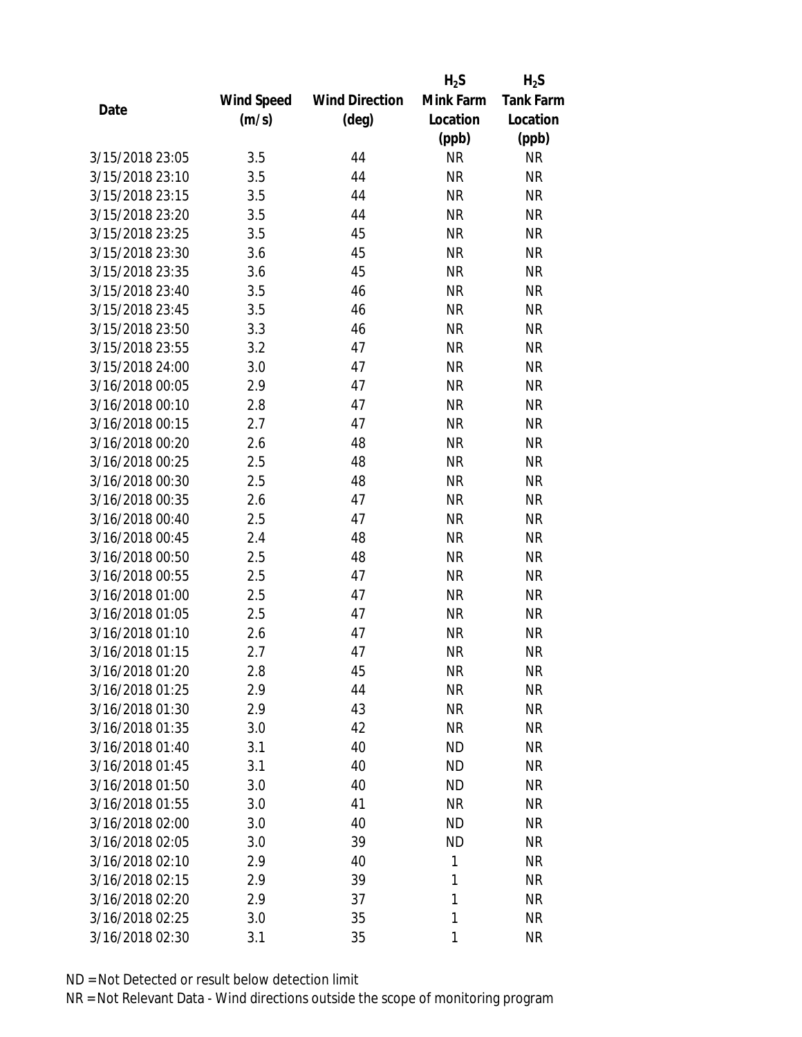| Date | Wind Speed (m/s) | Wind Direction (deg) | $H_2S$ Mink Farm Location (ppb) | $H_2S$ Tank Farm Location (ppb) |
|---|---|---|---|---|
| 3/15/2018 23:05 | 3.5 | 44 | NR | NR |
| 3/15/2018 23:10 | 3.5 | 44 | NR | NR |
| 3/15/2018 23:15 | 3.5 | 44 | NR | NR |
| 3/15/2018 23:20 | 3.5 | 44 | NR | NR |
| 3/15/2018 23:25 | 3.5 | 45 | NR | NR |
| 3/15/2018 23:30 | 3.6 | 45 | NR | NR |
| 3/15/2018 23:35 | 3.6 | 45 | NR | NR |
| 3/15/2018 23:40 | 3.5 | 46 | NR | NR |
| 3/15/2018 23:45 | 3.5 | 46 | NR | NR |
| 3/15/2018 23:50 | 3.3 | 46 | NR | NR |
| 3/15/2018 23:55 | 3.2 | 47 | NR | NR |
| 3/15/2018 24:00 | 3.0 | 47 | NR | NR |
| 3/16/2018 00:05 | 2.9 | 47 | NR | NR |
| 3/16/2018 00:10 | 2.8 | 47 | NR | NR |
| 3/16/2018 00:15 | 2.7 | 47 | NR | NR |
| 3/16/2018 00:20 | 2.6 | 48 | NR | NR |
| 3/16/2018 00:25 | 2.5 | 48 | NR | NR |
| 3/16/2018 00:30 | 2.5 | 48 | NR | NR |
| 3/16/2018 00:35 | 2.6 | 47 | NR | NR |
| 3/16/2018 00:40 | 2.5 | 47 | NR | NR |
| 3/16/2018 00:45 | 2.4 | 48 | NR | NR |
| 3/16/2018 00:50 | 2.5 | 48 | NR | NR |
| 3/16/2018 00:55 | 2.5 | 47 | NR | NR |
| 3/16/2018 01:00 | 2.5 | 47 | NR | NR |
| 3/16/2018 01:05 | 2.5 | 47 | NR | NR |
| 3/16/2018 01:10 | 2.6 | 47 | NR | NR |
| 3/16/2018 01:15 | 2.7 | 47 | NR | NR |
| 3/16/2018 01:20 | 2.8 | 45 | NR | NR |
| 3/16/2018 01:25 | 2.9 | 44 | NR | NR |
| 3/16/2018 01:30 | 2.9 | 43 | NR | NR |
| 3/16/2018 01:35 | 3.0 | 42 | NR | NR |
| 3/16/2018 01:40 | 3.1 | 40 | ND | NR |
| 3/16/2018 01:45 | 3.1 | 40 | ND | NR |
| 3/16/2018 01:50 | 3.0 | 40 | ND | NR |
| 3/16/2018 01:55 | 3.0 | 41 | NR | NR |
| 3/16/2018 02:00 | 3.0 | 40 | ND | NR |
| 3/16/2018 02:05 | 3.0 | 39 | ND | NR |
| 3/16/2018 02:10 | 2.9 | 40 | 1 | NR |
| 3/16/2018 02:15 | 2.9 | 39 | 1 | NR |
| 3/16/2018 02:20 | 2.9 | 37 | 1 | NR |
| 3/16/2018 02:25 | 3.0 | 35 | 1 | NR |
| 3/16/2018 02:30 | 3.1 | 35 | 1 | NR |

ND = Not Detected or result below detection limit

NR = Not Relevant Data - Wind directions outside the scope of monitoring program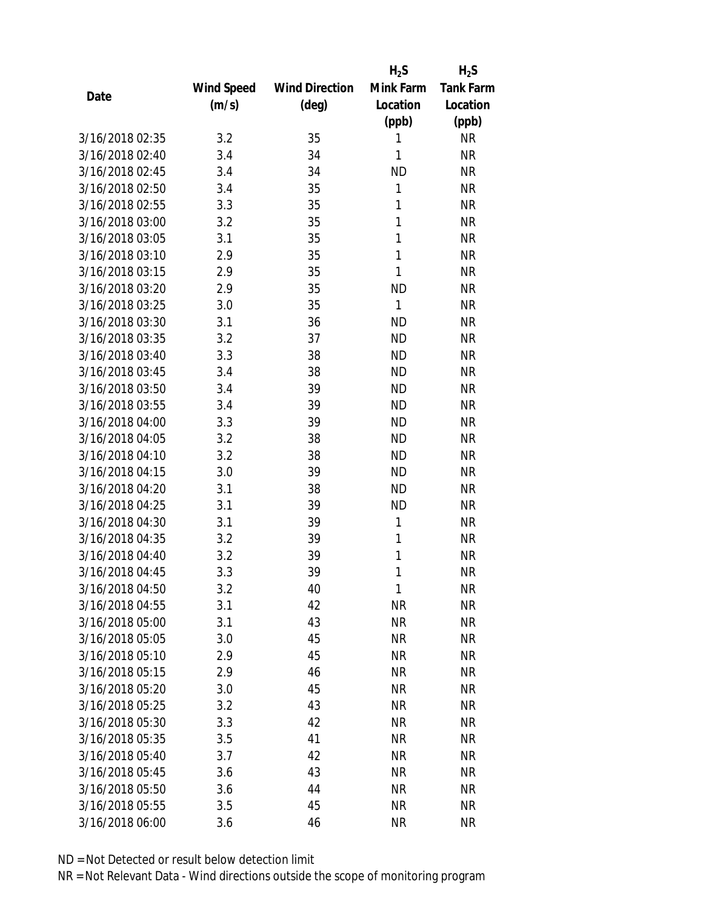| Date | Wind Speed (m/s) | Wind Direction (deg) | $H_2S$ Mink Farm Location (ppb) | $H_2S$ Tank Farm Location (ppb) |
|---|---|---|---|---|
| 3/16/2018 02:35 | 3.2 | 35 | 1 | NR |
| 3/16/2018 02:40 | 3.4 | 34 | 1 | NR |
| 3/16/2018 02:45 | 3.4 | 34 | ND | NR |
| 3/16/2018 02:50 | 3.4 | 35 | 1 | NR |
| 3/16/2018 02:55 | 3.3 | 35 | 1 | NR |
| 3/16/2018 03:00 | 3.2 | 35 | 1 | NR |
| 3/16/2018 03:05 | 3.1 | 35 | 1 | NR |
| 3/16/2018 03:10 | 2.9 | 35 | 1 | NR |
| 3/16/2018 03:15 | 2.9 | 35 | 1 | NR |
| 3/16/2018 03:20 | 2.9 | 35 | ND | NR |
| 3/16/2018 03:25 | 3.0 | 35 | 1 | NR |
| 3/16/2018 03:30 | 3.1 | 36 | ND | NR |
| 3/16/2018 03:35 | 3.2 | 37 | ND | NR |
| 3/16/2018 03:40 | 3.3 | 38 | ND | NR |
| 3/16/2018 03:45 | 3.4 | 38 | ND | NR |
| 3/16/2018 03:50 | 3.4 | 39 | ND | NR |
| 3/16/2018 03:55 | 3.4 | 39 | ND | NR |
| 3/16/2018 04:00 | 3.3 | 39 | ND | NR |
| 3/16/2018 04:05 | 3.2 | 38 | ND | NR |
| 3/16/2018 04:10 | 3.2 | 38 | ND | NR |
| 3/16/2018 04:15 | 3.0 | 39 | ND | NR |
| 3/16/2018 04:20 | 3.1 | 38 | ND | NR |
| 3/16/2018 04:25 | 3.1 | 39 | ND | NR |
| 3/16/2018 04:30 | 3.1 | 39 | 1 | NR |
| 3/16/2018 04:35 | 3.2 | 39 | 1 | NR |
| 3/16/2018 04:40 | 3.2 | 39 | 1 | NR |
| 3/16/2018 04:45 | 3.3 | 39 | 1 | NR |
| 3/16/2018 04:50 | 3.2 | 40 | 1 | NR |
| 3/16/2018 04:55 | 3.1 | 42 | NR | NR |
| 3/16/2018 05:00 | 3.1 | 43 | NR | NR |
| 3/16/2018 05:05 | 3.0 | 45 | NR | NR |
| 3/16/2018 05:10 | 2.9 | 45 | NR | NR |
| 3/16/2018 05:15 | 2.9 | 46 | NR | NR |
| 3/16/2018 05:20 | 3.0 | 45 | NR | NR |
| 3/16/2018 05:25 | 3.2 | 43 | NR | NR |
| 3/16/2018 05:30 | 3.3 | 42 | NR | NR |
| 3/16/2018 05:35 | 3.5 | 41 | NR | NR |
| 3/16/2018 05:40 | 3.7 | 42 | NR | NR |
| 3/16/2018 05:45 | 3.6 | 43 | NR | NR |
| 3/16/2018 05:50 | 3.6 | 44 | NR | NR |
| 3/16/2018 05:55 | 3.5 | 45 | NR | NR |
| 3/16/2018 06:00 | 3.6 | 46 | NR | NR |

ND = Not Detected or result below detection limit

NR = Not Relevant Data - Wind directions outside the scope of monitoring program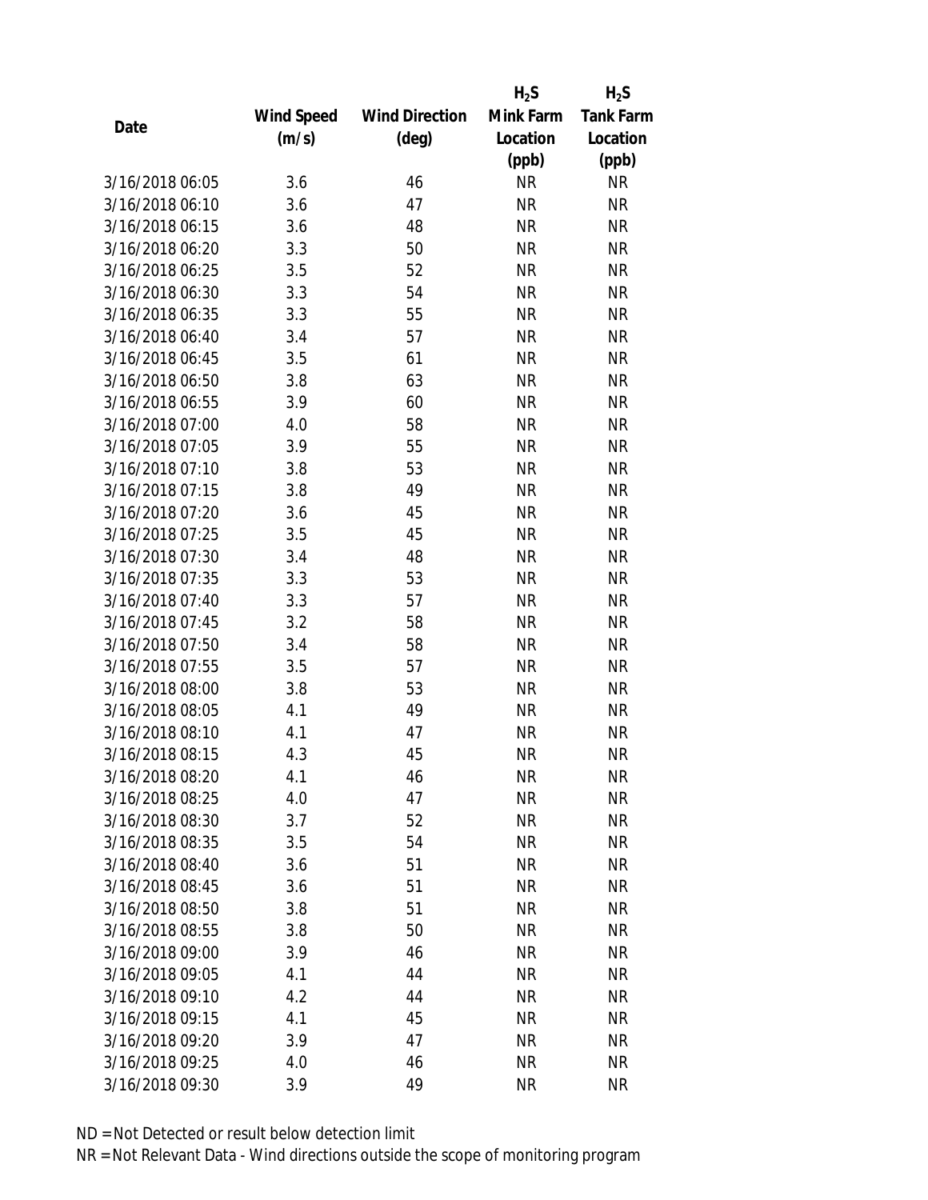| Date | Wind Speed (m/s) | Wind Direction (deg) | $H_2S$ Mink Farm Location (ppb) | $H_2S$ Tank Farm Location (ppb) |
|---|---|---|---|---|
| 3/16/2018 06:05 | 3.6 | 46 | NR | NR |
| 3/16/2018 06:10 | 3.6 | 47 | NR | NR |
| 3/16/2018 06:15 | 3.6 | 48 | NR | NR |
| 3/16/2018 06:20 | 3.3 | 50 | NR | NR |
| 3/16/2018 06:25 | 3.5 | 52 | NR | NR |
| 3/16/2018 06:30 | 3.3 | 54 | NR | NR |
| 3/16/2018 06:35 | 3.3 | 55 | NR | NR |
| 3/16/2018 06:40 | 3.4 | 57 | NR | NR |
| 3/16/2018 06:45 | 3.5 | 61 | NR | NR |
| 3/16/2018 06:50 | 3.8 | 63 | NR | NR |
| 3/16/2018 06:55 | 3.9 | 60 | NR | NR |
| 3/16/2018 07:00 | 4.0 | 58 | NR | NR |
| 3/16/2018 07:05 | 3.9 | 55 | NR | NR |
| 3/16/2018 07:10 | 3.8 | 53 | NR | NR |
| 3/16/2018 07:15 | 3.8 | 49 | NR | NR |
| 3/16/2018 07:20 | 3.6 | 45 | NR | NR |
| 3/16/2018 07:25 | 3.5 | 45 | NR | NR |
| 3/16/2018 07:30 | 3.4 | 48 | NR | NR |
| 3/16/2018 07:35 | 3.3 | 53 | NR | NR |
| 3/16/2018 07:40 | 3.3 | 57 | NR | NR |
| 3/16/2018 07:45 | 3.2 | 58 | NR | NR |
| 3/16/2018 07:50 | 3.4 | 58 | NR | NR |
| 3/16/2018 07:55 | 3.5 | 57 | NR | NR |
| 3/16/2018 08:00 | 3.8 | 53 | NR | NR |
| 3/16/2018 08:05 | 4.1 | 49 | NR | NR |
| 3/16/2018 08:10 | 4.1 | 47 | NR | NR |
| 3/16/2018 08:15 | 4.3 | 45 | NR | NR |
| 3/16/2018 08:20 | 4.1 | 46 | NR | NR |
| 3/16/2018 08:25 | 4.0 | 47 | NR | NR |
| 3/16/2018 08:30 | 3.7 | 52 | NR | NR |
| 3/16/2018 08:35 | 3.5 | 54 | NR | NR |
| 3/16/2018 08:40 | 3.6 | 51 | NR | NR |
| 3/16/2018 08:45 | 3.6 | 51 | NR | NR |
| 3/16/2018 08:50 | 3.8 | 51 | NR | NR |
| 3/16/2018 08:55 | 3.8 | 50 | NR | NR |
| 3/16/2018 09:00 | 3.9 | 46 | NR | NR |
| 3/16/2018 09:05 | 4.1 | 44 | NR | NR |
| 3/16/2018 09:10 | 4.2 | 44 | NR | NR |
| 3/16/2018 09:15 | 4.1 | 45 | NR | NR |
| 3/16/2018 09:20 | 3.9 | 47 | NR | NR |
| 3/16/2018 09:25 | 4.0 | 46 | NR | NR |
| 3/16/2018 09:30 | 3.9 | 49 | NR | NR |

ND = Not Detected or result below detection limit

NR = Not Relevant Data - Wind directions outside the scope of monitoring program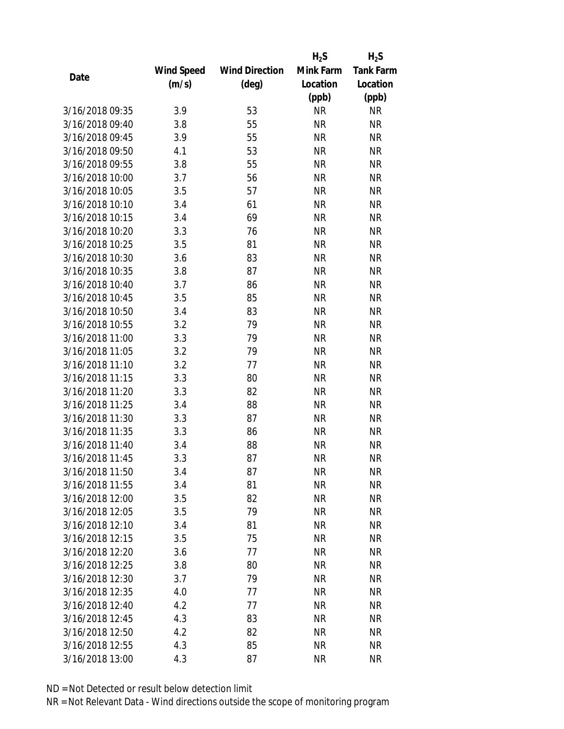| Date | Wind Speed (m/s) | Wind Direction (deg) | $H_2S$ Mink Farm Location (ppb) | $H_2S$ Tank Farm Location (ppb) |
|---|---|---|---|---|
| 3/16/2018 09:35 | 3.9 | 53 | NR | NR |
| 3/16/2018 09:40 | 3.8 | 55 | NR | NR |
| 3/16/2018 09:45 | 3.9 | 55 | NR | NR |
| 3/16/2018 09:50 | 4.1 | 53 | NR | NR |
| 3/16/2018 09:55 | 3.8 | 55 | NR | NR |
| 3/16/2018 10:00 | 3.7 | 56 | NR | NR |
| 3/16/2018 10:05 | 3.5 | 57 | NR | NR |
| 3/16/2018 10:10 | 3.4 | 61 | NR | NR |
| 3/16/2018 10:15 | 3.4 | 69 | NR | NR |
| 3/16/2018 10:20 | 3.3 | 76 | NR | NR |
| 3/16/2018 10:25 | 3.5 | 81 | NR | NR |
| 3/16/2018 10:30 | 3.6 | 83 | NR | NR |
| 3/16/2018 10:35 | 3.8 | 87 | NR | NR |
| 3/16/2018 10:40 | 3.7 | 86 | NR | NR |
| 3/16/2018 10:45 | 3.5 | 85 | NR | NR |
| 3/16/2018 10:50 | 3.4 | 83 | NR | NR |
| 3/16/2018 10:55 | 3.2 | 79 | NR | NR |
| 3/16/2018 11:00 | 3.3 | 79 | NR | NR |
| 3/16/2018 11:05 | 3.2 | 79 | NR | NR |
| 3/16/2018 11:10 | 3.2 | 77 | NR | NR |
| 3/16/2018 11:15 | 3.3 | 80 | NR | NR |
| 3/16/2018 11:20 | 3.3 | 82 | NR | NR |
| 3/16/2018 11:25 | 3.4 | 88 | NR | NR |
| 3/16/2018 11:30 | 3.3 | 87 | NR | NR |
| 3/16/2018 11:35 | 3.3 | 86 | NR | NR |
| 3/16/2018 11:40 | 3.4 | 88 | NR | NR |
| 3/16/2018 11:45 | 3.3 | 87 | NR | NR |
| 3/16/2018 11:50 | 3.4 | 87 | NR | NR |
| 3/16/2018 11:55 | 3.4 | 81 | NR | NR |
| 3/16/2018 12:00 | 3.5 | 82 | NR | NR |
| 3/16/2018 12:05 | 3.5 | 79 | NR | NR |
| 3/16/2018 12:10 | 3.4 | 81 | NR | NR |
| 3/16/2018 12:15 | 3.5 | 75 | NR | NR |
| 3/16/2018 12:20 | 3.6 | 77 | NR | NR |
| 3/16/2018 12:25 | 3.8 | 80 | NR | NR |
| 3/16/2018 12:30 | 3.7 | 79 | NR | NR |
| 3/16/2018 12:35 | 4.0 | 77 | NR | NR |
| 3/16/2018 12:40 | 4.2 | 77 | NR | NR |
| 3/16/2018 12:45 | 4.3 | 83 | NR | NR |
| 3/16/2018 12:50 | 4.2 | 82 | NR | NR |
| 3/16/2018 12:55 | 4.3 | 85 | NR | NR |
| 3/16/2018 13:00 | 4.3 | 87 | NR | NR |

ND = Not Detected or result below detection limit

NR = Not Relevant Data - Wind directions outside the scope of monitoring program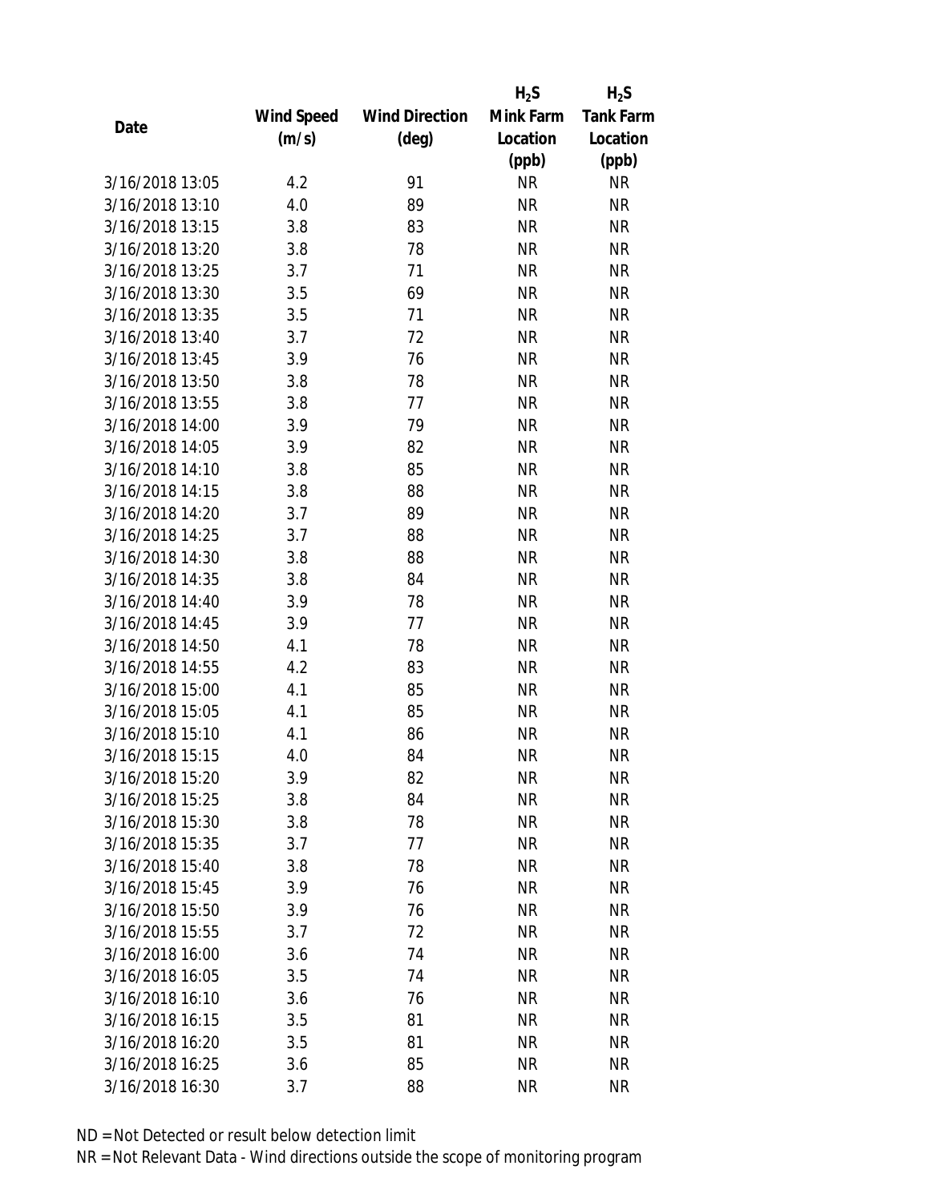| Date | Wind Speed (m/s) | Wind Direction (deg) | $H_2S$ Mink Farm Location (ppb) | $H_2S$ Tank Farm Location (ppb) |
|---|---|---|---|---|
| 3/16/2018 13:05 | 4.2 | 91 | NR | NR |
| 3/16/2018 13:10 | 4.0 | 89 | NR | NR |
| 3/16/2018 13:15 | 3.8 | 83 | NR | NR |
| 3/16/2018 13:20 | 3.8 | 78 | NR | NR |
| 3/16/2018 13:25 | 3.7 | 71 | NR | NR |
| 3/16/2018 13:30 | 3.5 | 69 | NR | NR |
| 3/16/2018 13:35 | 3.5 | 71 | NR | NR |
| 3/16/2018 13:40 | 3.7 | 72 | NR | NR |
| 3/16/2018 13:45 | 3.9 | 76 | NR | NR |
| 3/16/2018 13:50 | 3.8 | 78 | NR | NR |
| 3/16/2018 13:55 | 3.8 | 77 | NR | NR |
| 3/16/2018 14:00 | 3.9 | 79 | NR | NR |
| 3/16/2018 14:05 | 3.9 | 82 | NR | NR |
| 3/16/2018 14:10 | 3.8 | 85 | NR | NR |
| 3/16/2018 14:15 | 3.8 | 88 | NR | NR |
| 3/16/2018 14:20 | 3.7 | 89 | NR | NR |
| 3/16/2018 14:25 | 3.7 | 88 | NR | NR |
| 3/16/2018 14:30 | 3.8 | 88 | NR | NR |
| 3/16/2018 14:35 | 3.8 | 84 | NR | NR |
| 3/16/2018 14:40 | 3.9 | 78 | NR | NR |
| 3/16/2018 14:45 | 3.9 | 77 | NR | NR |
| 3/16/2018 14:50 | 4.1 | 78 | NR | NR |
| 3/16/2018 14:55 | 4.2 | 83 | NR | NR |
| 3/16/2018 15:00 | 4.1 | 85 | NR | NR |
| 3/16/2018 15:05 | 4.1 | 85 | NR | NR |
| 3/16/2018 15:10 | 4.1 | 86 | NR | NR |
| 3/16/2018 15:15 | 4.0 | 84 | NR | NR |
| 3/16/2018 15:20 | 3.9 | 82 | NR | NR |
| 3/16/2018 15:25 | 3.8 | 84 | NR | NR |
| 3/16/2018 15:30 | 3.8 | 78 | NR | NR |
| 3/16/2018 15:35 | 3.7 | 77 | NR | NR |
| 3/16/2018 15:40 | 3.8 | 78 | NR | NR |
| 3/16/2018 15:45 | 3.9 | 76 | NR | NR |
| 3/16/2018 15:50 | 3.9 | 76 | NR | NR |
| 3/16/2018 15:55 | 3.7 | 72 | NR | NR |
| 3/16/2018 16:00 | 3.6 | 74 | NR | NR |
| 3/16/2018 16:05 | 3.5 | 74 | NR | NR |
| 3/16/2018 16:10 | 3.6 | 76 | NR | NR |
| 3/16/2018 16:15 | 3.5 | 81 | NR | NR |
| 3/16/2018 16:20 | 3.5 | 81 | NR | NR |
| 3/16/2018 16:25 | 3.6 | 85 | NR | NR |
| 3/16/2018 16:30 | 3.7 | 88 | NR | NR |

ND = Not Detected or result below detection limit

NR = Not Relevant Data - Wind directions outside the scope of monitoring program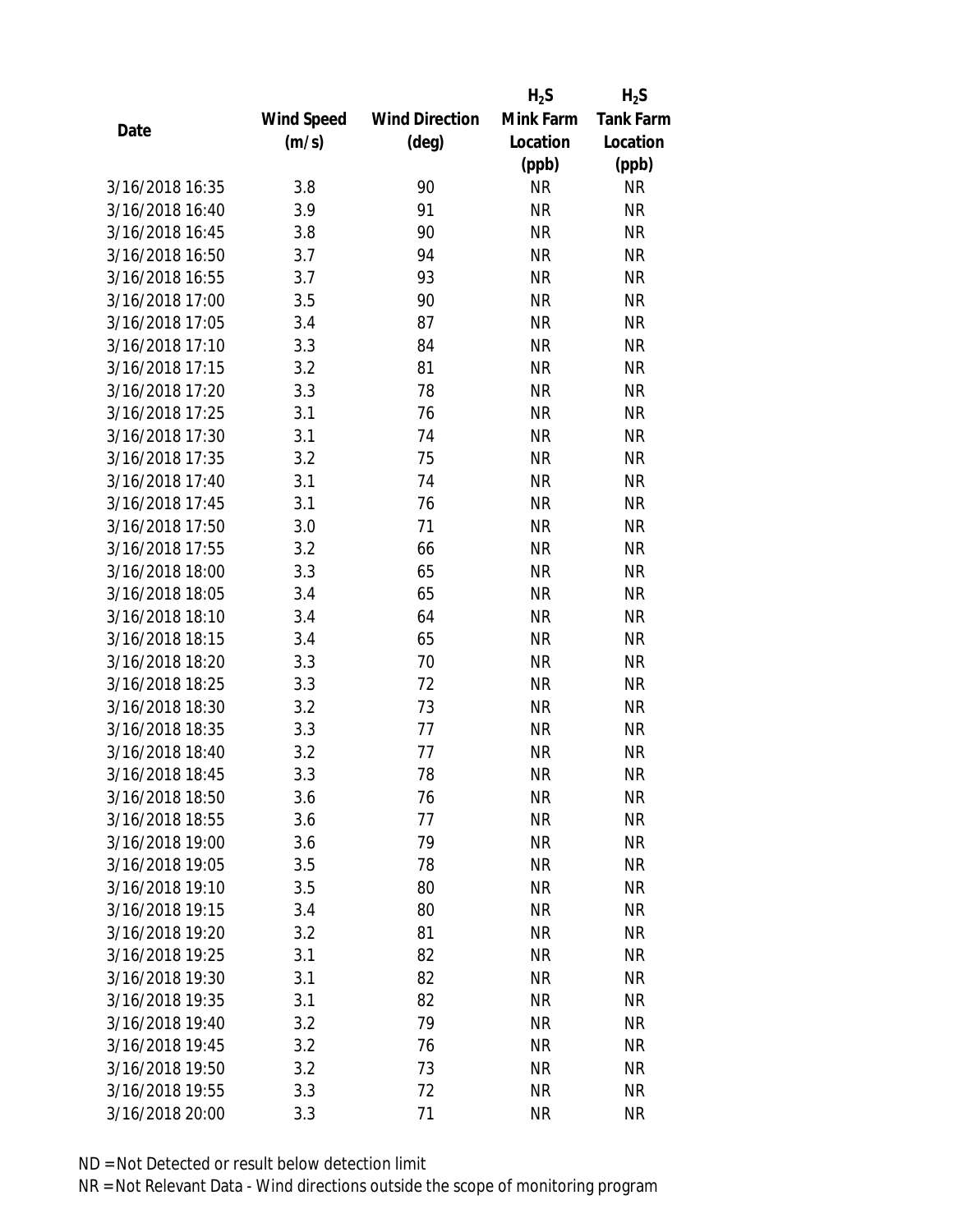| Date | Wind Speed (m/s) | Wind Direction (deg) | $H_2S$ Mink Farm Location (ppb) | $H_2S$ Tank Farm Location (ppb) |
|---|---|---|---|---|
| 3/16/2018 16:35 | 3.8 | 90 | NR | NR |
| 3/16/2018 16:40 | 3.9 | 91 | NR | NR |
| 3/16/2018 16:45 | 3.8 | 90 | NR | NR |
| 3/16/2018 16:50 | 3.7 | 94 | NR | NR |
| 3/16/2018 16:55 | 3.7 | 93 | NR | NR |
| 3/16/2018 17:00 | 3.5 | 90 | NR | NR |
| 3/16/2018 17:05 | 3.4 | 87 | NR | NR |
| 3/16/2018 17:10 | 3.3 | 84 | NR | NR |
| 3/16/2018 17:15 | 3.2 | 81 | NR | NR |
| 3/16/2018 17:20 | 3.3 | 78 | NR | NR |
| 3/16/2018 17:25 | 3.1 | 76 | NR | NR |
| 3/16/2018 17:30 | 3.1 | 74 | NR | NR |
| 3/16/2018 17:35 | 3.2 | 75 | NR | NR |
| 3/16/2018 17:40 | 3.1 | 74 | NR | NR |
| 3/16/2018 17:45 | 3.1 | 76 | NR | NR |
| 3/16/2018 17:50 | 3.0 | 71 | NR | NR |
| 3/16/2018 17:55 | 3.2 | 66 | NR | NR |
| 3/16/2018 18:00 | 3.3 | 65 | NR | NR |
| 3/16/2018 18:05 | 3.4 | 65 | NR | NR |
| 3/16/2018 18:10 | 3.4 | 64 | NR | NR |
| 3/16/2018 18:15 | 3.4 | 65 | NR | NR |
| 3/16/2018 18:20 | 3.3 | 70 | NR | NR |
| 3/16/2018 18:25 | 3.3 | 72 | NR | NR |
| 3/16/2018 18:30 | 3.2 | 73 | NR | NR |
| 3/16/2018 18:35 | 3.3 | 77 | NR | NR |
| 3/16/2018 18:40 | 3.2 | 77 | NR | NR |
| 3/16/2018 18:45 | 3.3 | 78 | NR | NR |
| 3/16/2018 18:50 | 3.6 | 76 | NR | NR |
| 3/16/2018 18:55 | 3.6 | 77 | NR | NR |
| 3/16/2018 19:00 | 3.6 | 79 | NR | NR |
| 3/16/2018 19:05 | 3.5 | 78 | NR | NR |
| 3/16/2018 19:10 | 3.5 | 80 | NR | NR |
| 3/16/2018 19:15 | 3.4 | 80 | NR | NR |
| 3/16/2018 19:20 | 3.2 | 81 | NR | NR |
| 3/16/2018 19:25 | 3.1 | 82 | NR | NR |
| 3/16/2018 19:30 | 3.1 | 82 | NR | NR |
| 3/16/2018 19:35 | 3.1 | 82 | NR | NR |
| 3/16/2018 19:40 | 3.2 | 79 | NR | NR |
| 3/16/2018 19:45 | 3.2 | 76 | NR | NR |
| 3/16/2018 19:50 | 3.2 | 73 | NR | NR |
| 3/16/2018 19:55 | 3.3 | 72 | NR | NR |
| 3/16/2018 20:00 | 3.3 | 71 | NR | NR |

ND = Not Detected or result below detection limit

NR = Not Relevant Data - Wind directions outside the scope of monitoring program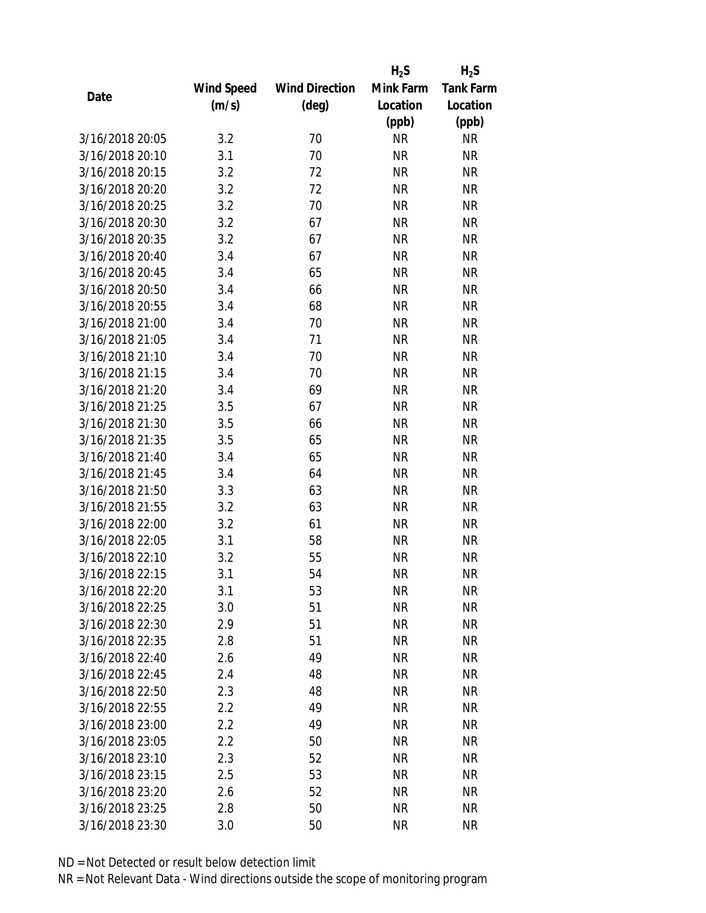| Date | Wind Speed (m/s) | Wind Direction (deg) | $H_2S$ Mink Farm Location (ppb) | $H_2S$ Tank Farm Location (ppb) |
|---|---|---|---|---|
| 3/16/2018 20:05 | 3.2 | 70 | NR | NR |
| 3/16/2018 20:10 | 3.1 | 70 | NR | NR |
| 3/16/2018 20:15 | 3.2 | 72 | NR | NR |
| 3/16/2018 20:20 | 3.2 | 72 | NR | NR |
| 3/16/2018 20:25 | 3.2 | 70 | NR | NR |
| 3/16/2018 20:30 | 3.2 | 67 | NR | NR |
| 3/16/2018 20:35 | 3.2 | 67 | NR | NR |
| 3/16/2018 20:40 | 3.4 | 67 | NR | NR |
| 3/16/2018 20:45 | 3.4 | 65 | NR | NR |
| 3/16/2018 20:50 | 3.4 | 66 | NR | NR |
| 3/16/2018 20:55 | 3.4 | 68 | NR | NR |
| 3/16/2018 21:00 | 3.4 | 70 | NR | NR |
| 3/16/2018 21:05 | 3.4 | 71 | NR | NR |
| 3/16/2018 21:10 | 3.4 | 70 | NR | NR |
| 3/16/2018 21:15 | 3.4 | 70 | NR | NR |
| 3/16/2018 21:20 | 3.4 | 69 | NR | NR |
| 3/16/2018 21:25 | 3.5 | 67 | NR | NR |
| 3/16/2018 21:30 | 3.5 | 66 | NR | NR |
| 3/16/2018 21:35 | 3.5 | 65 | NR | NR |
| 3/16/2018 21:40 | 3.4 | 65 | NR | NR |
| 3/16/2018 21:45 | 3.4 | 64 | NR | NR |
| 3/16/2018 21:50 | 3.3 | 63 | NR | NR |
| 3/16/2018 21:55 | 3.2 | 63 | NR | NR |
| 3/16/2018 22:00 | 3.2 | 61 | NR | NR |
| 3/16/2018 22:05 | 3.1 | 58 | NR | NR |
| 3/16/2018 22:10 | 3.2 | 55 | NR | NR |
| 3/16/2018 22:15 | 3.1 | 54 | NR | NR |
| 3/16/2018 22:20 | 3.1 | 53 | NR | NR |
| 3/16/2018 22:25 | 3.0 | 51 | NR | NR |
| 3/16/2018 22:30 | 2.9 | 51 | NR | NR |
| 3/16/2018 22:35 | 2.8 | 51 | NR | NR |
| 3/16/2018 22:40 | 2.6 | 49 | NR | NR |
| 3/16/2018 22:45 | 2.4 | 48 | NR | NR |
| 3/16/2018 22:50 | 2.3 | 48 | NR | NR |
| 3/16/2018 22:55 | 2.2 | 49 | NR | NR |
| 3/16/2018 23:00 | 2.2 | 49 | NR | NR |
| 3/16/2018 23:05 | 2.2 | 50 | NR | NR |
| 3/16/2018 23:10 | 2.3 | 52 | NR | NR |
| 3/16/2018 23:15 | 2.5 | 53 | NR | NR |
| 3/16/2018 23:20 | 2.6 | 52 | NR | NR |
| 3/16/2018 23:25 | 2.8 | 50 | NR | NR |
| 3/16/2018 23:30 | 3.0 | 50 | NR | NR |

ND = Not Detected or result below detection limit

NR = Not Relevant Data - Wind directions outside the scope of monitoring program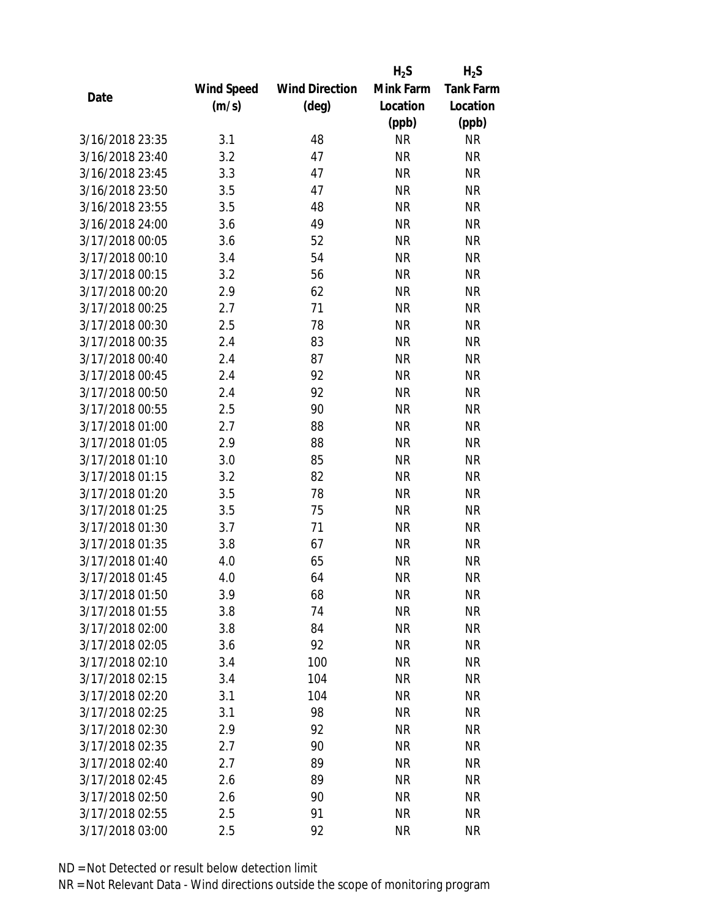| Date | Wind Speed (m/s) | Wind Direction (deg) | $H_2S$ Mink Farm Location (ppb) | $H_2S$ Tank Farm Location (ppb) |
|---|---|---|---|---|
| 3/16/2018 23:35 | 3.1 | 48 | NR | NR |
| 3/16/2018 23:40 | 3.2 | 47 | NR | NR |
| 3/16/2018 23:45 | 3.3 | 47 | NR | NR |
| 3/16/2018 23:50 | 3.5 | 47 | NR | NR |
| 3/16/2018 23:55 | 3.5 | 48 | NR | NR |
| 3/16/2018 24:00 | 3.6 | 49 | NR | NR |
| 3/17/2018 00:05 | 3.6 | 52 | NR | NR |
| 3/17/2018 00:10 | 3.4 | 54 | NR | NR |
| 3/17/2018 00:15 | 3.2 | 56 | NR | NR |
| 3/17/2018 00:20 | 2.9 | 62 | NR | NR |
| 3/17/2018 00:25 | 2.7 | 71 | NR | NR |
| 3/17/2018 00:30 | 2.5 | 78 | NR | NR |
| 3/17/2018 00:35 | 2.4 | 83 | NR | NR |
| 3/17/2018 00:40 | 2.4 | 87 | NR | NR |
| 3/17/2018 00:45 | 2.4 | 92 | NR | NR |
| 3/17/2018 00:50 | 2.4 | 92 | NR | NR |
| 3/17/2018 00:55 | 2.5 | 90 | NR | NR |
| 3/17/2018 01:00 | 2.7 | 88 | NR | NR |
| 3/17/2018 01:05 | 2.9 | 88 | NR | NR |
| 3/17/2018 01:10 | 3.0 | 85 | NR | NR |
| 3/17/2018 01:15 | 3.2 | 82 | NR | NR |
| 3/17/2018 01:20 | 3.5 | 78 | NR | NR |
| 3/17/2018 01:25 | 3.5 | 75 | NR | NR |
| 3/17/2018 01:30 | 3.7 | 71 | NR | NR |
| 3/17/2018 01:35 | 3.8 | 67 | NR | NR |
| 3/17/2018 01:40 | 4.0 | 65 | NR | NR |
| 3/17/2018 01:45 | 4.0 | 64 | NR | NR |
| 3/17/2018 01:50 | 3.9 | 68 | NR | NR |
| 3/17/2018 01:55 | 3.8 | 74 | NR | NR |
| 3/17/2018 02:00 | 3.8 | 84 | NR | NR |
| 3/17/2018 02:05 | 3.6 | 92 | NR | NR |
| 3/17/2018 02:10 | 3.4 | 100 | NR | NR |
| 3/17/2018 02:15 | 3.4 | 104 | NR | NR |
| 3/17/2018 02:20 | 3.1 | 104 | NR | NR |
| 3/17/2018 02:25 | 3.1 | 98 | NR | NR |
| 3/17/2018 02:30 | 2.9 | 92 | NR | NR |
| 3/17/2018 02:35 | 2.7 | 90 | NR | NR |
| 3/17/2018 02:40 | 2.7 | 89 | NR | NR |
| 3/17/2018 02:45 | 2.6 | 89 | NR | NR |
| 3/17/2018 02:50 | 2.6 | 90 | NR | NR |
| 3/17/2018 02:55 | 2.5 | 91 | NR | NR |
| 3/17/2018 03:00 | 2.5 | 92 | NR | NR |

ND = Not Detected or result below detection limit

NR = Not Relevant Data - Wind directions outside the scope of monitoring program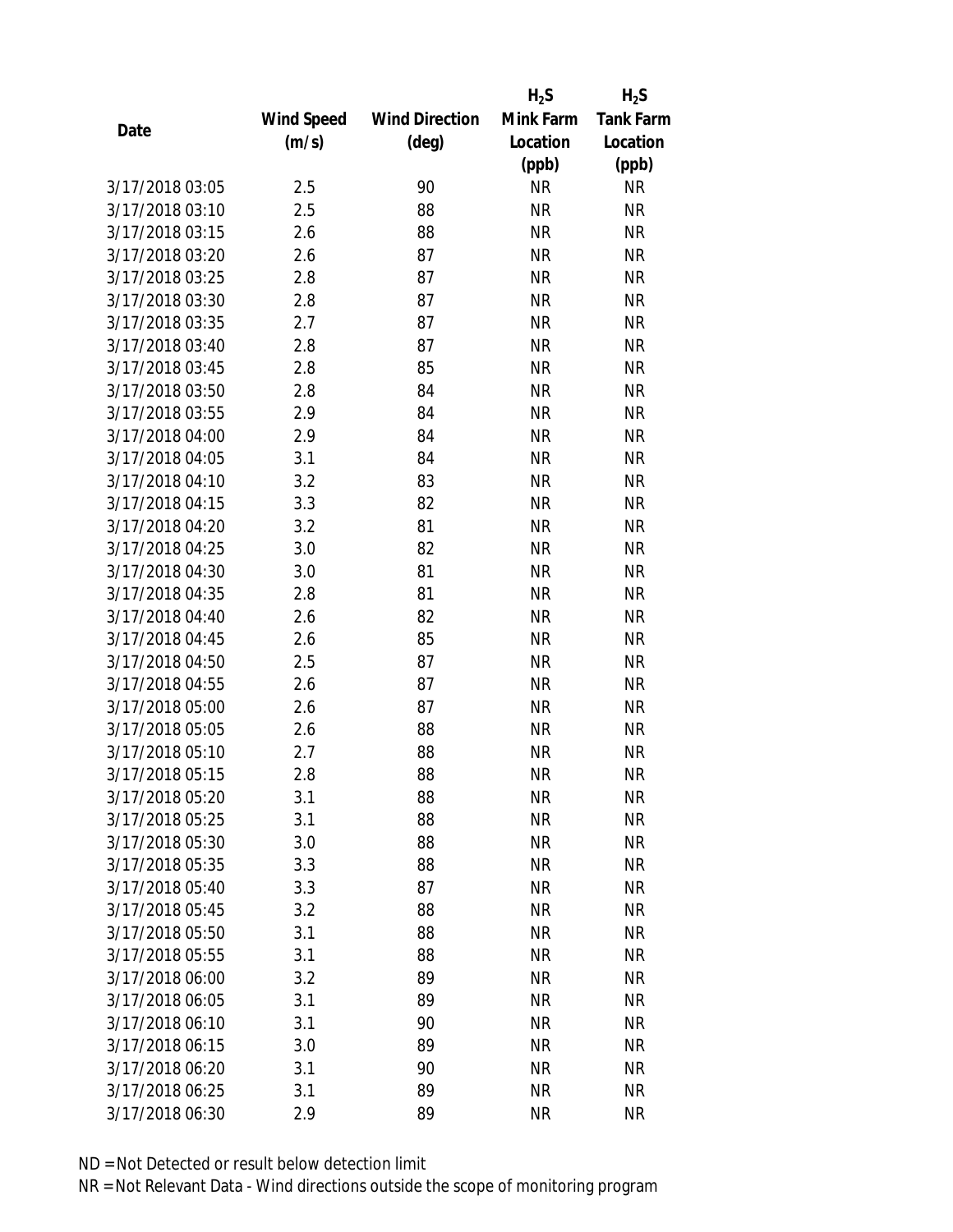| Date | Wind Speed (m/s) | Wind Direction (deg) | $H_2S$ Mink Farm Location (ppb) | $H_2S$ Tank Farm Location (ppb) |
|---|---|---|---|---|
| 3/17/2018 03:05 | 2.5 | 90 | NR | NR |
| 3/17/2018 03:10 | 2.5 | 88 | NR | NR |
| 3/17/2018 03:15 | 2.6 | 88 | NR | NR |
| 3/17/2018 03:20 | 2.6 | 87 | NR | NR |
| 3/17/2018 03:25 | 2.8 | 87 | NR | NR |
| 3/17/2018 03:30 | 2.8 | 87 | NR | NR |
| 3/17/2018 03:35 | 2.7 | 87 | NR | NR |
| 3/17/2018 03:40 | 2.8 | 87 | NR | NR |
| 3/17/2018 03:45 | 2.8 | 85 | NR | NR |
| 3/17/2018 03:50 | 2.8 | 84 | NR | NR |
| 3/17/2018 03:55 | 2.9 | 84 | NR | NR |
| 3/17/2018 04:00 | 2.9 | 84 | NR | NR |
| 3/17/2018 04:05 | 3.1 | 84 | NR | NR |
| 3/17/2018 04:10 | 3.2 | 83 | NR | NR |
| 3/17/2018 04:15 | 3.3 | 82 | NR | NR |
| 3/17/2018 04:20 | 3.2 | 81 | NR | NR |
| 3/17/2018 04:25 | 3.0 | 82 | NR | NR |
| 3/17/2018 04:30 | 3.0 | 81 | NR | NR |
| 3/17/2018 04:35 | 2.8 | 81 | NR | NR |
| 3/17/2018 04:40 | 2.6 | 82 | NR | NR |
| 3/17/2018 04:45 | 2.6 | 85 | NR | NR |
| 3/17/2018 04:50 | 2.5 | 87 | NR | NR |
| 3/17/2018 04:55 | 2.6 | 87 | NR | NR |
| 3/17/2018 05:00 | 2.6 | 87 | NR | NR |
| 3/17/2018 05:05 | 2.6 | 88 | NR | NR |
| 3/17/2018 05:10 | 2.7 | 88 | NR | NR |
| 3/17/2018 05:15 | 2.8 | 88 | NR | NR |
| 3/17/2018 05:20 | 3.1 | 88 | NR | NR |
| 3/17/2018 05:25 | 3.1 | 88 | NR | NR |
| 3/17/2018 05:30 | 3.0 | 88 | NR | NR |
| 3/17/2018 05:35 | 3.3 | 88 | NR | NR |
| 3/17/2018 05:40 | 3.3 | 87 | NR | NR |
| 3/17/2018 05:45 | 3.2 | 88 | NR | NR |
| 3/17/2018 05:50 | 3.1 | 88 | NR | NR |
| 3/17/2018 05:55 | 3.1 | 88 | NR | NR |
| 3/17/2018 06:00 | 3.2 | 89 | NR | NR |
| 3/17/2018 06:05 | 3.1 | 89 | NR | NR |
| 3/17/2018 06:10 | 3.1 | 90 | NR | NR |
| 3/17/2018 06:15 | 3.0 | 89 | NR | NR |
| 3/17/2018 06:20 | 3.1 | 90 | NR | NR |
| 3/17/2018 06:25 | 3.1 | 89 | NR | NR |
| 3/17/2018 06:30 | 2.9 | 89 | NR | NR |

ND = Not Detected or result below detection limit

NR = Not Relevant Data - Wind directions outside the scope of monitoring program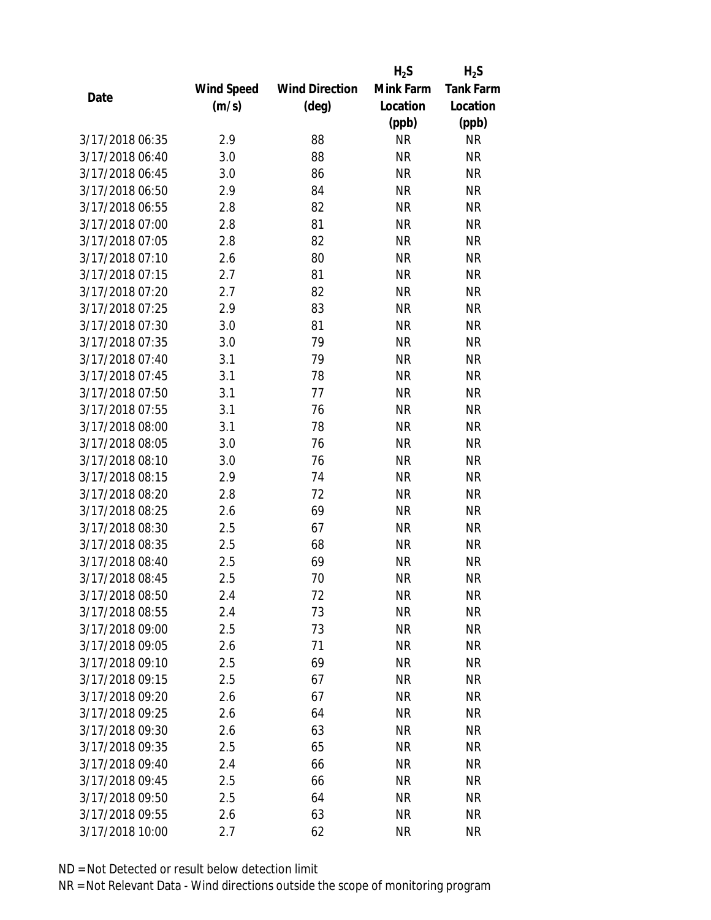| Date | Wind Speed (m/s) | Wind Direction (deg) | $H_2S$ Mink Farm Location (ppb) | $H_2S$ Tank Farm Location (ppb) |
|---|---|---|---|---|
| 3/17/2018 06:35 | 2.9 | 88 | NR | NR |
| 3/17/2018 06:40 | 3.0 | 88 | NR | NR |
| 3/17/2018 06:45 | 3.0 | 86 | NR | NR |
| 3/17/2018 06:50 | 2.9 | 84 | NR | NR |
| 3/17/2018 06:55 | 2.8 | 82 | NR | NR |
| 3/17/2018 07:00 | 2.8 | 81 | NR | NR |
| 3/17/2018 07:05 | 2.8 | 82 | NR | NR |
| 3/17/2018 07:10 | 2.6 | 80 | NR | NR |
| 3/17/2018 07:15 | 2.7 | 81 | NR | NR |
| 3/17/2018 07:20 | 2.7 | 82 | NR | NR |
| 3/17/2018 07:25 | 2.9 | 83 | NR | NR |
| 3/17/2018 07:30 | 3.0 | 81 | NR | NR |
| 3/17/2018 07:35 | 3.0 | 79 | NR | NR |
| 3/17/2018 07:40 | 3.1 | 79 | NR | NR |
| 3/17/2018 07:45 | 3.1 | 78 | NR | NR |
| 3/17/2018 07:50 | 3.1 | 77 | NR | NR |
| 3/17/2018 07:55 | 3.1 | 76 | NR | NR |
| 3/17/2018 08:00 | 3.1 | 78 | NR | NR |
| 3/17/2018 08:05 | 3.0 | 76 | NR | NR |
| 3/17/2018 08:10 | 3.0 | 76 | NR | NR |
| 3/17/2018 08:15 | 2.9 | 74 | NR | NR |
| 3/17/2018 08:20 | 2.8 | 72 | NR | NR |
| 3/17/2018 08:25 | 2.6 | 69 | NR | NR |
| 3/17/2018 08:30 | 2.5 | 67 | NR | NR |
| 3/17/2018 08:35 | 2.5 | 68 | NR | NR |
| 3/17/2018 08:40 | 2.5 | 69 | NR | NR |
| 3/17/2018 08:45 | 2.5 | 70 | NR | NR |
| 3/17/2018 08:50 | 2.4 | 72 | NR | NR |
| 3/17/2018 08:55 | 2.4 | 73 | NR | NR |
| 3/17/2018 09:00 | 2.5 | 73 | NR | NR |
| 3/17/2018 09:05 | 2.6 | 71 | NR | NR |
| 3/17/2018 09:10 | 2.5 | 69 | NR | NR |
| 3/17/2018 09:15 | 2.5 | 67 | NR | NR |
| 3/17/2018 09:20 | 2.6 | 67 | NR | NR |
| 3/17/2018 09:25 | 2.6 | 64 | NR | NR |
| 3/17/2018 09:30 | 2.6 | 63 | NR | NR |
| 3/17/2018 09:35 | 2.5 | 65 | NR | NR |
| 3/17/2018 09:40 | 2.4 | 66 | NR | NR |
| 3/17/2018 09:45 | 2.5 | 66 | NR | NR |
| 3/17/2018 09:50 | 2.5 | 64 | NR | NR |
| 3/17/2018 09:55 | 2.6 | 63 | NR | NR |
| 3/17/2018 10:00 | 2.7 | 62 | NR | NR |

ND = Not Detected or result below detection limit

NR = Not Relevant Data - Wind directions outside the scope of monitoring program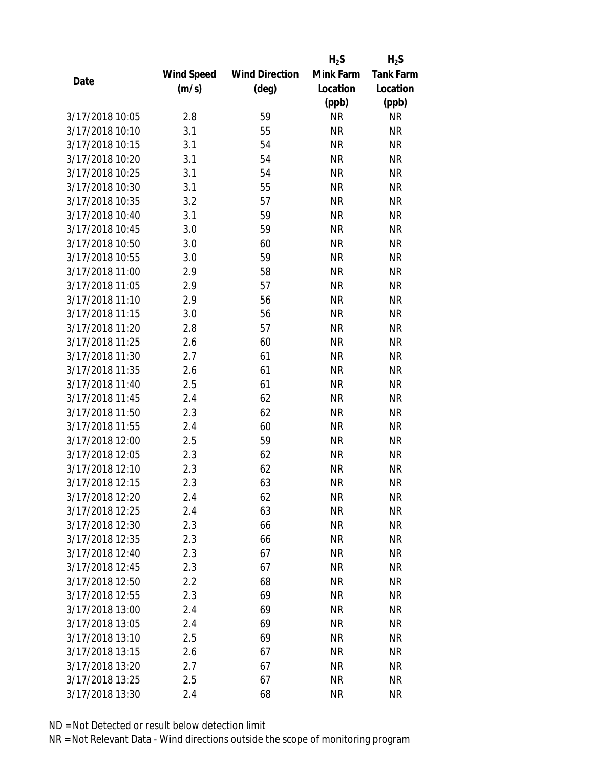| Date | Wind Speed (m/s) | Wind Direction (deg) | $H_2S$ Mink Farm Location (ppb) | $H_2S$ Tank Farm Location (ppb) |
|---|---|---|---|---|
| 3/17/2018 10:05 | 2.8 | 59 | NR | NR |
| 3/17/2018 10:10 | 3.1 | 55 | NR | NR |
| 3/17/2018 10:15 | 3.1 | 54 | NR | NR |
| 3/17/2018 10:20 | 3.1 | 54 | NR | NR |
| 3/17/2018 10:25 | 3.1 | 54 | NR | NR |
| 3/17/2018 10:30 | 3.1 | 55 | NR | NR |
| 3/17/2018 10:35 | 3.2 | 57 | NR | NR |
| 3/17/2018 10:40 | 3.1 | 59 | NR | NR |
| 3/17/2018 10:45 | 3.0 | 59 | NR | NR |
| 3/17/2018 10:50 | 3.0 | 60 | NR | NR |
| 3/17/2018 10:55 | 3.0 | 59 | NR | NR |
| 3/17/2018 11:00 | 2.9 | 58 | NR | NR |
| 3/17/2018 11:05 | 2.9 | 57 | NR | NR |
| 3/17/2018 11:10 | 2.9 | 56 | NR | NR |
| 3/17/2018 11:15 | 3.0 | 56 | NR | NR |
| 3/17/2018 11:20 | 2.8 | 57 | NR | NR |
| 3/17/2018 11:25 | 2.6 | 60 | NR | NR |
| 3/17/2018 11:30 | 2.7 | 61 | NR | NR |
| 3/17/2018 11:35 | 2.6 | 61 | NR | NR |
| 3/17/2018 11:40 | 2.5 | 61 | NR | NR |
| 3/17/2018 11:45 | 2.4 | 62 | NR | NR |
| 3/17/2018 11:50 | 2.3 | 62 | NR | NR |
| 3/17/2018 11:55 | 2.4 | 60 | NR | NR |
| 3/17/2018 12:00 | 2.5 | 59 | NR | NR |
| 3/17/2018 12:05 | 2.3 | 62 | NR | NR |
| 3/17/2018 12:10 | 2.3 | 62 | NR | NR |
| 3/17/2018 12:15 | 2.3 | 63 | NR | NR |
| 3/17/2018 12:20 | 2.4 | 62 | NR | NR |
| 3/17/2018 12:25 | 2.4 | 63 | NR | NR |
| 3/17/2018 12:30 | 2.3 | 66 | NR | NR |
| 3/17/2018 12:35 | 2.3 | 66 | NR | NR |
| 3/17/2018 12:40 | 2.3 | 67 | NR | NR |
| 3/17/2018 12:45 | 2.3 | 67 | NR | NR |
| 3/17/2018 12:50 | 2.2 | 68 | NR | NR |
| 3/17/2018 12:55 | 2.3 | 69 | NR | NR |
| 3/17/2018 13:00 | 2.4 | 69 | NR | NR |
| 3/17/2018 13:05 | 2.4 | 69 | NR | NR |
| 3/17/2018 13:10 | 2.5 | 69 | NR | NR |
| 3/17/2018 13:15 | 2.6 | 67 | NR | NR |
| 3/17/2018 13:20 | 2.7 | 67 | NR | NR |
| 3/17/2018 13:25 | 2.5 | 67 | NR | NR |
| 3/17/2018 13:30 | 2.4 | 68 | NR | NR |

ND = Not Detected or result below detection limit

NR = Not Relevant Data - Wind directions outside the scope of monitoring program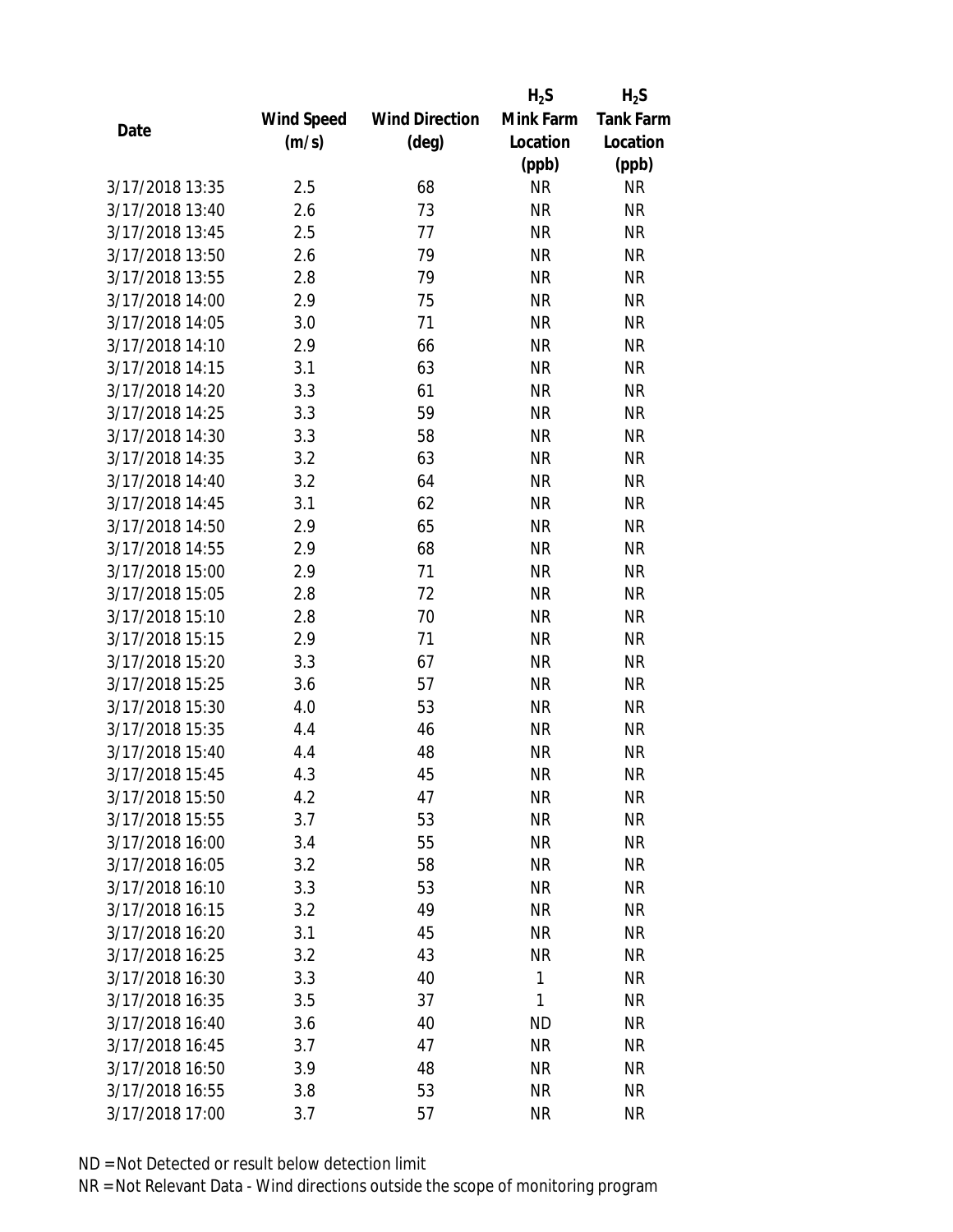| Date | Wind Speed (m/s) | Wind Direction (deg) | $H_2S$ Mink Farm Location (ppb) | $H_2S$ Tank Farm Location (ppb) |
|---|---|---|---|---|
| 3/17/2018 13:35 | 2.5 | 68 | NR | NR |
| 3/17/2018 13:40 | 2.6 | 73 | NR | NR |
| 3/17/2018 13:45 | 2.5 | 77 | NR | NR |
| 3/17/2018 13:50 | 2.6 | 79 | NR | NR |
| 3/17/2018 13:55 | 2.8 | 79 | NR | NR |
| 3/17/2018 14:00 | 2.9 | 75 | NR | NR |
| 3/17/2018 14:05 | 3.0 | 71 | NR | NR |
| 3/17/2018 14:10 | 2.9 | 66 | NR | NR |
| 3/17/2018 14:15 | 3.1 | 63 | NR | NR |
| 3/17/2018 14:20 | 3.3 | 61 | NR | NR |
| 3/17/2018 14:25 | 3.3 | 59 | NR | NR |
| 3/17/2018 14:30 | 3.3 | 58 | NR | NR |
| 3/17/2018 14:35 | 3.2 | 63 | NR | NR |
| 3/17/2018 14:40 | 3.2 | 64 | NR | NR |
| 3/17/2018 14:45 | 3.1 | 62 | NR | NR |
| 3/17/2018 14:50 | 2.9 | 65 | NR | NR |
| 3/17/2018 14:55 | 2.9 | 68 | NR | NR |
| 3/17/2018 15:00 | 2.9 | 71 | NR | NR |
| 3/17/2018 15:05 | 2.8 | 72 | NR | NR |
| 3/17/2018 15:10 | 2.8 | 70 | NR | NR |
| 3/17/2018 15:15 | 2.9 | 71 | NR | NR |
| 3/17/2018 15:20 | 3.3 | 67 | NR | NR |
| 3/17/2018 15:25 | 3.6 | 57 | NR | NR |
| 3/17/2018 15:30 | 4.0 | 53 | NR | NR |
| 3/17/2018 15:35 | 4.4 | 46 | NR | NR |
| 3/17/2018 15:40 | 4.4 | 48 | NR | NR |
| 3/17/2018 15:45 | 4.3 | 45 | NR | NR |
| 3/17/2018 15:50 | 4.2 | 47 | NR | NR |
| 3/17/2018 15:55 | 3.7 | 53 | NR | NR |
| 3/17/2018 16:00 | 3.4 | 55 | NR | NR |
| 3/17/2018 16:05 | 3.2 | 58 | NR | NR |
| 3/17/2018 16:10 | 3.3 | 53 | NR | NR |
| 3/17/2018 16:15 | 3.2 | 49 | NR | NR |
| 3/17/2018 16:20 | 3.1 | 45 | NR | NR |
| 3/17/2018 16:25 | 3.2 | 43 | NR | NR |
| 3/17/2018 16:30 | 3.3 | 40 | 1 | NR |
| 3/17/2018 16:35 | 3.5 | 37 | 1 | NR |
| 3/17/2018 16:40 | 3.6 | 40 | ND | NR |
| 3/17/2018 16:45 | 3.7 | 47 | NR | NR |
| 3/17/2018 16:50 | 3.9 | 48 | NR | NR |
| 3/17/2018 16:55 | 3.8 | 53 | NR | NR |
| 3/17/2018 17:00 | 3.7 | 57 | NR | NR |

ND = Not Detected or result below detection limit

NR = Not Relevant Data - Wind directions outside the scope of monitoring program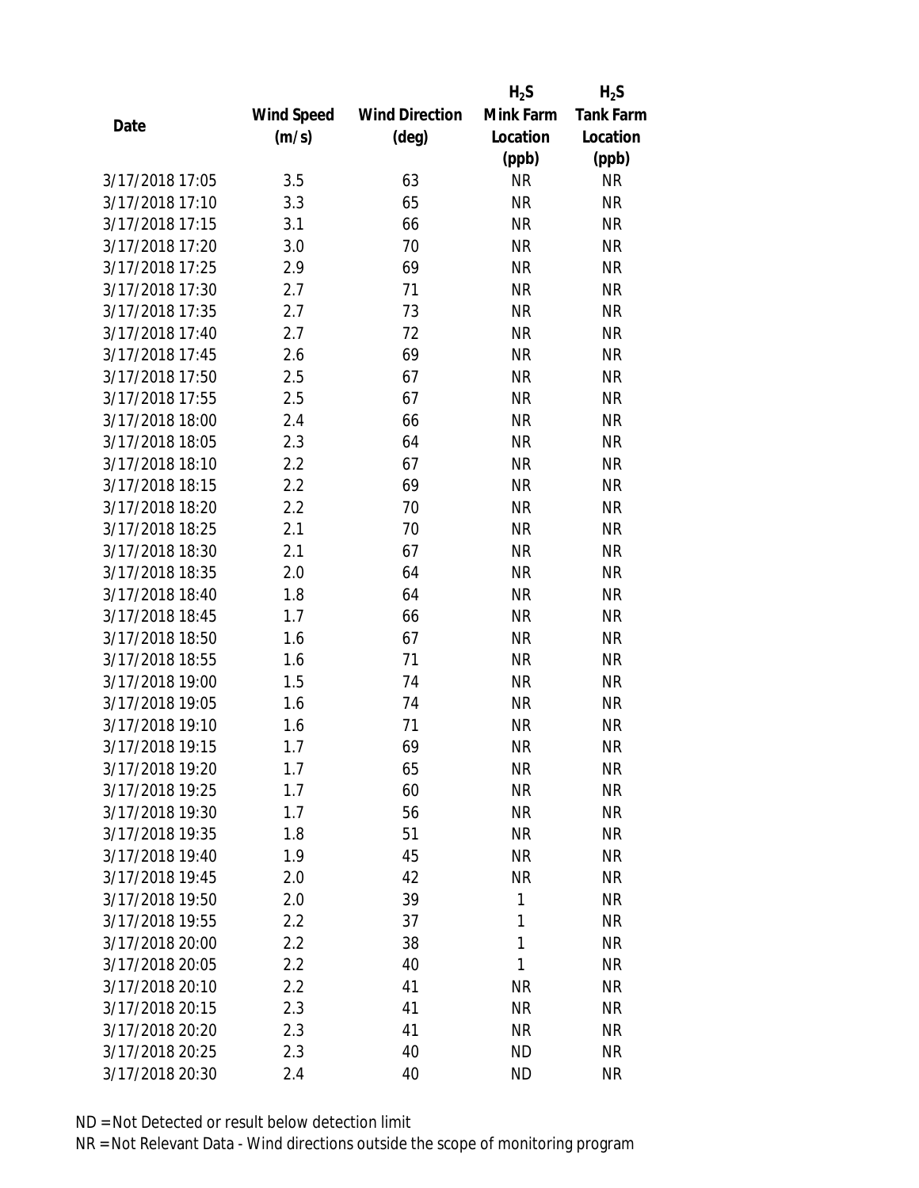| Date | Wind Speed (m/s) | Wind Direction (deg) | $H_2S$ Mink Farm Location (ppb) | $H_2S$ Tank Farm Location (ppb) |
|---|---|---|---|---|
| 3/17/2018 17:05 | 3.5 | 63 | NR | NR |
| 3/17/2018 17:10 | 3.3 | 65 | NR | NR |
| 3/17/2018 17:15 | 3.1 | 66 | NR | NR |
| 3/17/2018 17:20 | 3.0 | 70 | NR | NR |
| 3/17/2018 17:25 | 2.9 | 69 | NR | NR |
| 3/17/2018 17:30 | 2.7 | 71 | NR | NR |
| 3/17/2018 17:35 | 2.7 | 73 | NR | NR |
| 3/17/2018 17:40 | 2.7 | 72 | NR | NR |
| 3/17/2018 17:45 | 2.6 | 69 | NR | NR |
| 3/17/2018 17:50 | 2.5 | 67 | NR | NR |
| 3/17/2018 17:55 | 2.5 | 67 | NR | NR |
| 3/17/2018 18:00 | 2.4 | 66 | NR | NR |
| 3/17/2018 18:05 | 2.3 | 64 | NR | NR |
| 3/17/2018 18:10 | 2.2 | 67 | NR | NR |
| 3/17/2018 18:15 | 2.2 | 69 | NR | NR |
| 3/17/2018 18:20 | 2.2 | 70 | NR | NR |
| 3/17/2018 18:25 | 2.1 | 70 | NR | NR |
| 3/17/2018 18:30 | 2.1 | 67 | NR | NR |
| 3/17/2018 18:35 | 2.0 | 64 | NR | NR |
| 3/17/2018 18:40 | 1.8 | 64 | NR | NR |
| 3/17/2018 18:45 | 1.7 | 66 | NR | NR |
| 3/17/2018 18:50 | 1.6 | 67 | NR | NR |
| 3/17/2018 18:55 | 1.6 | 71 | NR | NR |
| 3/17/2018 19:00 | 1.5 | 74 | NR | NR |
| 3/17/2018 19:05 | 1.6 | 74 | NR | NR |
| 3/17/2018 19:10 | 1.6 | 71 | NR | NR |
| 3/17/2018 19:15 | 1.7 | 69 | NR | NR |
| 3/17/2018 19:20 | 1.7 | 65 | NR | NR |
| 3/17/2018 19:25 | 1.7 | 60 | NR | NR |
| 3/17/2018 19:30 | 1.7 | 56 | NR | NR |
| 3/17/2018 19:35 | 1.8 | 51 | NR | NR |
| 3/17/2018 19:40 | 1.9 | 45 | NR | NR |
| 3/17/2018 19:45 | 2.0 | 42 | NR | NR |
| 3/17/2018 19:50 | 2.0 | 39 | 1 | NR |
| 3/17/2018 19:55 | 2.2 | 37 | 1 | NR |
| 3/17/2018 20:00 | 2.2 | 38 | 1 | NR |
| 3/17/2018 20:05 | 2.2 | 40 | 1 | NR |
| 3/17/2018 20:10 | 2.2 | 41 | NR | NR |
| 3/17/2018 20:15 | 2.3 | 41 | NR | NR |
| 3/17/2018 20:20 | 2.3 | 41 | NR | NR |
| 3/17/2018 20:25 | 2.3 | 40 | ND | NR |
| 3/17/2018 20:30 | 2.4 | 40 | ND | NR |

ND = Not Detected or result below detection limit

NR = Not Relevant Data - Wind directions outside the scope of monitoring program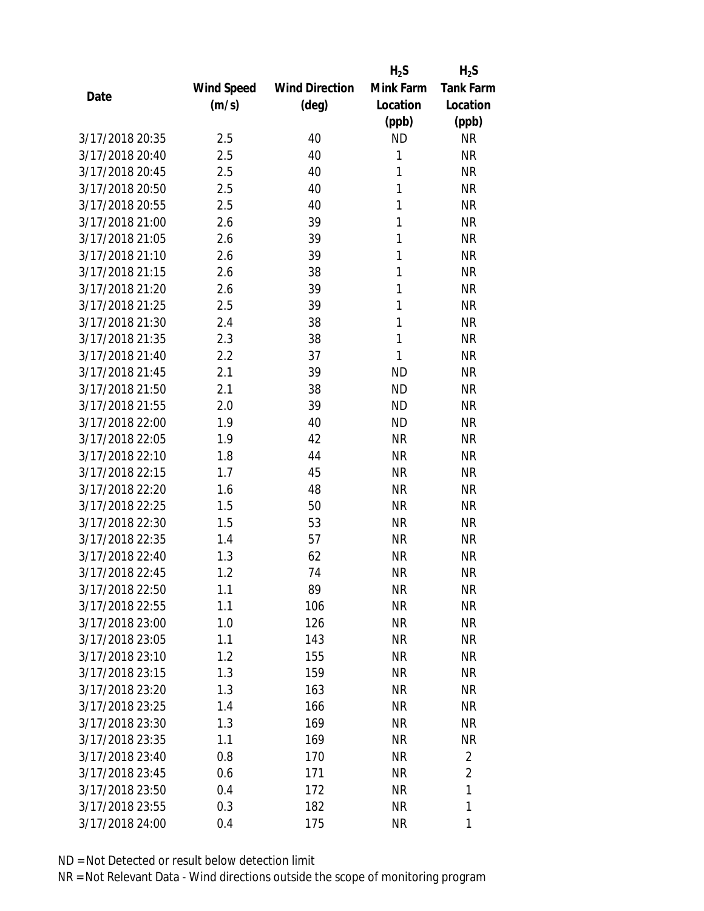| Date | Wind Speed (m/s) | Wind Direction (deg) | $H_2S$ Mink Farm Location (ppb) | $H_2S$ Tank Farm Location (ppb) |
|---|---|---|---|---|
| 3/17/2018 20:35 | 2.5 | 40 | ND | NR |
| 3/17/2018 20:40 | 2.5 | 40 | 1 | NR |
| 3/17/2018 20:45 | 2.5 | 40 | 1 | NR |
| 3/17/2018 20:50 | 2.5 | 40 | 1 | NR |
| 3/17/2018 20:55 | 2.5 | 40 | 1 | NR |
| 3/17/2018 21:00 | 2.6 | 39 | 1 | NR |
| 3/17/2018 21:05 | 2.6 | 39 | 1 | NR |
| 3/17/2018 21:10 | 2.6 | 39 | 1 | NR |
| 3/17/2018 21:15 | 2.6 | 38 | 1 | NR |
| 3/17/2018 21:20 | 2.6 | 39 | 1 | NR |
| 3/17/2018 21:25 | 2.5 | 39 | 1 | NR |
| 3/17/2018 21:30 | 2.4 | 38 | 1 | NR |
| 3/17/2018 21:35 | 2.3 | 38 | 1 | NR |
| 3/17/2018 21:40 | 2.2 | 37 | 1 | NR |
| 3/17/2018 21:45 | 2.1 | 39 | ND | NR |
| 3/17/2018 21:50 | 2.1 | 38 | ND | NR |
| 3/17/2018 21:55 | 2.0 | 39 | ND | NR |
| 3/17/2018 22:00 | 1.9 | 40 | ND | NR |
| 3/17/2018 22:05 | 1.9 | 42 | NR | NR |
| 3/17/2018 22:10 | 1.8 | 44 | NR | NR |
| 3/17/2018 22:15 | 1.7 | 45 | NR | NR |
| 3/17/2018 22:20 | 1.6 | 48 | NR | NR |
| 3/17/2018 22:25 | 1.5 | 50 | NR | NR |
| 3/17/2018 22:30 | 1.5 | 53 | NR | NR |
| 3/17/2018 22:35 | 1.4 | 57 | NR | NR |
| 3/17/2018 22:40 | 1.3 | 62 | NR | NR |
| 3/17/2018 22:45 | 1.2 | 74 | NR | NR |
| 3/17/2018 22:50 | 1.1 | 89 | NR | NR |
| 3/17/2018 22:55 | 1.1 | 106 | NR | NR |
| 3/17/2018 23:00 | 1.0 | 126 | NR | NR |
| 3/17/2018 23:05 | 1.1 | 143 | NR | NR |
| 3/17/2018 23:10 | 1.2 | 155 | NR | NR |
| 3/17/2018 23:15 | 1.3 | 159 | NR | NR |
| 3/17/2018 23:20 | 1.3 | 163 | NR | NR |
| 3/17/2018 23:25 | 1.4 | 166 | NR | NR |
| 3/17/2018 23:30 | 1.3 | 169 | NR | NR |
| 3/17/2018 23:35 | 1.1 | 169 | NR | NR |
| 3/17/2018 23:40 | 0.8 | 170 | NR | 2 |
| 3/17/2018 23:45 | 0.6 | 171 | NR | 2 |
| 3/17/2018 23:50 | 0.4 | 172 | NR | 1 |
| 3/17/2018 23:55 | 0.3 | 182 | NR | 1 |
| 3/17/2018 24:00 | 0.4 | 175 | NR | 1 |

ND = Not Detected or result below detection limit
NR = Not Relevant Data - Wind directions outside the scope of monitoring program